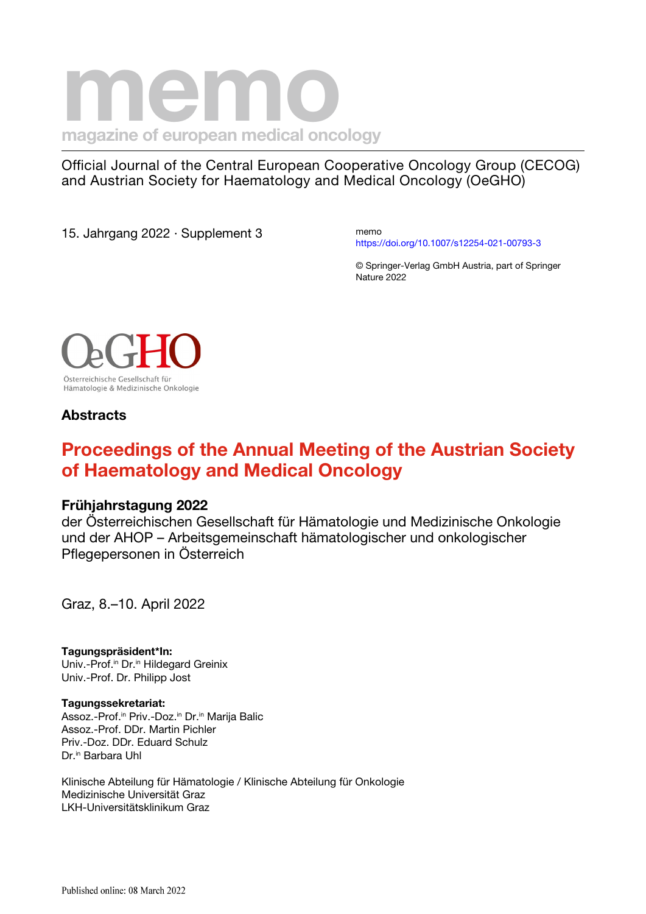# memo

magazine of european medical oncology

Official Journal of the Central European Cooperative Oncology Group (CECOG) and Austrian Society for Haematology and Medical Oncology (OeGHO)

15. Jahrgang 2022 · Supplement 3

memo
https://doi.org/10.1007/s12254-021-00793-3

© Springer-Verlag GmbH Austria, part of Springer Nature 2022

OeGHO
Österreichische Gesellschaft für Hämatologie & Medizinische Onkologie

## Abstracts

# Proceedings of the Annual Meeting of the Austrian Society of Haematology and Medical Oncology

## Frühjahrstagung 2022

der Österreichischen Gesellschaft für Hämatologie und Medizinische Onkologie und der AHOP – Arbeitsgemeinschaft hämatologischer und onkologischer Pflegepersonen in Österreich

Graz, 8.–10. April 2022

**Tagungspräsident*In:**
Univ.-Prof.in Dr.in Hildegard Greinix
Univ.-Prof. Dr. Philipp Jost

**Tagungssekretariat:**
Assoz.-Prof.in Priv.-Doz.in Dr.in Marija Balic
Assoz.-Prof. DDr. Martin Pichler
Priv.-Doz. DDr. Eduard Schulz
Dr.in Barbara Uhl

Klinische Abteilung für Hämatologie / Klinische Abteilung für Onkologie
Medizinische Universität Graz
LKH-Universitätsklinikum Graz

Published online: 08 March 2022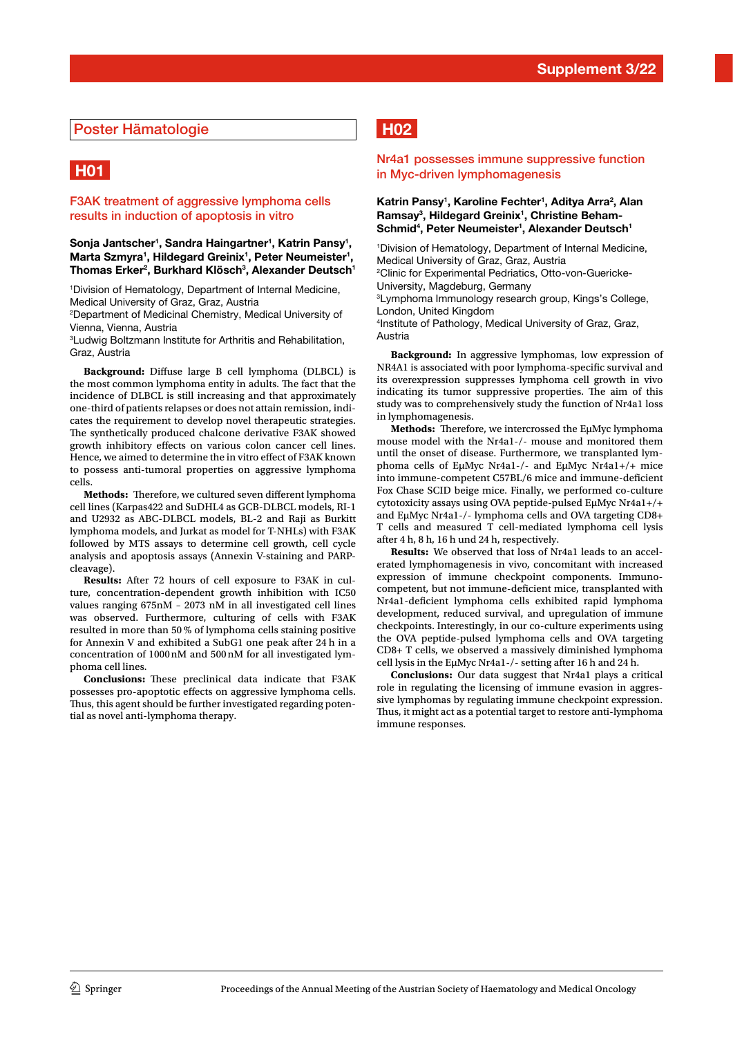## Poster Hämatologie

### H01

### F3AK treatment of aggressive lymphoma cells results in induction of apoptosis in vitro

**Sonja Jantscher[1], Sandra Haingartner[1], Katrin Pansy[1], Marta Szmyra[1], Hildegard Greinix[1], Peter Neumeister[1], Thomas Erker[2], Burkhard Klösch[3], Alexander Deutsch[1]**

[1]Division of Hematology, Department of Internal Medicine, Medical University of Graz, Graz, Austria
[2]Department of Medicinal Chemistry, Medical University of Vienna, Vienna, Austria
[3]Ludwig Boltzmann Institute for Arthritis and Rehabilitation, Graz, Austria

**Background:** Diffuse large B cell lymphoma (DLBCL) is the most common lymphoma entity in adults. The fact that the incidence of DLBCL is still increasing and that approximately one-third of patients relapses or does not attain remission, indicates the requirement to develop novel therapeutic strategies. The synthetically produced chalcone derivative F3AK showed growth inhibitory effects on various colon cancer cell lines. Hence, we aimed to determine the in vitro effect of F3AK known to possess anti-tumoral properties on aggressive lymphoma cells.

**Methods:** Therefore, we cultured seven different lymphoma cell lines (Karpas422 and SuDHL4 as GCB-DLBCL models, RI-1 and U2932 as ABC-DLBCL models, BL-2 and Raji as Burkitt lymphoma models, and Jurkat as model for T-NHLs) with F3AK followed by MTS assays to determine cell growth, cell cycle analysis and apoptosis assays (Annexin V-staining and PARP-cleavage).

**Results:** After 72 hours of cell exposure to F3AK in culture, concentration-dependent growth inhibition with IC50 values ranging 675nM – 2073 nM in all investigated cell lines was observed. Furthermore, culturing of cells with F3AK resulted in more than 50 % of lymphoma cells staining positive for Annexin V and exhibited a SubG1 one peak after 24 h in a concentration of 1000 nM and 500 nM for all investigated lymphoma cell lines.

**Conclusions:** These preclinical data indicate that F3AK possesses pro-apoptotic effects on aggressive lymphoma cells. Thus, this agent should be further investigated regarding potential as novel anti-lymphoma therapy.

### H02

### Nr4a1 possesses immune suppressive function in Myc-driven lymphomagenesis

**Katrin Pansy[1], Karoline Fechter[1], Aditya Arra[2], Alan Ramsay[3], Hildegard Greinix[1], Christine Beham-Schmid[4], Peter Neumeister[1], Alexander Deutsch[1]**

[1]Division of Hematology, Department of Internal Medicine, Medical University of Graz, Graz, Austria
[2]Clinic for Experimental Pedriatics, Otto-von-Guericke-University, Magdeburg, Germany
[3]Lymphoma Immunology research group, Kings's College, London, United Kingdom
[4]Institute of Pathology, Medical University of Graz, Graz, Austria

**Background:** In aggressive lymphomas, low expression of NR4A1 is associated with poor lymphoma-specific survival and its overexpression suppresses lymphoma cell growth in vivo indicating its tumor suppressive properties. The aim of this study was to comprehensively study the function of Nr4a1 loss in lymphomagenesis.

**Methods:** Therefore, we intercrossed the EμMyc lymphoma mouse model with the Nr4a1-/- mouse and monitored them until the onset of disease. Furthermore, we transplanted lymphoma cells of EμMyc Nr4a1-/- and EμMyc Nr4a1+/+ mice into immune-competent C57BL/6 mice and immune-deficient Fox Chase SCID beige mice. Finally, we performed co-culture cytotoxicity assays using OVA peptide-pulsed EμMyc Nr4a1+/+ and EμMyc Nr4a1-/- lymphoma cells and OVA targeting CD8+ T cells and measured T cell-mediated lymphoma cell lysis after 4 h, 8 h, 16 h und 24 h, respectively.

**Results:** We observed that loss of Nr4a1 leads to an accelerated lymphomagenesis in vivo, concomitant with increased expression of immune checkpoint components. Immunocompetent, but not immune-deficient mice, transplanted with Nr4a1-deficient lymphoma cells exhibited rapid lymphoma development, reduced survival, and upregulation of immune checkpoints. Interestingly, in our co-culture experiments using the OVA peptide-pulsed lymphoma cells and OVA targeting CD8+ T cells, we observed a massively diminished lymphoma cell lysis in the EμMyc Nr4a1-/- setting after 16 h and 24 h.

**Conclusions:** Our data suggest that Nr4a1 plays a critical role in regulating the licensing of immune evasion in aggressive lymphomas by regulating immune checkpoint expression. Thus, it might act as a potential target to restore anti-lymphoma immune responses.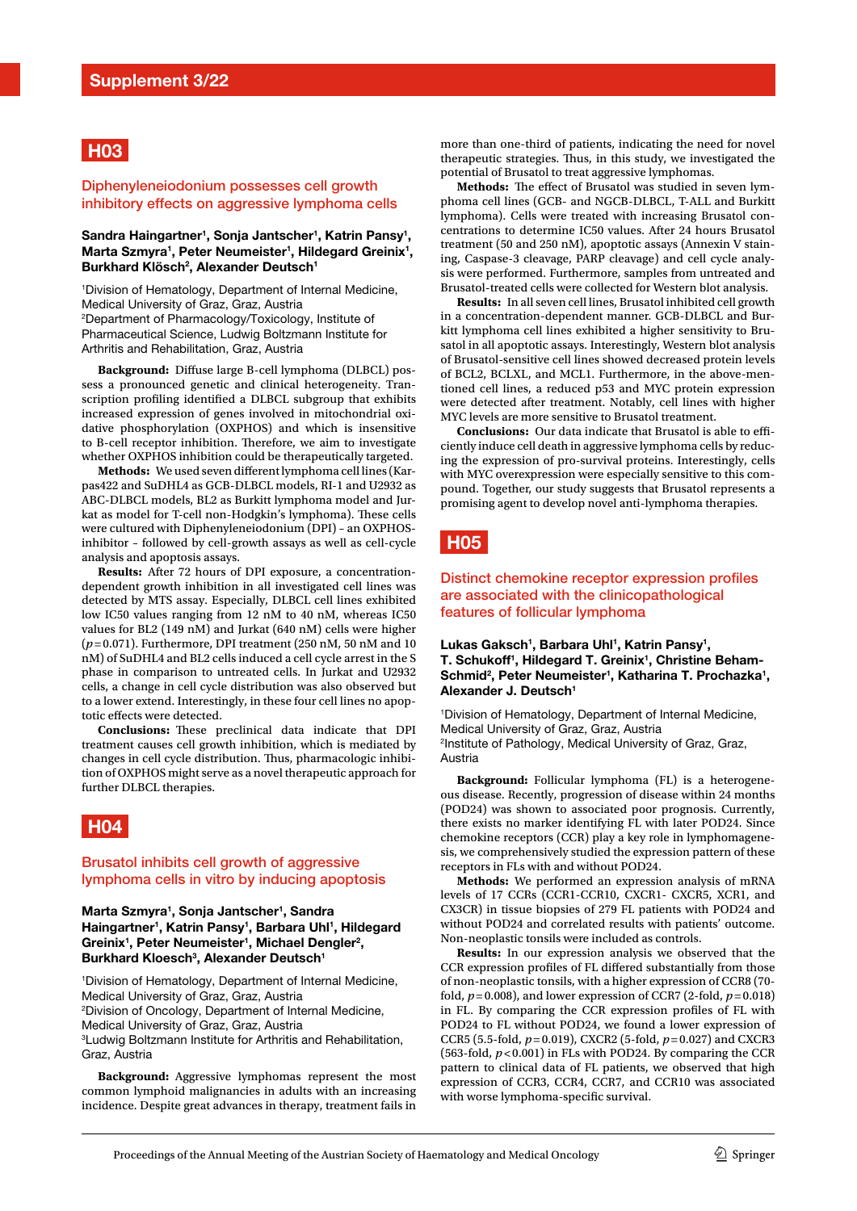## H03

### Diphenyleneiodonium possesses cell growth inhibitory effects on aggressive lymphoma cells

**Sandra Haingartner[1], Sonja Jantscher[1], Katrin Pansy[1], Marta Szmyra[1], Peter Neumeister[1], Hildegard Greinix[1], Burkhard Klösch[2], Alexander Deutsch[1]**

[1]Division of Hematology, Department of Internal Medicine, Medical University of Graz, Graz, Austria
[2]Department of Pharmacology/Toxicology, Institute of Pharmaceutical Science, Ludwig Boltzmann Institute for Arthritis and Rehabilitation, Graz, Austria

**Background:** Diffuse large B-cell lymphoma (DLBCL) possess a pronounced genetic and clinical heterogeneity. Transcription profiling identified a DLBCL subgroup that exhibits increased expression of genes involved in mitochondrial oxidative phosphorylation (OXPHOS) and which is insensitive to B-cell receptor inhibition. Therefore, we aim to investigate whether OXPHOS inhibition could be therapeutically targeted.

**Methods:** We used seven different lymphoma cell lines (Karpas422 and SuDHL4 as GCB-DLBCL models, RI-1 and U2932 as ABC-DLBCL models, BL2 as Burkitt lymphoma model and Jurkat as model for T-cell non-Hodgkin's lymphoma). These cells were cultured with Diphenyleneiodonium (DPI) – an OXPHOS-inhibitor – followed by cell-growth assays as well as cell-cycle analysis and apoptosis assays.

**Results:** After 72 hours of DPI exposure, a concentration-dependent growth inhibition in all investigated cell lines was detected by MTS assay. Especially, DLBCL cell lines exhibited low IC50 values ranging from 12 nM to 40 nM, whereas IC50 values for BL2 (149 nM) and Jurkat (640 nM) cells were higher ($p = 0.071$). Furthermore, DPI treatment (250 nM, 50 nM and 10 nM) of SuDHL4 and BL2 cells induced a cell cycle arrest in the S phase in comparison to untreated cells. In Jurkat and U2932 cells, a change in cell cycle distribution was also observed but to a lower extend. Interestingly, in these four cell lines no apoptotic effects were detected.

**Conclusions:** These preclinical data indicate that DPI treatment causes cell growth inhibition, which is mediated by changes in cell cycle distribution. Thus, pharmacologic inhibition of OXPHOS might serve as a novel therapeutic approach for further DLBCL therapies.

## H04

### Brusatol inhibits cell growth of aggressive lymphoma cells in vitro by inducing apoptosis

**Marta Szmyra[1], Sonja Jantscher[1], Sandra Haingartner[1], Katrin Pansy[1], Barbara Uhl[1], Hildegard Greinix[1], Peter Neumeister[1], Michael Dengler[2], Burkhard Kloesch[3], Alexander Deutsch[1]**

[1]Division of Hematology, Department of Internal Medicine, Medical University of Graz, Graz, Austria
[2]Division of Oncology, Department of Internal Medicine, Medical University of Graz, Graz, Austria
[3]Ludwig Boltzmann Institute for Arthritis and Rehabilitation, Graz, Austria

**Background:** Aggressive lymphomas represent the most common lymphoid malignancies in adults with an increasing incidence. Despite great advances in therapy, treatment fails in more than one-third of patients, indicating the need for novel therapeutic strategies. Thus, in this study, we investigated the potential of Brusatol to treat aggressive lymphomas.

**Methods:** The effect of Brusatol was studied in seven lymphoma cell lines (GCB- and NGCB-DLBCL, T-ALL and Burkitt lymphoma). Cells were treated with increasing Brusatol concentrations to determine IC50 values. After 24 hours Brusatol treatment (50 and 250 nM), apoptotic assays (Annexin V staining, Caspase-3 cleavage, PARP cleavage) and cell cycle analysis were performed. Furthermore, samples from untreated and Brusatol-treated cells were collected for Western blot analysis.

**Results:** In all seven cell lines, Brusatol inhibited cell growth in a concentration-dependent manner. GCB-DLBCL and Burkitt lymphoma cell lines exhibited a higher sensitivity to Brusatol in all apoptotic assays. Interestingly, Western blot analysis of Brusatol-sensitive cell lines showed decreased protein levels of BCL2, BCLXL, and MCL1. Furthermore, in the above-mentioned cell lines, a reduced p53 and MYC protein expression were detected after treatment. Notably, cell lines with higher MYC levels are more sensitive to Brusatol treatment.

**Conclusions:** Our data indicate that Brusatol is able to efficiently induce cell death in aggressive lymphoma cells by reducing the expression of pro-survival proteins. Interestingly, cells with MYC overexpression were especially sensitive to this compound. Together, our study suggests that Brusatol represents a promising agent to develop novel anti-lymphoma therapies.

## H05

### Distinct chemokine receptor expression profiles are associated with the clinicopathological features of follicular lymphoma

**Lukas Gaksch[1], Barbara Uhl[1], Katrin Pansy[1], T. Schukoff[1], Hildegard T. Greinix[1], Christine Beham-Schmid[2], Peter Neumeister[1], Katharina T. Prochazka[1], Alexander J. Deutsch[1]**

[1]Division of Hematology, Department of Internal Medicine, Medical University of Graz, Graz, Austria
[2]Institute of Pathology, Medical University of Graz, Graz, Austria

**Background:** Follicular lymphoma (FL) is a heterogeneous disease. Recently, progression of disease within 24 months (POD24) was shown to associated poor prognosis. Currently, there exists no marker identifying FL with later POD24. Since chemokine receptors (CCR) play a key role in lymphomagenesis, we comprehensively studied the expression pattern of these receptors in FLs with and without POD24.

**Methods:** We performed an expression analysis of mRNA levels of 17 CCRs (CCR1-CCR10, CXCR1- CXCR5, XCR1, and CX3CR) in tissue biopsies of 279 FL patients with POD24 and without POD24 and correlated results with patients' outcome. Non-neoplastic tonsils were included as controls.

**Results:** In our expression analysis we observed that the CCR expression profiles of FL differed substantially from those of non-neoplastic tonsils, with a higher expression of CCR8 (70-fold, $p = 0.008$), and lower expression of CCR7 (2-fold, $p = 0.018$) in FL. By comparing the CCR expression profiles of FL with POD24 to FL without POD24, we found a lower expression of CCR5 (5.5-fold, $p = 0.019$), CXCR2 (5-fold, $p = 0.027$) and CXCR3 (563-fold, $p < 0.001$) in FLs with POD24. By comparing the CCR pattern to clinical data of FL patients, we observed that high expression of CCR3, CCR4, CCR7, and CCR10 was associated with worse lymphoma-specific survival.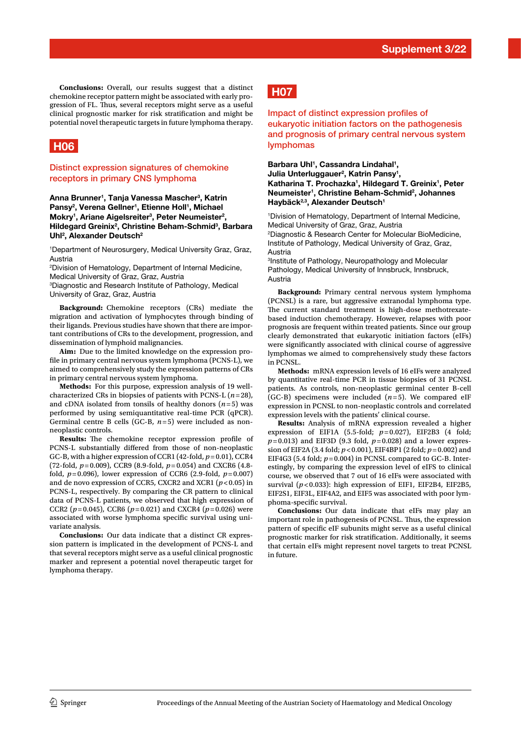**Conclusions:** Overall, our results suggest that a distinct chemokine receptor pattern might be associated with early progression of FL. Thus, several receptors might serve as a useful clinical prognostic marker for risk stratification and might be potential novel therapeutic targets in future lymphoma therapy.

## H06

### Distinct expression signatures of chemokine receptors in primary CNS lymphoma

**Anna Brunner[1], Tanja Vanessa Mascher[3], Katrin Pansy[2], Verena Gellner[1], Etienne Holl[1], Michael Mokry[1], Ariane Aigelsreiter[3], Peter Neumeister[2], Hildegard Greinix[2], Christine Beham-Schmid[3], Barbara Uhl[2], Alexander Deutsch[2]**

[1]Department of Neurosurgery, Medical University Graz, Graz, Austria
[2]Division of Hematology, Department of Internal Medicine, Medical University of Graz, Graz, Austria
[3]Diagnostic and Research Institute of Pathology, Medical University of Graz, Graz, Austria

**Background:** Chemokine receptors (CRs) mediate the migration and activation of lymphocytes through binding of their ligands. Previous studies have shown that there are important contributions of CRs to the development, progression, and dissemination of lymphoid malignancies.

**Aim:** Due to the limited knowledge on the expression profile in primary central nervous system lymphoma (PCNS-L), we aimed to comprehensively study the expression patterns of CRs in primary central nervous system lymphoma.

**Methods:** For this purpose, expression analysis of 19 well-characterized CRs in biopsies of patients with PCNS-L ($n=28$), and cDNA isolated from tonsils of healthy donors ($n=5$) was performed by using semiquantitative real-time PCR (qPCR). Germinal centre B cells (GC-B, $n=5$) were included as non-neoplastic controls.

**Results:** The chemokine receptor expression profile of PCNS-L substantially differed from those of non-neoplastic GC-B, with a higher expression of CCR1 (42-fold, $p=0.01$), CCR4 (72-fold, $p=0.009$), CCR9 (8.9-fold, $p=0.054$) and CXCR6 (4.8-fold, $p=0.096$), lower expression of CCR6 (2.9-fold, $p=0.007$) and de novo expression of CCR5, CXCR2 and XCR1 ($p<0.05$) in PCNS-L, respectively. By comparing the CR pattern to clinical data of PCNS-L patients, we observed that high expression of CCR2 ($p=0.045$), CCR6 ($p=0.021$) and CXCR4 ($p=0.026$) were associated with worse lymphoma specific survival using univariate analysis.

**Conclusions:** Our data indicate that a distinct CR expression pattern is implicated in the development of PCNS-L and that several receptors might serve as a useful clinical prognostic marker and represent a potential novel therapeutic target for lymphoma therapy.

## H07

### Impact of distinct expression profiles of eukaryotic initiation factors on the pathogenesis and prognosis of primary central nervous system lymphomas

**Barbara Uhl[1], Cassandra Lindahal[1], Julia Unterluggauer[2], Katrin Pansy[1], Katharina T. Prochazka[1], Hildegard T. Greinix[1], Peter Neumeister[1], Christine Beham-Schmid[2], Johannes Haybäck[2,3], Alexander Deutsch[1]**

[1]Division of Hematology, Department of Internal Medicine, Medical University of Graz, Graz, Austria
[2]Diagnostic & Research Center for Molecular BioMedicine, Institute of Pathology, Medical University of Graz, Graz, Austria
[3]Institute of Pathology, Neuropathology and Molecular Pathology, Medical University of Innsbruck, Innsbruck, Austria

**Background:** Primary central nervous system lymphoma (PCNSL) is a rare, but aggressive extranodal lymphoma type. The current standard treatment is high-dose methotrexate-based induction chemotherapy. However, relapses with poor prognosis are frequent within treated patients. Since our group clearly demonstrated that eukaryotic initiation factors (eIFs) were significantly associated with clinical course of aggressive lymphomas we aimed to comprehensively study these factors in PCNSL.

**Methods:** mRNA expression levels of 16 eIFs were analyzed by quantitative real-time PCR in tissue biopsies of 31 PCNSL patients. As controls, non-neoplastic germinal center B-cell (GC-B) specimens were included ($n=5$). We compared eIF expression in PCNSL to non-neoplastic controls and correlated expression levels with the patients' clinical course.

**Results:** Analysis of mRNA expression revealed a higher expression of EIF1A (5.5-fold; $p=0.027$), EIF2B3 (4 fold; $p=0.013$) and EIF3D (9.3 fold, $p=0.028$) and a lower expression of EIF2A (3.4 fold; $p<0.001$), EIF4BP1 (2 fold; $p=0.002$) and EIF4G3 (5.4 fold; $p=0.004$) in PCNSL compared to GC-B. Interestingly, by comparing the expression level of eIFS to clinical course, we observed that 7 out of 16 eIFs were associated with survival ($p<0.033$): high expression of EIF1, EIF2B4, EIF2B5, EIF2S1, EIF3L, EIF4A2, and EIF5 was associated with poor lymphoma-specific survival.

**Conclusions:** Our data indicate that eIFs may play an important role in pathogenesis of PCNSL. Thus, the expression pattern of specific eIF subunits might serve as a useful clinical prognostic marker for risk stratification. Additionally, it seems that certain eIFs might represent novel targets to treat PCNSL in future.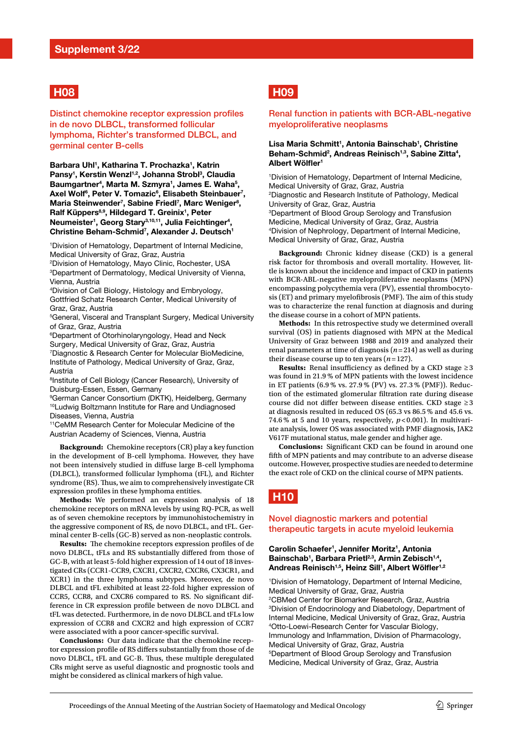## H08

### Distinct chemokine receptor expression profiles in de novo DLBCL, transformed follicular lymphoma, Richter's transformed DLBCL, and germinal center B-cells

**Barbara Uhl[1], Katharina T. Prochazka[1], Katrin Pansy[1], Kerstin Wenzl[1,2], Johanna Strobl[3], Claudia Baumgartner[4], Marta M. Szmyra[1], James E. Waha[5], Axel Wolf[6], Peter V. Tomazic[6], Elisabeth Steinbauer[7], Maria Steinwender[7], Sabine Friedl[7], Marc Weniger[8], Ralf Küppers[8,9], Hildegard T. Greinix[1], Peter Neumeister[1], Georg Stary[3,10,11], Julia Feichtinger[4], Christine Beham-Schmid[7], Alexander J. Deutsch[1]**

[1]Division of Hematology, Department of Internal Medicine, Medical University of Graz, Graz, Austria
[2]Division of Hematology, Mayo Clinic, Rochester, USA
[3]Department of Dermatology, Medical University of Vienna, Vienna, Austria
[4]Division of Cell Biology, Histology and Embryology, Gottfried Schatz Research Center, Medical University of Graz, Graz, Austria
[5]General, Visceral and Transplant Surgery, Medical University of Graz, Graz, Austria
[6]Department of Otorhinolaryngology, Head and Neck Surgery, Medical University of Graz, Graz, Austria
[7]Diagnostic & Research Center for Molecular BioMedicine, Institute of Pathology, Medical University of Graz, Graz, Austria
[8]Institute of Cell Biology (Cancer Research), University of Duisburg-Essen, Essen, Germany
[9]German Cancer Consortium (DKTK), Heidelberg, Germany
[10]Ludwig Boltzmann Institute for Rare and Undiagnosed Diseases, Vienna, Austria
[11]CeMM Research Center for Molecular Medicine of the Austrian Academy of Sciences, Vienna, Austria

**Background:** Chemokine receptors (CR) play a key function in the development of B-cell lymphoma. However, they have not been intensively studied in diffuse large B-cell lymphoma (DLBCL), transformed follicular lymphoma (tFL), and Richter syndrome (RS). Thus, we aim to comprehensively investigate CR expression profiles in these lymphoma entities.

**Methods:** We performed an expression analysis of 18 chemokine receptors on mRNA levels by using RQ-PCR, as well as of seven chemokine receptors by immunohistochemistry in the aggressive component of RS, de novo DLBCL, and tFL. Germinal center B-cells (GC-B) served as non-neoplastic controls.

**Results:** The chemokine receptors expression profiles of de novo DLBCL, tFLs and RS substantially differed from those of GC-B, with at least 5-fold higher expression of 14 out of 18 investigated CRs (CCR1-CCR9, CXCR1, CXCR2, CXCR6, CX3CR1, and XCR1) in the three lymphoma subtypes. Moreover, de novo DLBCL and tFL exhibited at least 22-fold higher expression of CCR5, CCR8, and CXCR6 compared to RS. No significant difference in CR expression profile between de novo DLBCL and tFL was detected. Furthermore, in de novo DLBCL and tFLs low expression of CCR8 and CXCR2 and high expression of CCR7 were associated with a poor cancer-specific survival.

**Conclusions:** Our data indicate that the chemokine receptor expression profile of RS differs substantially from those of de novo DLBCL, tFL and GC-B. Thus, these multiple deregulated CRs might serve as useful diagnostic and prognostic tools and might be considered as clinical markers of high value.

## H09

### Renal function in patients with BCR-ABL-negative myeloproliferative neoplasms

**Lisa Maria Schmitt[1], Antonia Bainschab[1], Christine Beham-Schmid[2], Andreas Reinisch[1,3], Sabine Zitta[4], Albert Wölfler[1]**

[1]Division of Hematology, Department of Internal Medicine, Medical University of Graz, Graz, Austria
[2]Diagnostic and Research Institute of Pathology, Medical University of Graz, Graz, Austria
[3]Department of Blood Group Serology and Transfusion Medicine, Medical University of Graz, Graz, Austria
[4]Division of Nephrology, Department of Internal Medicine, Medical University of Graz, Graz, Austria

**Background:** Chronic kidney disease (CKD) is a general risk factor for thrombosis and overall mortality. However, little is known about the incidence and impact of CKD in patients with BCR-ABL-negative myeloproliferative neoplasms (MPN) encompassing polycythemia vera (PV), essential thrombocytosis (ET) and primary myelofibrosis (PMF). The aim of this study was to characterize the renal function at diagnosis and during the disease course in a cohort of MPN patients.

**Methods:** In this retrospective study we determined overall survival (OS) in patients diagnosed with MPN at the Medical University of Graz between 1988 and 2019 and analyzed their renal parameters at time of diagnosis ($n=214$) as well as during their disease course up to ten years ($n=127$).

**Results:** Renal insufficiency as defined by a CKD stage ≥3 was found in 21.9% of MPN patients with the lowest incidence in ET patients (6.9% vs. 27.9% (PV) vs. 27.3% (PMF)). Reduction of the estimated glomerular filtration rate during disease course did not differ between disease entities. CKD stage ≥3 at diagnosis resulted in reduced OS (65.3 vs 86.5% and 45.6 vs. 74.6% at 5 and 10 years, respectively, $p<0.001$). In multivariate analysis, lower OS was associated with PMF diagnosis, JAK2 V617F mutational status, male gender and higher age.

**Conclusions:** Significant CKD can be found in around one fifth of MPN patients and may contribute to an adverse disease outcome. However, prospective studies are needed to determine the exact role of CKD on the clinical course of MPN patients.

## H10

### Novel diagnostic markers and potential therapeutic targets in acute myeloid leukemia

**Carolin Schaefer[1], Jennifer Moritz[1], Antonia Bainschab[1], Barbara Prietl[2,3], Armin Zebisch[1,4], Andreas Reinisch[1,5], Heinz Sill[1], Albert Wölfler[1,2]**

[1]Division of Hematology, Department of Internal Medicine, Medical University of Graz, Graz, Austria
[2]CBMed Center for Biomarker Research, Graz, Austria
[3]Division of Endocrinology and Diabetology, Department of Internal Medicine, Medical University of Graz, Graz, Austria
[4]Otto-Loewi-Research Center for Vascular Biology, Immunology and Inflammation, Division of Pharmacology, Medical University of Graz, Graz, Austria
[5]Department of Blood Group Serology and Transfusion Medicine, Medical University of Graz, Graz, Austria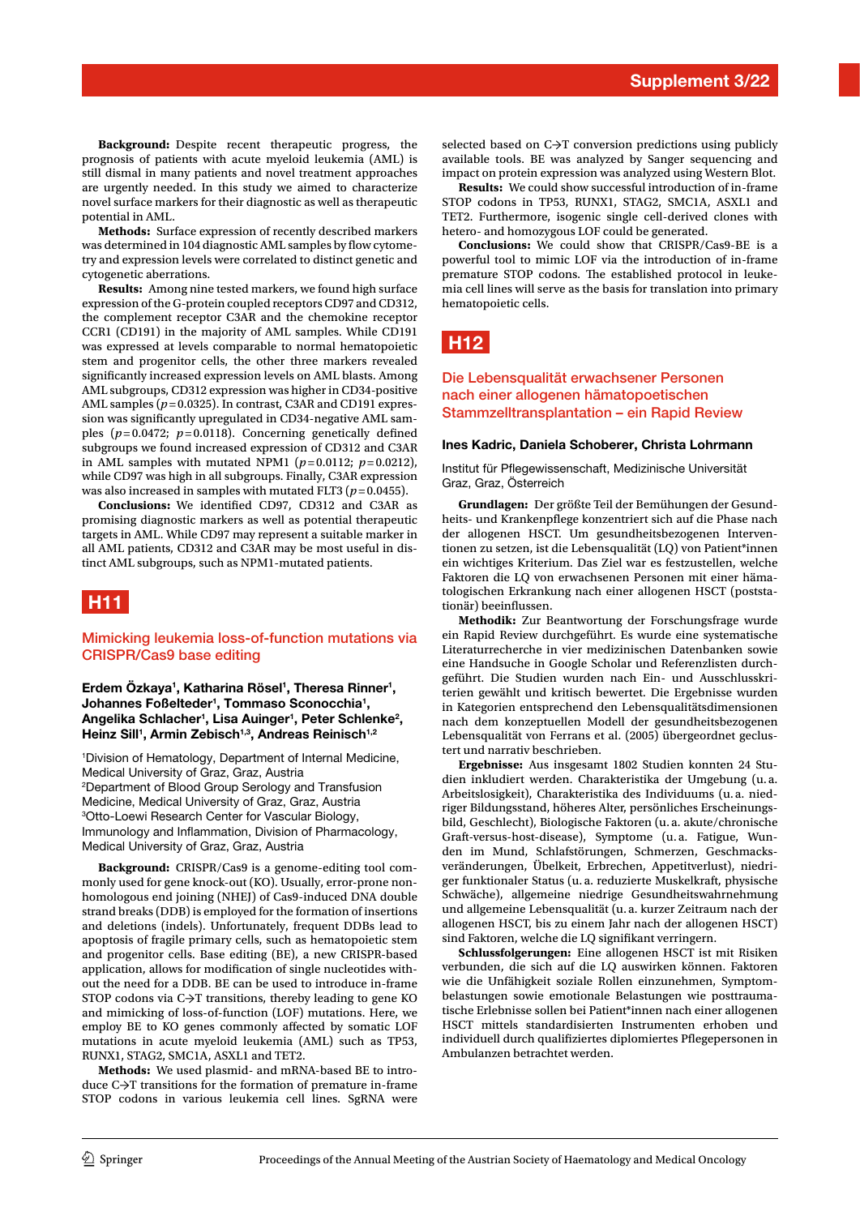**Background:** Despite recent therapeutic progress, the prognosis of patients with acute myeloid leukemia (AML) is still dismal in many patients and novel treatment approaches are urgently needed. In this study we aimed to characterize novel surface markers for their diagnostic as well as therapeutic potential in AML.

**Methods:** Surface expression of recently described markers was determined in 104 diagnostic AML samples by flow cytometry and expression levels were correlated to distinct genetic and cytogenetic aberrations.

**Results:** Among nine tested markers, we found high surface expression of the G-protein coupled receptors CD97 and CD312, the complement receptor C3AR and the chemokine receptor CCR1 (CD191) in the majority of AML samples. While CD191 was expressed at levels comparable to normal hematopoietic stem and progenitor cells, the other three markers revealed significantly increased expression levels on AML blasts. Among AML subgroups, CD312 expression was higher in CD34-positive AML samples ($p=0.0325$). In contrast, C3AR and CD191 expression was significantly upregulated in CD34-negative AML samples ($p=0.0472$; $p=0.0118$). Concerning genetically defined subgroups we found increased expression of CD312 and C3AR in AML samples with mutated NPM1 ($p=0.0112$; $p=0.0212$), while CD97 was high in all subgroups. Finally, C3AR expression was also increased in samples with mutated FLT3 ($p=0.0455$).

**Conclusions:** We identified CD97, CD312 and C3AR as promising diagnostic markers as well as potential therapeutic targets in AML. While CD97 may represent a suitable marker in all AML patients, CD312 and C3AR may be most useful in distinct AML subgroups, such as NPM1-mutated patients.

## H11

### Mimicking leukemia loss-of-function mutations via CRISPR/Cas9 base editing

**Erdem Özkaya[1], Katharina Rösel[1], Theresa Rinner[1], Johannes Foßelteder[1], Tommaso Sconocchia[1], Angelika Schlacher[1], Lisa Auinger[1], Peter Schlenke[2], Heinz Sill[1], Armin Zebisch[1,3], Andreas Reinisch[1,2]**

[1]Division of Hematology, Department of Internal Medicine, Medical University of Graz, Graz, Austria
[2]Department of Blood Group Serology and Transfusion Medicine, Medical University of Graz, Graz, Austria
[3]Otto-Loewi Research Center for Vascular Biology, Immunology and Inflammation, Division of Pharmacology, Medical University of Graz, Graz, Austria

**Background:** CRISPR/Cas9 is a genome-editing tool commonly used for gene knock-out (KO). Usually, error-prone non-homologous end joining (NHEJ) of Cas9-induced DNA double strand breaks (DDB) is employed for the formation of insertions and deletions (indels). Unfortunately, frequent DDBs lead to apoptosis of fragile primary cells, such as hematopoietic stem and progenitor cells. Base editing (BE), a new CRISPR-based application, allows for modification of single nucleotides without the need for a DDB. BE can be used to introduce in-frame STOP codons via C→T transitions, thereby leading to gene KO and mimicking of loss-of-function (LOF) mutations. Here, we employ BE to KO genes commonly affected by somatic LOF mutations in acute myeloid leukemia (AML) such as TP53, RUNX1, STAG2, SMC1A, ASXL1 and TET2.

**Methods:** We used plasmid- and mRNA-based BE to introduce C→T transitions for the formation of premature in-frame STOP codons in various leukemia cell lines. SgRNA were selected based on C→T conversion predictions using publicly available tools. BE was analyzed by Sanger sequencing and impact on protein expression was analyzed using Western Blot.

**Results:** We could show successful introduction of in-frame STOP codons in TP53, RUNX1, STAG2, SMC1A, ASXL1 and TET2. Furthermore, isogenic single cell-derived clones with hetero- and homozygous LOF could be generated.

**Conclusions:** We could show that CRISPR/Cas9-BE is a powerful tool to mimic LOF via the introduction of in-frame premature STOP codons. The established protocol in leukemia cell lines will serve as the basis for translation into primary hematopoietic cells.

## H12

### Die Lebensqualität erwachsener Personen nach einer allogenen hämatopoetischen Stammzelltransplantation – ein Rapid Review

**Ines Kadric, Daniela Schoberer, Christa Lohrmann**

Institut für Pflegewissenschaft, Medizinische Universität Graz, Graz, Österreich

**Grundlagen:** Der größte Teil der Bemühungen der Gesundheits- und Krankenpflege konzentriert sich auf die Phase nach der allogenen HSCT. Um gesundheitsbezogenen Interventionen zu setzen, ist die Lebensqualität (LQ) von Patient*innen ein wichtiges Kriterium. Das Ziel war es festzustellen, welche Faktoren die LQ von erwachsenen Personen mit einer hämatologischen Erkrankung nach einer allogenen HSCT (poststationär) beeinflussen.

**Methodik:** Zur Beantwortung der Forschungsfrage wurde ein Rapid Review durchgeführt. Es wurde eine systematische Literaturrecherche in vier medizinischen Datenbanken sowie eine Handsuche in Google Scholar und Referenzlisten durchgeführt. Die Studien wurden nach Ein- und Ausschlusskriterien gewählt und kritisch bewertet. Die Ergebnisse wurden in Kategorien entsprechend den Lebensqualitätsdimensionen nach dem konzeptuellen Modell der gesundheitsbezogenen Lebensqualität von Ferrans et al. (2005) übergeordnet geclustert und narrativ beschrieben.

**Ergebnisse:** Aus insgesamt 1802 Studien konnten 24 Studien inkludiert werden. Charakteristika der Umgebung (u. a. Arbeitslosigkeit), Charakteristika des Individuums (u. a. niedriger Bildungsstand, höheres Alter, persönliches Erscheinungsbild, Geschlecht), Biologische Faktoren (u. a. akute/chronische Graft-versus-host-disease), Symptome (u. a. Fatigue, Wunden im Mund, Schlafstörungen, Schmerzen, Geschmacksveränderungen, Übelkeit, Erbrechen, Appetitverlust), niedriger funktionaler Status (u. a. reduzierte Muskelkraft, physische Schwäche), allgemeine niedrige Gesundheitswahrnehmung und allgemeine Lebensqualität (u. a. kurzer Zeitraum nach der allogenen HSCT, bis zu einem Jahr nach der allogenen HSCT) sind Faktoren, welche die LQ signifikant verringern.

**Schlussfolgerungen:** Eine allogenen HSCT ist mit Risiken verbunden, die sich auf die LQ auswirken können. Faktoren wie die Unfähigkeit soziale Rollen einzunehmen, Symptombelastungen sowie emotionale Belastungen wie posttraumatische Erlebnisse sollen bei Patient*innen nach einer allogenen HSCT mittels standardisierten Instrumenten erhoben und individuell durch qualifiziertes diplomiertes Pflegepersonen in Ambulanzen betrachtet werden.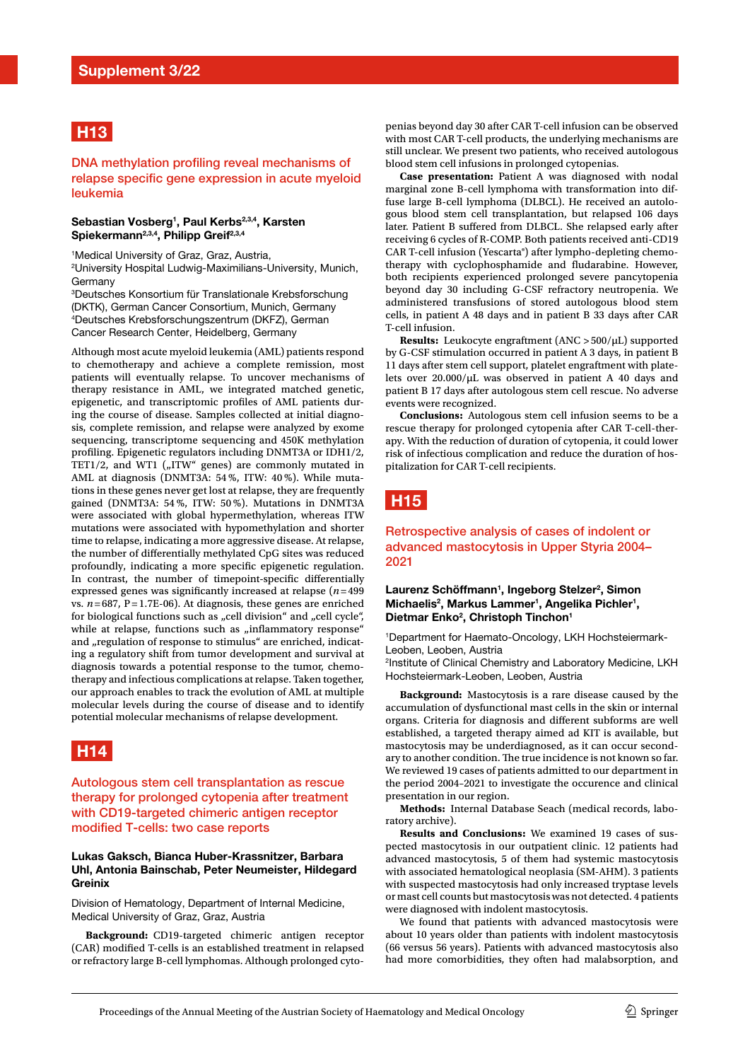## H13

### DNA methylation profiling reveal mechanisms of relapse specific gene expression in acute myeloid leukemia

**Sebastian Vosberg[1], Paul Kerbs[2,3,4], Karsten Spiekermann[2,3,4], Philipp Greif[2,3,4]**

[1]Medical University of Graz, Graz, Austria,
[2]University Hospital Ludwig-Maximilians-University, Munich, Germany
[3]Deutsches Konsortium für Translationale Krebsforschung (DKTK), German Cancer Consortium, Munich, Germany
[4]Deutsches Krebsforschungszentrum (DKFZ), German Cancer Research Center, Heidelberg, Germany

Although most acute myeloid leukemia (AML) patients respond to chemotherapy and achieve a complete remission, most patients will eventually relapse. To uncover mechanisms of therapy resistance in AML, we integrated matched genetic, epigenetic, and transcriptomic profiles of AML patients during the course of disease. Samples collected at initial diagnosis, complete remission, and relapse were analyzed by exome sequencing, transcriptome sequencing and 450K methylation profiling. Epigenetic regulators including DNMT3A or IDH1/2, TET1/2, and WT1 („ITW" genes) are commonly mutated in AML at diagnosis (DNMT3A: 54 %, ITW: 40 %). While mutations in these genes never get lost at relapse, they are frequently gained (DNMT3A: 54 %, ITW: 50 %). Mutations in DNMT3A were associated with global hypermethylation, whereas ITW mutations were associated with hypomethylation and shorter time to relapse, indicating a more aggressive disease. At relapse, the number of differentially methylated CpG sites was reduced profoundly, indicating a more specific epigenetic regulation. In contrast, the number of timepoint-specific differentially expressed genes was significantly increased at relapse ($n = 499$ vs. $n = 687$, $P = 1.7E-06$). At diagnosis, these genes are enriched for biological functions such as „cell division" and „cell cycle", while at relapse, functions such as „inflammatory response" and „regulation of response to stimulus" are enriched, indicating a regulatory shift from tumor development and survival at diagnosis towards a potential response to the tumor, chemotherapy and infectious complications at relapse. Taken together, our approach enables to track the evolution of AML at multiple molecular levels during the course of disease and to identify potential molecular mechanisms of relapse development.

## H14

### Autologous stem cell transplantation as rescue therapy for prolonged cytopenia after treatment with CD19-targeted chimeric antigen receptor modified T-cells: two case reports

**Lukas Gaksch, Bianca Huber-Krassnitzer, Barbara Uhl, Antonia Bainschab, Peter Neumeister, Hildegard Greinix**

Division of Hematology, Department of Internal Medicine, Medical University of Graz, Graz, Austria

**Background:** CD19-targeted chimeric antigen receptor (CAR) modified T-cells is an established treatment in relapsed or refractory large B-cell lymphomas. Although prolonged cytopenias beyond day 30 after CAR T-cell infusion can be observed with most CAR T-cell products, the underlying mechanisms are still unclear. We present two patients, who received autologous blood stem cell infusions in prolonged cytopenias.

**Case presentation:** Patient A was diagnosed with nodal marginal zone B-cell lymphoma with transformation into diffuse large B-cell lymphoma (DLBCL). He received an autologous blood stem cell transplantation, but relapsed 106 days later. Patient B suffered from DLBCL. She relapsed early after receiving 6 cycles of R-COMP. Both patients received anti-CD19 CAR T-cell infusion (Yescarta®) after lympho-depleting chemotherapy with cyclophosphamide and fludarabine. However, both recipients experienced prolonged severe pancytopenia beyond day 30 including G-CSF refractory neutropenia. We administered transfusions of stored autologous blood stem cells, in patient A 48 days and in patient B 33 days after CAR T-cell infusion.

**Results:** Leukocyte engraftment (ANC > 500/µL) supported by G-CSF stimulation occurred in patient A 3 days, in patient B 11 days after stem cell support, platelet engraftment with platelets over 20.000/µL was observed in patient A 40 days and patient B 17 days after autologous stem cell rescue. No adverse events were recognized.

**Conclusions:** Autologous stem cell infusion seems to be a rescue therapy for prolonged cytopenia after CAR T-cell-therapy. With the reduction of duration of cytopenia, it could lower risk of infectious complication and reduce the duration of hospitalization for CAR T-cell recipients.

## H15

### Retrospective analysis of cases of indolent or advanced mastocytosis in Upper Styria 2004–2021

**Laurenz Schöffmann[1], Ingeborg Stelzer[2], Simon Michaelis[2], Markus Lammer[1], Angelika Pichler[1], Dietmar Enko[2], Christoph Tinchon[1]**

[1]Department for Haemato-Oncology, LKH Hochsteiermark-Leoben, Leoben, Austria
[2]Institute of Clinical Chemistry and Laboratory Medicine, LKH Hochsteiermark-Leoben, Leoben, Austria

**Background:** Mastocytosis is a rare disease caused by the accumulation of dysfunctional mast cells in the skin or internal organs. Criteria for diagnosis and different subforms are well established, a targeted therapy aimed ad KIT is available, but mastocytosis may be underdiagnosed, as it can occur secondary to another condition. The true incidence is not known so far. We reviewed 19 cases of patients admitted to our department in the period 2004–2021 to investigate the occurence and clinical presentation in our region.

**Methods:** Internal Database Seach (medical records, laboratory archive).

**Results and Conclusions:** We examined 19 cases of suspected mastocytosis in our outpatient clinic. 12 patients had advanced mastocytosis, 5 of them had systemic mastocytosis with associated hematological neoplasia (SM-AHM). 3 patients with suspected mastocytosis had only increased tryptase levels or mast cell counts but mastocytosis was not detected. 4 patients were diagnosed with indolent mastocytosis.

We found that patients with advanced mastocytosis were about 10 years older than patients with indolent mastocytosis (66 versus 56 years). Patients with advanced mastocytosis also had more comorbidities, they often had malabsorption, and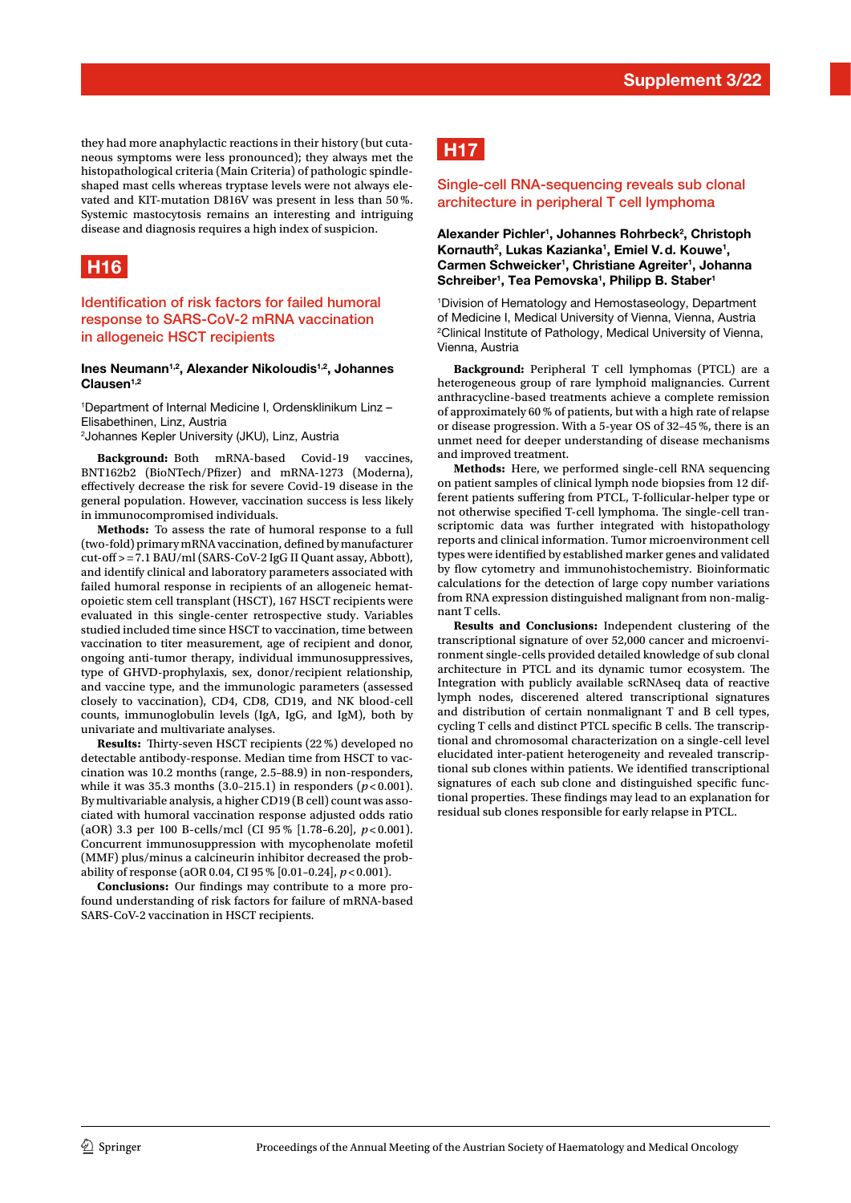they had more anaphylactic reactions in their history (but cutaneous symptoms were less pronounced); they always met the histopathological criteria (Main Criteria) of pathologic spindle-shaped mast cells whereas tryptase levels were not always elevated and KIT-mutation D816V was present in less than 50 %. Systemic mastocytosis remains an interesting and intriguing disease and diagnosis requires a high index of suspicion.

## H16

### Identification of risk factors for failed humoral response to SARS-CoV-2 mRNA vaccination in allogeneic HSCT recipients

**Ines Neumann[1,2], Alexander Nikoloudis[1,2], Johannes Clausen[1,2]**

[1]Department of Internal Medicine I, Ordensklinikum Linz – Elisabethinen, Linz, Austria
[2]Johannes Kepler University (JKU), Linz, Austria

**Background:** Both mRNA-based Covid-19 vaccines, BNT162b2 (BioNTech/Pfizer) and mRNA-1273 (Moderna), effectively decrease the risk for severe Covid-19 disease in the general population. However, vaccination success is less likely in immunocompromised individuals.

**Methods:** To assess the rate of humoral response to a full (two-fold) primary mRNA vaccination, defined by manufacturer cut-off > = 7.1 BAU/ml (SARS-CoV-2 IgG II Quant assay, Abbott), and identify clinical and laboratory parameters associated with failed humoral response in recipients of an allogeneic hematopoietic stem cell transplant (HSCT), 167 HSCT recipients were evaluated in this single-center retrospective study. Variables studied included time since HSCT to vaccination, time between vaccination to titer measurement, age of recipient and donor, ongoing anti-tumor therapy, individual immunosuppressives, type of GHVD-prophylaxis, sex, donor/recipient relationship, and vaccine type, and the immunologic parameters (assessed closely to vaccination), CD4, CD8, CD19, and NK blood-cell counts, immunoglobulin levels (IgA, IgG, and IgM), both by univariate and multivariate analyses.

**Results:** Thirty-seven HSCT recipients (22 %) developed no detectable antibody-response. Median time from HSCT to vaccination was 10.2 months (range, 2.5–88.9) in non-responders, while it was 35.3 months (3.0–215.1) in responders ($p < 0.001$). By multivariable analysis, a higher CD19 (B cell) count was associated with humoral vaccination response adjusted odds ratio (aOR) 3.3 per 100 B-cells/mcl (CI 95 % [1.78–6.20], $p < 0.001$). Concurrent immunosuppression with mycophenolate mofetil (MMF) plus/minus a calcineurin inhibitor decreased the probability of response (aOR 0.04, CI 95 % [0.01–0.24], $p < 0.001$).

**Conclusions:** Our findings may contribute to a more profound understanding of risk factors for failure of mRNA-based SARS-CoV-2 vaccination in HSCT recipients.

## H17

### Single-cell RNA-sequencing reveals sub clonal architecture in peripheral T cell lymphoma

**Alexander Pichler[1], Johannes Rohrbeck[2], Christoph Kornauth[2], Lukas Kazianka[1], Emiel V. d. Kouwe[1], Carmen Schweicker[1], Christiane Agreiter[1], Johanna Schreiber[1], Tea Pemovska[1], Philipp B. Staber[1]**

[1]Division of Hematology and Hemostaseology, Department of Medicine I, Medical University of Vienna, Vienna, Austria
[2]Clinical Institute of Pathology, Medical University of Vienna, Vienna, Austria

**Background:** Peripheral T cell lymphomas (PTCL) are a heterogeneous group of rare lymphoid malignancies. Current anthracycline-based treatments achieve a complete remission of approximately 60 % of patients, but with a high rate of relapse or disease progression. With a 5-year OS of 32–45 %, there is an unmet need for deeper understanding of disease mechanisms and improved treatment.

**Methods:** Here, we performed single-cell RNA sequencing on patient samples of clinical lymph node biopsies from 12 different patients suffering from PTCL, T-follicular-helper type or not otherwise specified T-cell lymphoma. The single-cell transcriptomic data was further integrated with histopathology reports and clinical information. Tumor microenvironment cell types were identified by established marker genes and validated by flow cytometry and immunohistochemistry. Bioinformatic calculations for the detection of large copy number variations from RNA expression distinguished malignant from non-malignant T cells.

**Results and Conclusions:** Independent clustering of the transcriptional signature of over 52,000 cancer and microenvironment single-cells provided detailed knowledge of sub clonal architecture in PTCL and its dynamic tumor ecosystem. The Integration with publicly available scRNAseq data of reactive lymph nodes, discerened altered transcriptional signatures and distribution of certain nonmalignant T and B cell types, cycling T cells and distinct PTCL specific B cells. The transcriptional and chromosomal characterization on a single-cell level elucidated inter-patient heterogeneity and revealed transcriptional sub clones within patients. We identified transcriptional signatures of each sub clone and distinguished specific functional properties. These findings may lead to an explanation for residual sub clones responsible for early relapse in PTCL.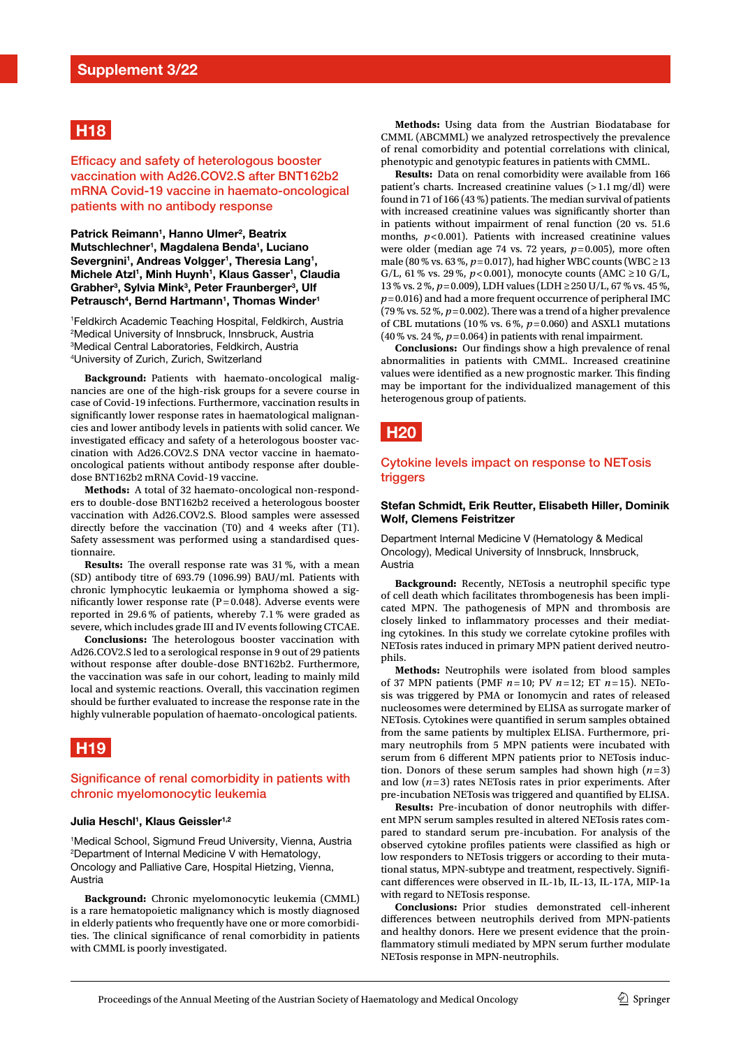## H18

### Efficacy and safety of heterologous booster vaccination with Ad26.COV2.S after BNT162b2 mRNA Covid-19 vaccine in haemato-oncological patients with no antibody response

**Patrick Reimann[1], Hanno Ulmer[2], Beatrix Mutschlechner[1], Magdalena Benda[1], Luciano Severgnini[1], Andreas Volgger[1], Theresia Lang[1], Michele Atzl[1], Minh Huynh[1], Klaus Gasser[1], Claudia Grabher[3], Sylvia Mink[3], Peter Fraunberger[3], Ulf Petrausch[4], Bernd Hartmann[1], Thomas Winder[1]**

[1]Feldkirch Academic Teaching Hospital, Feldkirch, Austria
[2]Medical University of Innsbruck, Innsbruck, Austria
[3]Medical Central Laboratories, Feldkirch, Austria
[4]University of Zurich, Zurich, Switzerland

**Background:** Patients with haemato-oncological malignancies are one of the high-risk groups for a severe course in case of Covid-19 infections. Furthermore, vaccination results in significantly lower response rates in haematological malignancies and lower antibody levels in patients with solid cancer. We investigated efficacy and safety of a heterologous booster vaccination with Ad26.COV2.S DNA vector vaccine in haemato-oncological patients without antibody response after double-dose BNT162b2 mRNA Covid-19 vaccine.

**Methods:** A total of 32 haemato-oncological non-responders to double-dose BNT162b2 received a heterologous booster vaccination with Ad26.COV2.S. Blood samples were assessed directly before the vaccination (T0) and 4 weeks after (T1). Safety assessment was performed using a standardised questionnaire.

**Results:** The overall response rate was 31 %, with a mean (SD) antibody titre of 693.79 (1096.99) BAU/ml. Patients with chronic lymphocytic leukaemia or lymphoma showed a significantly lower response rate ($P=0.048$). Adverse events were reported in 29.6 % of patients, whereby 7.1 % were graded as severe, which includes grade III and IV events following CTCAE.

**Conclusions:** The heterologous booster vaccination with Ad26.COV2.S led to a serological response in 9 out of 29 patients without response after double-dose BNT162b2. Furthermore, the vaccination was safe in our cohort, leading to mainly mild local and systemic reactions. Overall, this vaccination regimen should be further evaluated to increase the response rate in the highly vulnerable population of haemato-oncological patients.

## H19

### Significance of renal comorbidity in patients with chronic myelomonocytic leukemia

**Julia Heschl[1], Klaus Geissler[1,2]**

[1]Medical School, Sigmund Freud University, Vienna, Austria
[2]Department of Internal Medicine V with Hematology, Oncology and Palliative Care, Hospital Hietzing, Vienna, Austria

**Background:** Chronic myelomonocytic leukemia (CMML) is a rare hematopoietic malignancy which is mostly diagnosed in elderly patients who frequently have one or more comorbidities. The clinical significance of renal comorbidity in patients with CMML is poorly investigated.

**Methods:** Using data from the Austrian Biodatabase for CMML (ABCMML) we analyzed retrospectively the prevalence of renal comorbidity and potential correlations with clinical, phenotypic and genotypic features in patients with CMML.

**Results:** Data on renal comorbidity were available from 166 patient's charts. Increased creatinine values (>1.1 mg/dl) were found in 71 of 166 (43 %) patients. The median survival of patients with increased creatinine values was significantly shorter than in patients without impairment of renal function (20 vs. 51.6 months, $p<0.001$). Patients with increased creatinine values were older (median age 74 vs. 72 years, $p=0.005$), more often male (80 % vs. 63 %, $p=0.017$), had higher WBC counts (WBC ≥ 13 G/L, 61 % vs. 29 %, $p<0.001$), monocyte counts (AMC ≥ 10 G/L, 13 % vs. 2 %, $p=0.009$), LDH values (LDH ≥ 250 U/L, 67 % vs. 45 %, $p=0.016$) and had a more frequent occurrence of peripheral IMC (79 % vs. 52 %, $p=0.002$). There was a trend of a higher prevalence of CBL mutations (10 % vs. 6 %, $p=0.060$) and ASXL1 mutations (40 % vs. 24 %, $p=0.064$) in patients with renal impairment.

**Conclusions:** Our findings show a high prevalence of renal abnormalities in patients with CMML. Increased creatinine values were identified as a new prognostic marker. This finding may be important for the individualized management of this heterogenous group of patients.

## H20

### Cytokine levels impact on response to NETosis triggers

**Stefan Schmidt, Erik Reutter, Elisabeth Hiller, Dominik Wolf, Clemens Feistritzer**

Department Internal Medicine V (Hematology & Medical Oncology), Medical University of Innsbruck, Innsbruck, Austria

**Background:** Recently, NETosis a neutrophil specific type of cell death which facilitates thrombogenesis has been implicated MPN. The pathogenesis of MPN and thrombosis are closely linked to inflammatory processes and their mediating cytokines. In this study we correlate cytokine profiles with NETosis rates induced in primary MPN patient derived neutrophils.

**Methods:** Neutrophils were isolated from blood samples of 37 MPN patients (PMF $n=10$; PV $n=12$; ET $n=15$). NETosis was triggered by PMA or Ionomycin and rates of released nucleosomes were determined by ELISA as surrogate marker of NETosis. Cytokines were quantified in serum samples obtained from the same patients by multiplex ELISA. Furthermore, primary neutrophils from 5 MPN patients were incubated with serum from 6 different MPN patients prior to NETosis induction. Donors of these serum samples had shown high ($n=3$) and low ($n=3$) rates NETosis rates in prior experiments. After pre-incubation NETosis was triggered and quantified by ELISA.

**Results:** Pre-incubation of donor neutrophils with different MPN serum samples resulted in altered NETosis rates compared to standard serum pre-incubation. For analysis of the observed cytokine profiles patients were classified as high or low responders to NETosis triggers or according to their mutational status, MPN-subtype and treatment, respectively. Significant differences were observed in IL-1b, IL-13, IL-17A, MIP-1a with regard to NETosis response.

**Conclusions:** Prior studies demonstrated cell-inherent differences between neutrophils derived from MPN-patients and healthy donors. Here we present evidence that the proinflammatory stimuli mediated by MPN serum further modulate NETosis response in MPN-neutrophils.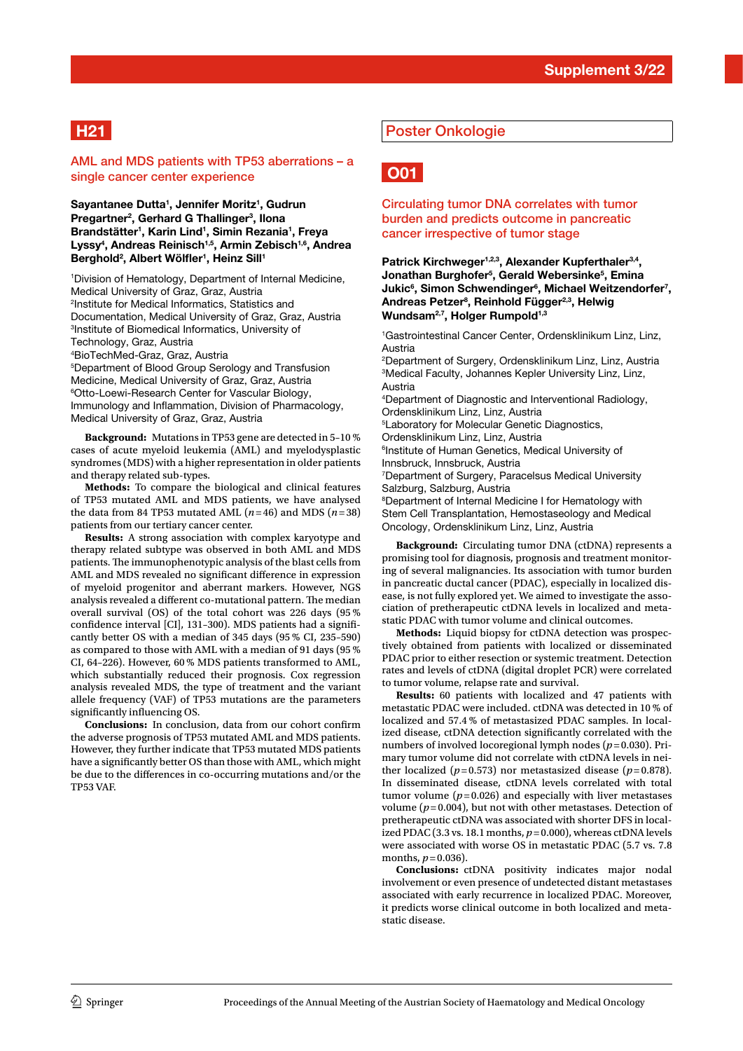## H21

### AML and MDS patients with TP53 aberrations – a single cancer center experience

**Sayantanee Dutta[1], Jennifer Moritz[1], Gudrun Pregartner[2], Gerhard G Thallinger[3], Ilona Brandstätter[1], Karin Lind[1], Simin Rezania[1], Freya Lyssy[4], Andreas Reinisch[1,5], Armin Zebisch[1,6], Andrea Berghold[2], Albert Wölfler[1], Heinz Sill[1]**

[1]Division of Hematology, Department of Internal Medicine, Medical University of Graz, Graz, Austria
[2]Institute for Medical Informatics, Statistics and Documentation, Medical University of Graz, Graz, Austria
[3]Institute of Biomedical Informatics, University of Technology, Graz, Austria
[4]BioTechMed-Graz, Graz, Austria
[5]Department of Blood Group Serology and Transfusion Medicine, Medical University of Graz, Graz, Austria
[6]Otto-Loewi-Research Center for Vascular Biology, Immunology and Inflammation, Division of Pharmacology, Medical University of Graz, Graz, Austria

**Background:** Mutations in TP53 gene are detected in 5–10 % cases of acute myeloid leukemia (AML) and myelodysplastic syndromes (MDS) with a higher representation in older patients and therapy related sub-types.

**Methods:** To compare the biological and clinical features of TP53 mutated AML and MDS patients, we have analysed the data from 84 TP53 mutated AML ($n = 46$) and MDS ($n = 38$) patients from our tertiary cancer center.

**Results:** A strong association with complex karyotype and therapy related subtype was observed in both AML and MDS patients. The immunophenotypic analysis of the blast cells from AML and MDS revealed no significant difference in expression of myeloid progenitor and aberrant markers. However, NGS analysis revealed a different co-mutational pattern. The median overall survival (OS) of the total cohort was 226 days (95 % confidence interval [CI], 131–300). MDS patients had a significantly better OS with a median of 345 days (95 % CI, 235–590) as compared to those with AML with a median of 91 days (95 % CI, 64–226). However, 60 % MDS patients transformed to AML, which substantially reduced their prognosis. Cox regression analysis revealed MDS, the type of treatment and the variant allele frequency (VAF) of TP53 mutations are the parameters significantly influencing OS.

**Conclusions:** In conclusion, data from our cohort confirm the adverse prognosis of TP53 mutated AML and MDS patients. However, they further indicate that TP53 mutated MDS patients have a significantly better OS than those with AML, which might be due to the differences in co-occurring mutations and/or the TP53 VAF.

# Poster Onkologie

## O01

### Circulating tumor DNA correlates with tumor burden and predicts outcome in pancreatic cancer irrespective of tumor stage

**Patrick Kirchweger[1,2,3], Alexander Kupferthaler[3,4], Jonathan Burghofer[5], Gerald Webersinke[5], Emina Jukic[6], Simon Schwendinger[6], Michael Weitzendorfer[7], Andreas Petzer[8], Reinhold Függer[2,3], Helwig Wundsam[2,7], Holger Rumpold[1,3]**

[1]Gastrointestinal Cancer Center, Ordensklinikum Linz, Linz, Austria
[2]Department of Surgery, Ordensklinikum Linz, Linz, Austria
[3]Medical Faculty, Johannes Kepler University Linz, Linz, Austria
[4]Department of Diagnostic and Interventional Radiology, Ordensklinikum Linz, Linz, Austria
[5]Laboratory for Molecular Genetic Diagnostics, Ordensklinikum Linz, Linz, Austria
[6]Institute of Human Genetics, Medical University of Innsbruck, Innsbruck, Austria
[7]Department of Surgery, Paracelsus Medical University Salzburg, Salzburg, Austria
[8]Department of Internal Medicine I for Hematology with Stem Cell Transplantation, Hemostaseology and Medical Oncology, Ordensklinikum Linz, Linz, Austria

**Background:** Circulating tumor DNA (ctDNA) represents a promising tool for diagnosis, prognosis and treatment monitoring of several malignancies. Its association with tumor burden in pancreatic ductal cancer (PDAC), especially in localized disease, is not fully explored yet. We aimed to investigate the association of pretherapeutic ctDNA levels in localized and metastatic PDAC with tumor volume and clinical outcomes.

**Methods:** Liquid biopsy for ctDNA detection was prospectively obtained from patients with localized or disseminated PDAC prior to either resection or systemic treatment. Detection rates and levels of ctDNA (digital droplet PCR) were correlated to tumor volume, relapse rate and survival.

**Results:** 60 patients with localized and 47 patients with metastatic PDAC were included. ctDNA was detected in 10 % of localized and 57.4 % of metastasized PDAC samples. In localized disease, ctDNA detection significantly correlated with the numbers of involved locoregional lymph nodes ($p = 0.030$). Primary tumor volume did not correlate with ctDNA levels in neither localized ($p = 0.573$) nor metastasized disease ($p = 0.878$). In disseminated disease, ctDNA levels correlated with total tumor volume ($p = 0.026$) and especially with liver metastases volume ($p = 0.004$), but not with other metastases. Detection of pretherapeutic ctDNA was associated with shorter DFS in localized PDAC (3.3 vs. 18.1 months, $p = 0.000$), whereas ctDNA levels were associated with worse OS in metastatic PDAC (5.7 vs. 7.8 months, $p = 0.036$).

**Conclusions:** ctDNA positivity indicates major nodal involvement or even presence of undetected distant metastases associated with early recurrence in localized PDAC. Moreover, it predicts worse clinical outcome in both localized and metastatic disease.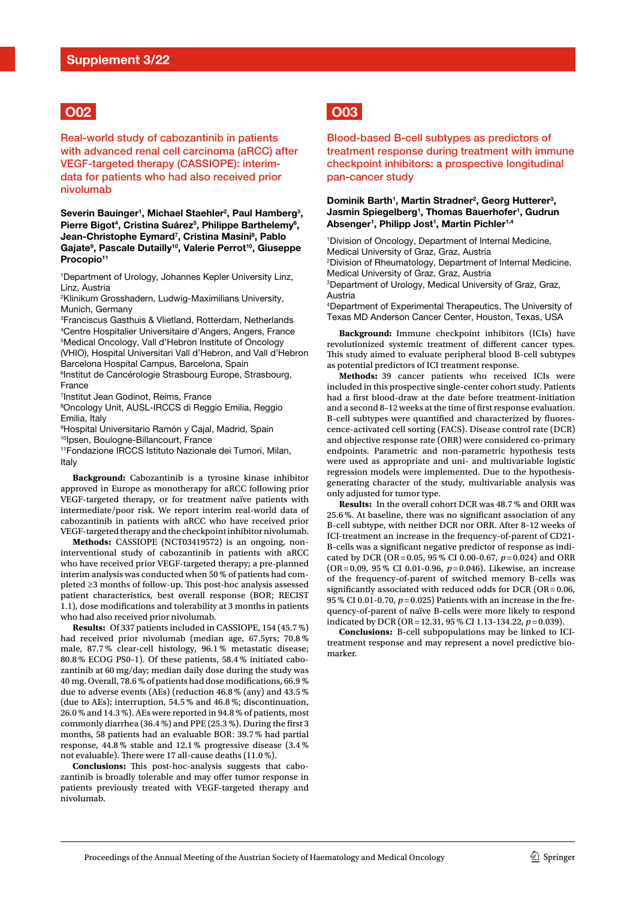## O02

### Real-world study of cabozantinib in patients with advanced renal cell carcinoma (aRCC) after VEGF-targeted therapy (CASSIOPE): interim-data for patients who had also received prior nivolumab

**Severin Bauinger[1], Michael Staehler[2], Paul Hamberg[3], Pierre Bigot[4], Cristina Suárez[5], Philippe Barthelemy[6], Jean-Christophe Eymard[7], Cristina Masini[8], Pablo Gajate[9], Pascale Dutailly[10], Valerie Perrot[10], Giuseppe Procopio[11]**

[1]Department of Urology, Johannes Kepler University Linz, Linz, Austria
[2]Klinikum Grosshadern, Ludwig-Maximilians University, Munich, Germany
[3]Franciscus Gasthuis & Vlietland, Rotterdam, Netherlands
[4]Centre Hospitalier Universitaire d'Angers, Angers, France
[5]Medical Oncology, Vall d'Hebron Institute of Oncology (VHIO), Hospital Universitari Vall d'Hebron, and Vall d'Hebron Barcelona Hospital Campus, Barcelona, Spain
[6]Institut de Cancérologie Strasbourg Europe, Strasbourg, France
[7]Institut Jean Godinot, Reims, France
[8]Oncology Unit, AUSL-IRCCS di Reggio Emilia, Reggio Emilia, Italy
[9]Hospital Universitario Ramón y Cajal, Madrid, Spain
[10]Ipsen, Boulogne-Billancourt, France
[11]Fondazione IRCCS Istituto Nazionale dei Tumori, Milan, Italy

**Background:** Cabozantinib is a tyrosine kinase inhibitor approved in Europe as monotherapy for aRCC following prior VEGF-targeted therapy, or for treatment naïve patients with intermediate/poor risk. We report interim real-world data of cabozantinib in patients with aRCC who have received prior VEGF-targeted therapy and the checkpoint inhibitor nivolumab.

**Methods:** CASSIOPE (NCT03419572) is an ongoing, non-interventional study of cabozantinib in patients with aRCC who have received prior VEGF-targeted therapy; a pre-planned interim analysis was conducted when 50 % of patients had completed ≥3 months of follow-up. This post-hoc analysis assessed patient characteristics, best overall response (BOR; RECIST 1.1), dose modifications and tolerability at 3 months in patients who had also received prior nivolumab.

**Results:** Of 337 patients included in CASSIOPE, 154 (45.7 %) had received prior nivolumab (median age, 67.5yrs; 70.8 % male, 87.7 % clear-cell histology, 96.1 % metastatic disease; 80.8 % ECOG PS0–1). Of these patients, 58.4 % initiated cabozantinib at 60 mg/day; median daily dose during the study was 40 mg. Overall, 78.6 % of patients had dose modifications, 66.9 % due to adverse events (AEs) (reduction 46.8 % (any) and 43.5 % (due to AEs); interruption, 54.5 % and 46.8 %; discontinuation, 26.0 % and 14.3 %). AEs were reported in 94.8 % of patients, most commonly diarrhea (36.4 %) and PPE (25.3 %). During the first 3 months, 58 patients had an evaluable BOR: 39.7 % had partial response, 44.8 % stable and 12.1 % progressive disease (3.4 % not evaluable). There were 17 all-cause deaths (11.0 %).

**Conclusions:** This post-hoc-analysis suggests that cabozantinib is broadly tolerable and may offer tumor response in patients previously treated with VEGF-targeted therapy and nivolumab.

## O03

### Blood-based B-cell subtypes as predictors of treatment response during treatment with immune checkpoint inhibitors: a prospective longitudinal pan-cancer study

**Dominik Barth[1], Martin Stradner[2], Georg Hutterer[3], Jasmin Spiegelberg[1], Thomas Bauerhofer[1], Gudrun Absenger[1], Philipp Jost[1], Martin Pichler[1,4]**

[1]Division of Oncology, Department of Internal Medicine, Medical University of Graz, Graz, Austria
[2]Division of Rheumatology, Department of Internal Medicine, Medical University of Graz, Graz, Austria
[3]Department of Urology, Medical University of Graz, Graz, Austria
[4]Department of Experimental Therapeutics, The University of Texas MD Anderson Cancer Center, Houston, Texas, USA

**Background:** Immune checkpoint inhibitors (ICIs) have revolutionized systemic treatment of different cancer types. This study aimed to evaluate peripheral blood B-cell subtypes as potential predictors of ICI treatment response.

**Methods:** 39 cancer patients who received ICIs were included in this prospective single-center cohort study. Patients had a first blood-draw at the date before treatment-initiation and a second 8–12 weeks at the time of first response evaluation. B-cell subtypes were quantified and characterized by fluorescence-activated cell sorting (FACS). Disease control rate (DCR) and objective response rate (ORR) were considered co-primary endpoints. Parametric and non-parametric hypothesis tests were used as appropriate and uni- and multivariable logistic regression models were implemented. Due to the hypothesis-generating character of the study, multivariable analysis was only adjusted for tumor type.

**Results:** In the overall cohort DCR was 48.7 % and ORR was 25.6 %. At baseline, there was no significant association of any B-cell subtype, with neither DCR nor ORR. After 8–12 weeks of ICI-treatment an increase in the frequency-of-parent of CD21-B-cells was a significant negative predictor of response as indicated by DCR (OR = 0.05, 95 % CI 0.00-0.67, $p = 0.024$) and ORR (OR = 0.09, 95 % CI 0.01-0.96, $p = 0.046$). Likewise, an increase of the frequency-of-parent of switched memory B-cells was significantly associated with reduced odds for DCR (OR = 0.06, 95 % CI 0.01-0.70, $p = 0.025$) Patients with an increase in the frequency-of-parent of naïve B-cells were more likely to respond indicated by DCR (OR = 12.31, 95 % CI 1.13-134.22, $p = 0.039$).

**Conclusions:** B-cell subpopulations may be linked to ICI-treatment response and may represent a novel predictive biomarker.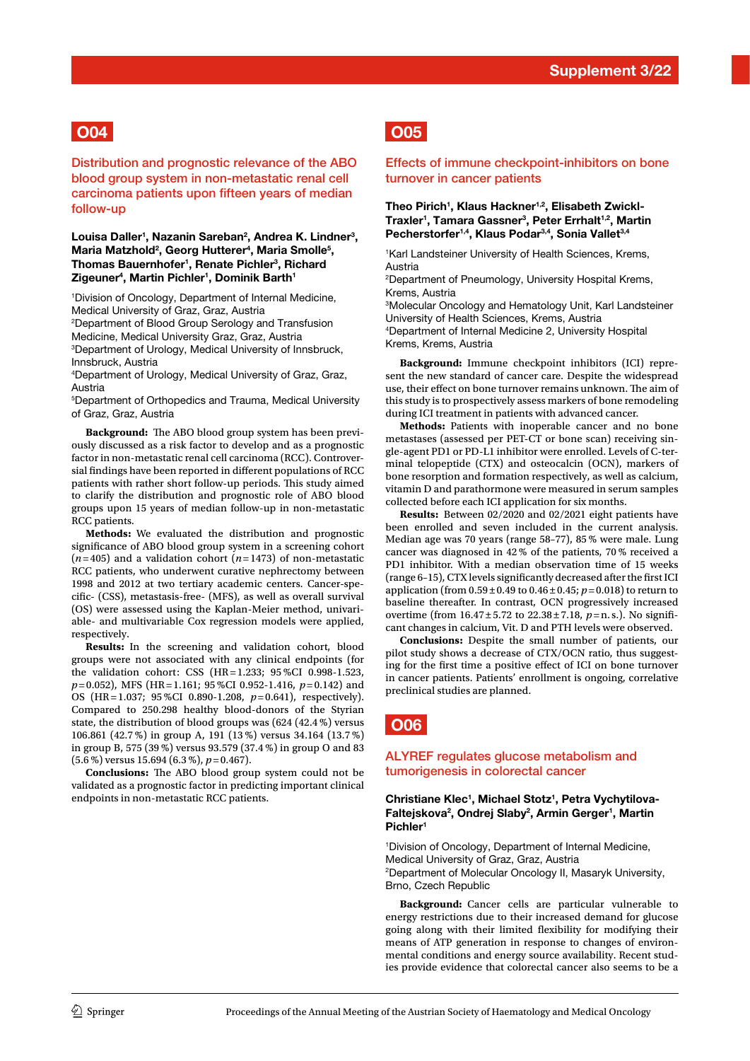## O04

### Distribution and prognostic relevance of the ABO blood group system in non-metastatic renal cell carcinoma patients upon fifteen years of median follow-up

**Louisa Daller[1], Nazanin Sareban[2], Andrea K. Lindner[3], Maria Matzhold[2], Georg Hutterer[4], Maria Smolle[5], Thomas Bauernhofer[1], Renate Pichler[3], Richard Zigeuner[4], Martin Pichler[1], Dominik Barth[1]**

[1]Division of Oncology, Department of Internal Medicine, Medical University of Graz, Graz, Austria
[2]Department of Blood Group Serology and Transfusion Medicine, Medical University Graz, Graz, Austria
[3]Department of Urology, Medical University of Innsbruck, Innsbruck, Austria
[4]Department of Urology, Medical University of Graz, Graz, Austria
[5]Department of Orthopedics and Trauma, Medical University of Graz, Graz, Austria

**Background:** The ABO blood group system has been previously discussed as a risk factor to develop and as a prognostic factor in non-metastatic renal cell carcinoma (RCC). Controversial findings have been reported in different populations of RCC patients with rather short follow-up periods. This study aimed to clarify the distribution and prognostic role of ABO blood groups upon 15 years of median follow-up in non-metastatic RCC patients.

**Methods:** We evaluated the distribution and prognostic significance of ABO blood group system in a screening cohort ($n=405$) and a validation cohort ($n=1473$) of non-metastatic RCC patients, who underwent curative nephrectomy between 1998 and 2012 at two tertiary academic centers. Cancer-specific- (CSS), metastasis-free- (MFS), as well as overall survival (OS) were assessed using the Kaplan-Meier method, univariable- and multivariable Cox regression models were applied, respectively.

**Results:** In the screening and validation cohort, blood groups were not associated with any clinical endpoints (for the validation cohort: CSS (HR=1.233; 95 %CI 0.998-1.523, $p=0.052$), MFS (HR=1.161; 95 %CI 0.952-1.416, $p=0.142$) and OS (HR=1.037; 95 %CI 0.890-1.208, $p=0.641$), respectively). Compared to 250.298 healthy blood-donors of the Styrian state, the distribution of blood groups was (624 (42.4 %) versus 106.861 (42.7 %) in group A, 191 (13 %) versus 34.164 (13.7 %) in group B, 575 (39 %) versus 93.579 (37.4 %) in group O and 83 (5.6 %) versus 15.694 (6.3 %), $p=0.467$).

**Conclusions:** The ABO blood group system could not be validated as a prognostic factor in predicting important clinical endpoints in non-metastatic RCC patients.

## O05

### Effects of immune checkpoint-inhibitors on bone turnover in cancer patients

**Theo Pirich[1], Klaus Hackner[1,2], Elisabeth Zwickl-Traxler[1], Tamara Gassner[3], Peter Errhalt[1,2], Martin Pecherstorfer[1,4], Klaus Podar[3,4], Sonia Vallet[3,4]**

[1]Karl Landsteiner University of Health Sciences, Krems, Austria
[2]Department of Pneumology, University Hospital Krems, Krems, Austria
[3]Molecular Oncology and Hematology Unit, Karl Landsteiner University of Health Sciences, Krems, Austria
[4]Department of Internal Medicine 2, University Hospital Krems, Krems, Austria

**Background:** Immune checkpoint inhibitors (ICI) represent the new standard of cancer care. Despite the widespread use, their effect on bone turnover remains unknown. The aim of this study is to prospectively assess markers of bone remodeling during ICI treatment in patients with advanced cancer.

**Methods:** Patients with inoperable cancer and no bone metastases (assessed per PET-CT or bone scan) receiving single-agent PD1 or PD-L1 inhibitor were enrolled. Levels of C-terminal telopeptide (CTX) and osteocalcin (OCN), markers of bone resorption and formation respectively, as well as calcium, vitamin D and parathormone were measured in serum samples collected before each ICI application for six months.

**Results:** Between 02/2020 and 02/2021 eight patients have been enrolled and seven included in the current analysis. Median age was 70 years (range 58–77), 85 % were male. Lung cancer was diagnosed in 42 % of the patients, 70 % received a PD1 inhibitor. With a median observation time of 15 weeks (range 6–15), CTX levels significantly decreased after the first ICI application (from $0.59 \pm 0.49$ to $0.46 \pm 0.45$; $p=0.018$) to return to baseline thereafter. In contrast, OCN progressively increased overtime (from $16.47 \pm 5.72$ to $22.38 \pm 7.18$, $p=$n.s.). No significant changes in calcium, Vit. D and PTH levels were observed.

**Conclusions:** Despite the small number of patients, our pilot study shows a decrease of CTX/OCN ratio, thus suggesting for the first time a positive effect of ICI on bone turnover in cancer patients. Patients' enrollment is ongoing, correlative preclinical studies are planned.

## O06

### ALYREF regulates glucose metabolism and tumorigenesis in colorectal cancer

**Christiane Klec[1], Michael Stotz[1], Petra Vychytilova-Faltejskova[2], Ondrej Slaby[2], Armin Gerger[1], Martin Pichler[1]**

[1]Division of Oncology, Department of Internal Medicine, Medical University of Graz, Graz, Austria
[2]Department of Molecular Oncology II, Masaryk University, Brno, Czech Republic

**Background:** Cancer cells are particular vulnerable to energy restrictions due to their increased demand for glucose going along with their limited flexibility for modifying their means of ATP generation in response to changes of environmental conditions and energy source availability. Recent studies provide evidence that colorectal cancer also seems to be a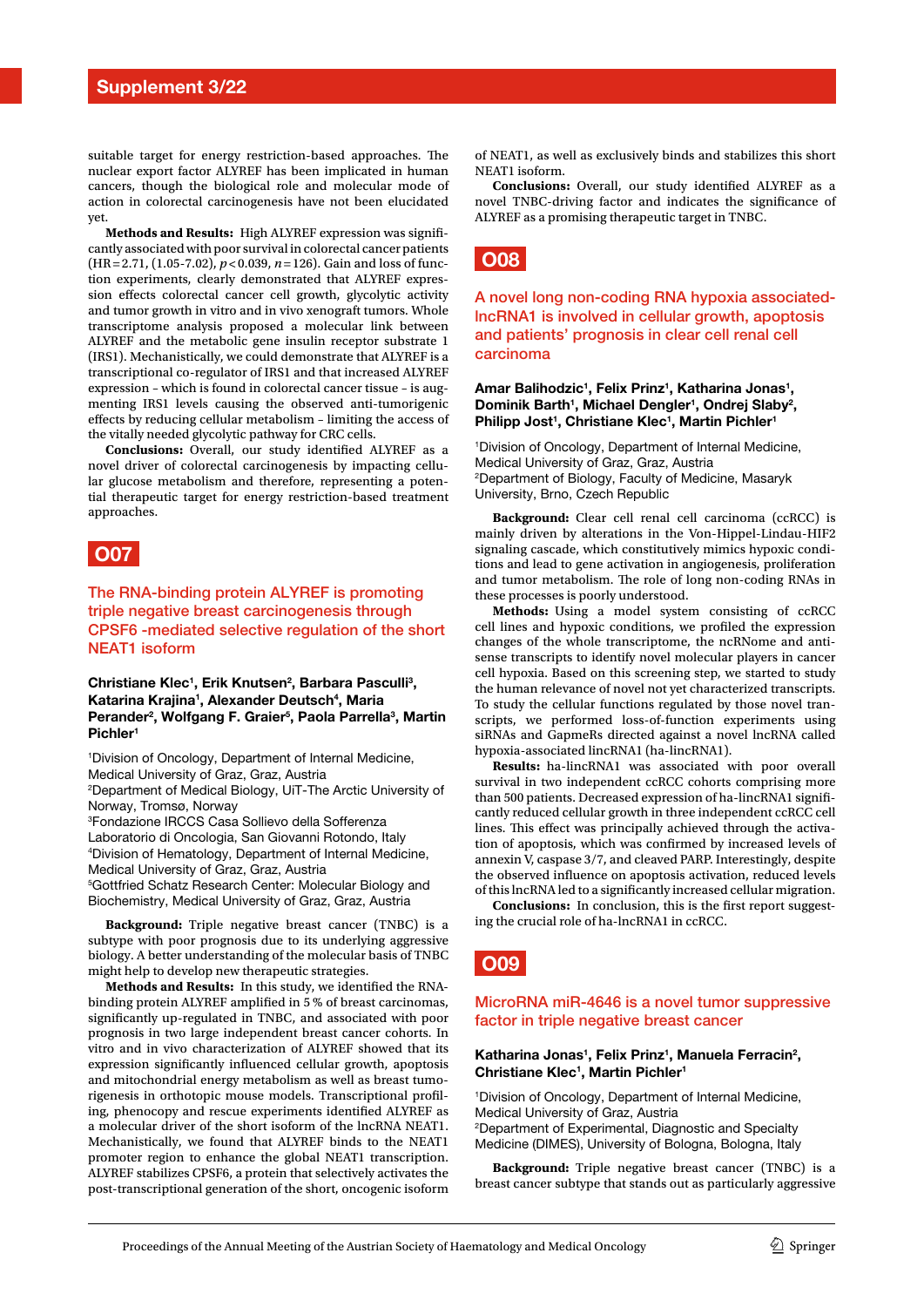suitable target for energy restriction-based approaches. The nuclear export factor ALYREF has been implicated in human cancers, though the biological role and molecular mode of action in colorectal carcinogenesis have not been elucidated yet.

**Methods and Results:** High ALYREF expression was significantly associated with poor survival in colorectal cancer patients (HR = 2.71, (1.05-7.02), $p < 0.039$, $n = 126$). Gain and loss of function experiments, clearly demonstrated that ALYREF expression effects colorectal cancer cell growth, glycolytic activity and tumor growth in vitro and in vivo xenograft tumors. Whole transcriptome analysis proposed a molecular link between ALYREF and the metabolic gene insulin receptor substrate 1 (IRS1). Mechanistically, we could demonstrate that ALYREF is a transcriptional co-regulator of IRS1 and that increased ALYREF expression – which is found in colorectal cancer tissue – is augmenting IRS1 levels causing the observed anti-tumorigenic effects by reducing cellular metabolism – limiting the access of the vitally needed glycolytic pathway for CRC cells.

**Conclusions:** Overall, our study identified ALYREF as a novel driver of colorectal carcinogenesis by impacting cellular glucose metabolism and therefore, representing a potential therapeutic target for energy restriction-based treatment approaches.

## O07

### The RNA-binding protein ALYREF is promoting triple negative breast carcinogenesis through CPSF6 -mediated selective regulation of the short NEAT1 isoform

**Christiane Klec[1], Erik Knutsen[2], Barbara Pasculli[3], Katarina Krajina[1], Alexander Deutsch[4], Maria Perander[2], Wolfgang F. Graier[5], Paola Parrella[3], Martin Pichler[1]**

[1]Division of Oncology, Department of Internal Medicine, Medical University of Graz, Graz, Austria
[2]Department of Medical Biology, UiT-The Arctic University of Norway, Tromsø, Norway
[3]Fondazione IRCCS Casa Sollievo della Sofferenza Laboratorio di Oncologia, San Giovanni Rotondo, Italy
[4]Division of Hematology, Department of Internal Medicine, Medical University of Graz, Graz, Austria
[5]Gottfried Schatz Research Center: Molecular Biology and Biochemistry, Medical University of Graz, Graz, Austria

**Background:** Triple negative breast cancer (TNBC) is a subtype with poor prognosis due to its underlying aggressive biology. A better understanding of the molecular basis of TNBC might help to develop new therapeutic strategies.

**Methods and Results:** In this study, we identified the RNA-binding protein ALYREF amplified in 5 % of breast carcinomas, significantly up-regulated in TNBC, and associated with poor prognosis in two large independent breast cancer cohorts. In vitro and in vivo characterization of ALYREF showed that its expression significantly influenced cellular growth, apoptosis and mitochondrial energy metabolism as well as breast tumorigenesis in orthotopic mouse models. Transcriptional profiling, phenocopy and rescue experiments identified ALYREF as a molecular driver of the short isoform of the lncRNA NEAT1. Mechanistically, we found that ALYREF binds to the NEAT1 promoter region to enhance the global NEAT1 transcription. ALYREF stabilizes CPSF6, a protein that selectively activates the post-transcriptional generation of the short, oncogenic isoform of NEAT1, as well as exclusively binds and stabilizes this short NEAT1 isoform.

**Conclusions:** Overall, our study identified ALYREF as a novel TNBC-driving factor and indicates the significance of ALYREF as a promising therapeutic target in TNBC.

## O08

### A novel long non-coding RNA hypoxia associated-lncRNA1 is involved in cellular growth, apoptosis and patients' prognosis in clear cell renal cell carcinoma

**Amar Balihodzic[1], Felix Prinz[1], Katharina Jonas[1], Dominik Barth[1], Michael Dengler[1], Ondrej Slaby[2], Philipp Jost[1], Christiane Klec[1], Martin Pichler[1]**

[1]Division of Oncology, Department of Internal Medicine, Medical University of Graz, Graz, Austria
[2]Department of Biology, Faculty of Medicine, Masaryk University, Brno, Czech Republic

**Background:** Clear cell renal cell carcinoma (ccRCC) is mainly driven by alterations in the Von-Hippel-Lindau-HIF2 signaling cascade, which constitutively mimics hypoxic conditions and lead to gene activation in angiogenesis, proliferation and tumor metabolism. The role of long non-coding RNAs in these processes is poorly understood.

**Methods:** Using a model system consisting of ccRCC cell lines and hypoxic conditions, we profiled the expression changes of the whole transcriptome, the ncRNome and antisense transcripts to identify novel molecular players in cancer cell hypoxia. Based on this screening step, we started to study the human relevance of novel not yet characterized transcripts. To study the cellular functions regulated by those novel transcripts, we performed loss-of-function experiments using siRNAs and GapmeRs directed against a novel lncRNA called hypoxia-associated lincRNA1 (ha-lincRNA1).

**Results:** ha-lincRNA1 was associated with poor overall survival in two independent ccRCC cohorts comprising more than 500 patients. Decreased expression of ha-lincRNA1 significantly reduced cellular growth in three independent ccRCC cell lines. This effect was principally achieved through the activation of apoptosis, which was confirmed by increased levels of annexin V, caspase 3/7, and cleaved PARP. Interestingly, despite the observed influence on apoptosis activation, reduced levels of this lncRNA led to a significantly increased cellular migration.

**Conclusions:** In conclusion, this is the first report suggesting the crucial role of ha-lncRNA1 in ccRCC.

## O09

### MicroRNA miR-4646 is a novel tumor suppressive factor in triple negative breast cancer

**Katharina Jonas[1], Felix Prinz[1], Manuela Ferracin[2], Christiane Klec[1], Martin Pichler[1]**

[1]Division of Oncology, Department of Internal Medicine, Medical University of Graz, Graz, Austria
[2]Department of Experimental, Diagnostic and Specialty Medicine (DIMES), University of Bologna, Bologna, Italy

**Background:** Triple negative breast cancer (TNBC) is a breast cancer subtype that stands out as particularly aggressive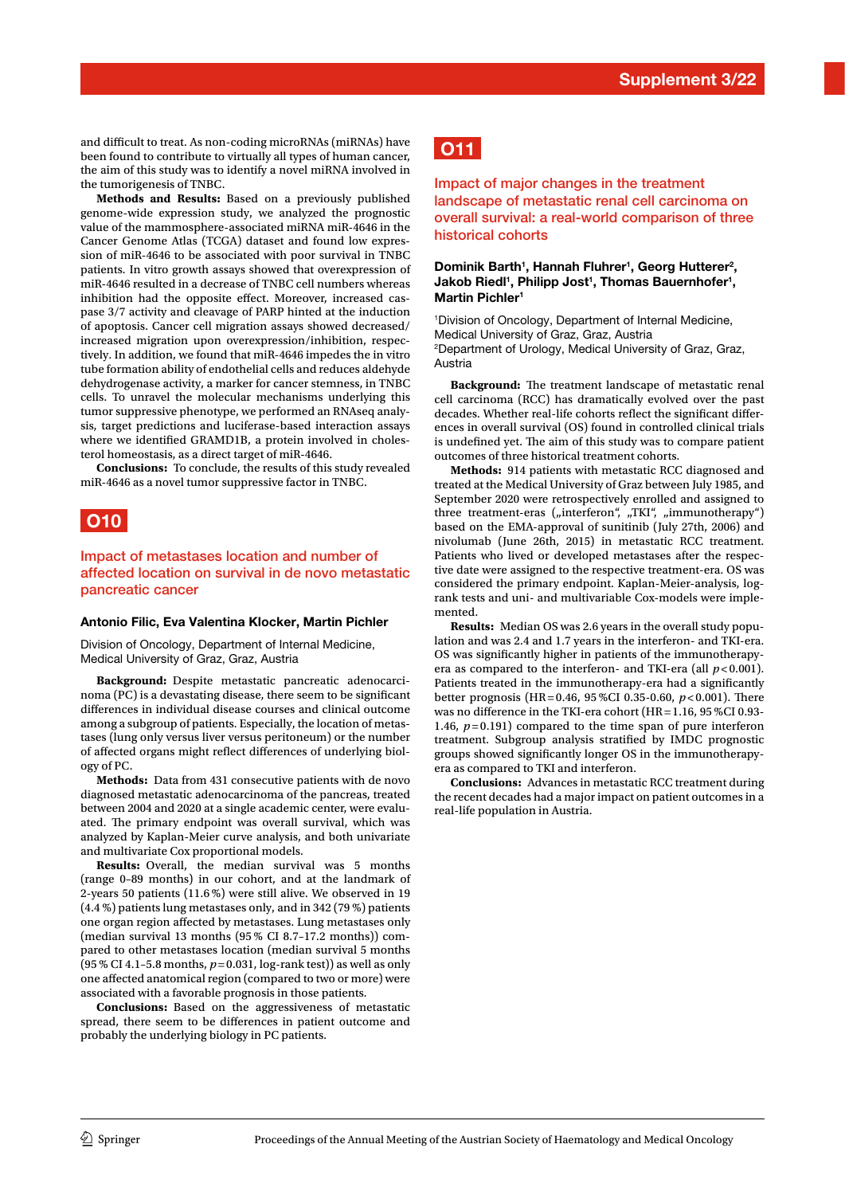and difficult to treat. As non-coding microRNAs (miRNAs) have been found to contribute to virtually all types of human cancer, the aim of this study was to identify a novel miRNA involved in the tumorigenesis of TNBC.

**Methods and Results:** Based on a previously published genome-wide expression study, we analyzed the prognostic value of the mammosphere-associated miRNA miR-4646 in the Cancer Genome Atlas (TCGA) dataset and found low expression of miR-4646 to be associated with poor survival in TNBC patients. In vitro growth assays showed that overexpression of miR-4646 resulted in a decrease of TNBC cell numbers whereas inhibition had the opposite effect. Moreover, increased caspase 3/7 activity and cleavage of PARP hinted at the induction of apoptosis. Cancer cell migration assays showed decreased/increased migration upon overexpression/inhibition, respectively. In addition, we found that miR-4646 impedes the in vitro tube formation ability of endothelial cells and reduces aldehyde dehydrogenase activity, a marker for cancer stemness, in TNBC cells. To unravel the molecular mechanisms underlying this tumor suppressive phenotype, we performed an RNAseq analysis, target predictions and luciferase-based interaction assays where we identified GRAMD1B, a protein involved in cholesterol homeostasis, as a direct target of miR-4646.

**Conclusions:** To conclude, the results of this study revealed miR-4646 as a novel tumor suppressive factor in TNBC.

## O10

### Impact of metastases location and number of affected location on survival in de novo metastatic pancreatic cancer

**Antonio Filic, Eva Valentina Klocker, Martin Pichler**

Division of Oncology, Department of Internal Medicine, Medical University of Graz, Graz, Austria

**Background:** Despite metastatic pancreatic adenocarcinoma (PC) is a devastating disease, there seem to be significant differences in individual disease courses and clinical outcome among a subgroup of patients. Especially, the location of metastases (lung only versus liver versus peritoneum) or the number of affected organs might reflect differences of underlying biology of PC.

**Methods:** Data from 431 consecutive patients with de novo diagnosed metastatic adenocarcinoma of the pancreas, treated between 2004 and 2020 at a single academic center, were evaluated. The primary endpoint was overall survival, which was analyzed by Kaplan-Meier curve analysis, and both univariate and multivariate Cox proportional models.

**Results:** Overall, the median survival was 5 months (range 0–89 months) in our cohort, and at the landmark of 2-years 50 patients (11.6 %) were still alive. We observed in 19 (4.4 %) patients lung metastases only, and in 342 (79 %) patients one organ region affected by metastases. Lung metastases only (median survival 13 months (95 % CI 8.7–17.2 months)) compared to other metastases location (median survival 5 months (95 % CI 4.1–5.8 months, $p = 0.031$, log-rank test)) as well as only one affected anatomical region (compared to two or more) were associated with a favorable prognosis in those patients.

**Conclusions:** Based on the aggressiveness of metastatic spread, there seem to be differences in patient outcome and probably the underlying biology in PC patients.

## O11

### Impact of major changes in the treatment landscape of metastatic renal cell carcinoma on overall survival: a real-world comparison of three historical cohorts

**Dominik Barth[1], Hannah Fluhrer[1], Georg Hutterer[2], Jakob Riedl[1], Philipp Jost[1], Thomas Bauernhofer[1], Martin Pichler[1]**

[1]Division of Oncology, Department of Internal Medicine, Medical University of Graz, Graz, Austria
[2]Department of Urology, Medical University of Graz, Graz, Austria

**Background:** The treatment landscape of metastatic renal cell carcinoma (RCC) has dramatically evolved over the past decades. Whether real-life cohorts reflect the significant differences in overall survival (OS) found in controlled clinical trials is undefined yet. The aim of this study was to compare patient outcomes of three historical treatment cohorts.

**Methods:** 914 patients with metastatic RCC diagnosed and treated at the Medical University of Graz between July 1985, and September 2020 were retrospectively enrolled and assigned to three treatment-eras („interferon", „TKI", „immunotherapy") based on the EMA-approval of sunitinib (July 27th, 2006) and nivolumab (June 26th, 2015) in metastatic RCC treatment. Patients who lived or developed metastases after the respective date were assigned to the respective treatment-era. OS was considered the primary endpoint. Kaplan-Meier-analysis, log-rank tests and uni- and multivariable Cox-models were implemented.

**Results:** Median OS was 2.6 years in the overall study population and was 2.4 and 1.7 years in the interferon- and TKI-era. OS was significantly higher in patients of the immunotherapy-era as compared to the interferon- and TKI-era (all $p < 0.001$). Patients treated in the immunotherapy-era had a significantly better prognosis (HR = 0.46, 95 %CI 0.35-0.60, $p < 0.001$). There was no difference in the TKI-era cohort (HR = 1.16, 95 %CI 0.93-1.46, $p = 0.191$) compared to the time span of pure interferon treatment. Subgroup analysis stratified by IMDC prognostic groups showed significantly longer OS in the immunotherapy-era as compared to TKI and interferon.

**Conclusions:** Advances in metastatic RCC treatment during the recent decades had a major impact on patient outcomes in a real-life population in Austria.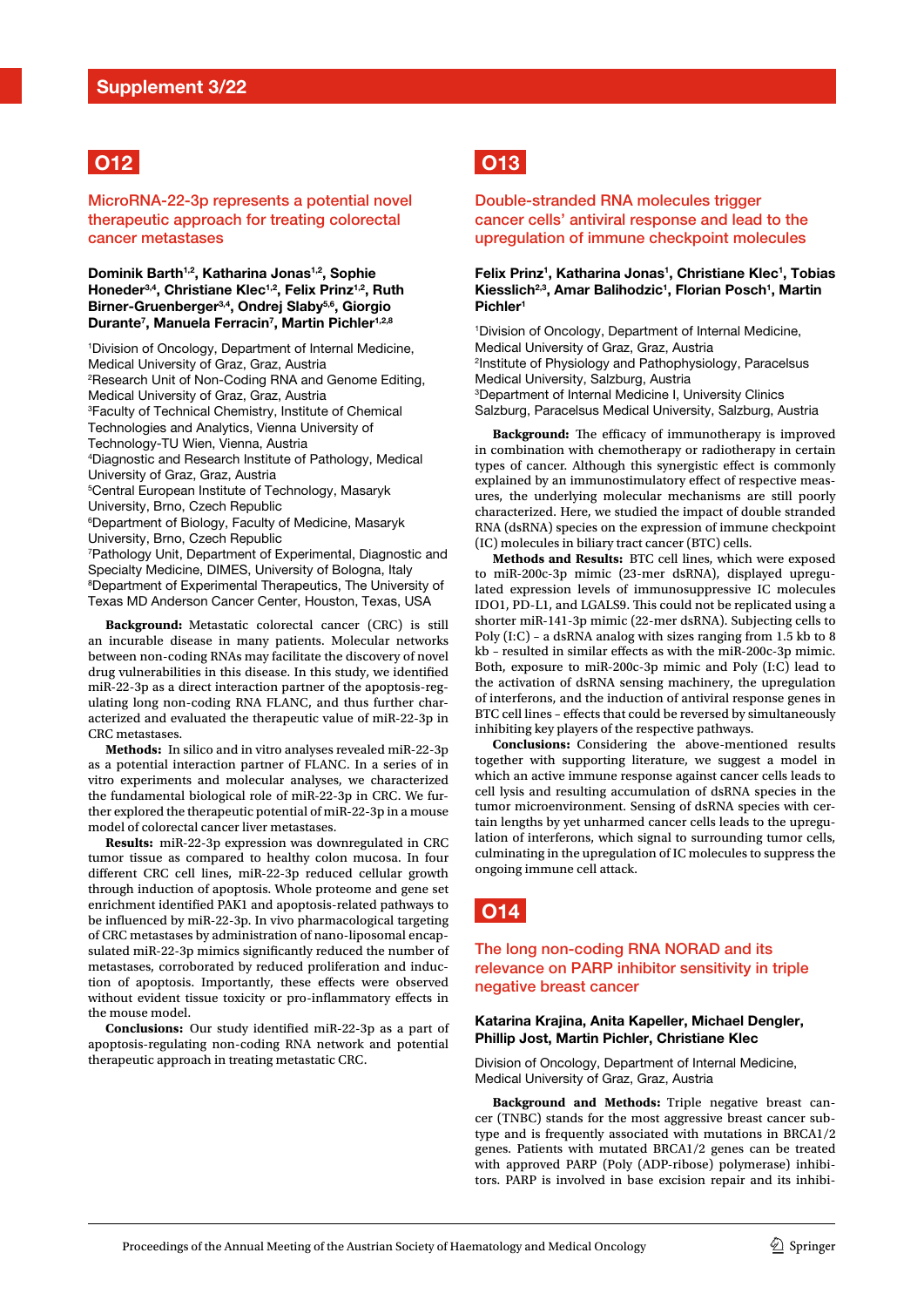## O12

### MicroRNA-22-3p represents a potential novel therapeutic approach for treating colorectal cancer metastases

**Dominik Barth[1,2], Katharina Jonas[1,2], Sophie Honeder[3,4], Christiane Klec[1,2], Felix Prinz[1,2], Ruth Birner-Gruenberger[3,4], Ondrej Slaby[5,6], Giorgio Durante[7], Manuela Ferracin[7], Martin Pichler[1,2,8]**

[1]Division of Oncology, Department of Internal Medicine, Medical University of Graz, Graz, Austria
[2]Research Unit of Non-Coding RNA and Genome Editing, Medical University of Graz, Graz, Austria
[3]Faculty of Technical Chemistry, Institute of Chemical Technologies and Analytics, Vienna University of Technology-TU Wien, Vienna, Austria
[4]Diagnostic and Research Institute of Pathology, Medical University of Graz, Graz, Austria
[5]Central European Institute of Technology, Masaryk University, Brno, Czech Republic
[6]Department of Biology, Faculty of Medicine, Masaryk University, Brno, Czech Republic
[7]Pathology Unit, Department of Experimental, Diagnostic and Specialty Medicine, DIMES, University of Bologna, Italy
[8]Department of Experimental Therapeutics, The University of Texas MD Anderson Cancer Center, Houston, Texas, USA

**Background:** Metastatic colorectal cancer (CRC) is still an incurable disease in many patients. Molecular networks between non-coding RNAs may facilitate the discovery of novel drug vulnerabilities in this disease. In this study, we identified miR-22-3p as a direct interaction partner of the apoptosis-regulating long non-coding RNA FLANC, and thus further characterized and evaluated the therapeutic value of miR-22-3p in CRC metastases.

**Methods:** In silico and in vitro analyses revealed miR-22-3p as a potential interaction partner of FLANC. In a series of in vitro experiments and molecular analyses, we characterized the fundamental biological role of miR-22-3p in CRC. We further explored the therapeutic potential of miR-22-3p in a mouse model of colorectal cancer liver metastases.

**Results:** miR-22-3p expression was downregulated in CRC tumor tissue as compared to healthy colon mucosa. In four different CRC cell lines, miR-22-3p reduced cellular growth through induction of apoptosis. Whole proteome and gene set enrichment identified PAK1 and apoptosis-related pathways to be influenced by miR-22-3p. In vivo pharmacological targeting of CRC metastases by administration of nano-liposomal encapsulated miR-22-3p mimics significantly reduced the number of metastases, corroborated by reduced proliferation and induction of apoptosis. Importantly, these effects were observed without evident tissue toxicity or pro-inflammatory effects in the mouse model.

**Conclusions:** Our study identified miR-22-3p as a part of apoptosis-regulating non-coding RNA network and potential therapeutic approach in treating metastatic CRC.

## O13

### Double-stranded RNA molecules trigger cancer cells' antiviral response and lead to the upregulation of immune checkpoint molecules

**Felix Prinz[1], Katharina Jonas[1], Christiane Klec[1], Tobias Kiesslich[2,3], Amar Balihodzic[1], Florian Posch[1], Martin Pichler[1]**

[1]Division of Oncology, Department of Internal Medicine, Medical University of Graz, Graz, Austria
[2]Institute of Physiology and Pathophysiology, Paracelsus Medical University, Salzburg, Austria
[3]Department of Internal Medicine I, University Clinics Salzburg, Paracelsus Medical University, Salzburg, Austria

**Background:** The efficacy of immunotherapy is improved in combination with chemotherapy or radiotherapy in certain types of cancer. Although this synergistic effect is commonly explained by an immunostimulatory effect of respective measures, the underlying molecular mechanisms are still poorly characterized. Here, we studied the impact of double stranded RNA (dsRNA) species on the expression of immune checkpoint (IC) molecules in biliary tract cancer (BTC) cells.

**Methods and Results:** BTC cell lines, which were exposed to miR-200c-3p mimic (23-mer dsRNA), displayed upregulated expression levels of immunosuppressive IC molecules IDO1, PD-L1, and LGALS9. This could not be replicated using a shorter miR-141-3p mimic (22-mer dsRNA). Subjecting cells to Poly (I:C) – a dsRNA analog with sizes ranging from 1.5 kb to 8 kb – resulted in similar effects as with the miR-200c-3p mimic. Both, exposure to miR-200c-3p mimic and Poly (I:C) lead to the activation of dsRNA sensing machinery, the upregulation of interferons, and the induction of antiviral response genes in BTC cell lines – effects that could be reversed by simultaneously inhibiting key players of the respective pathways.

**Conclusions:** Considering the above-mentioned results together with supporting literature, we suggest a model in which an active immune response against cancer cells leads to cell lysis and resulting accumulation of dsRNA species in the tumor microenvironment. Sensing of dsRNA species with certain lengths by yet unharmed cancer cells leads to the upregulation of interferons, which signal to surrounding tumor cells, culminating in the upregulation of IC molecules to suppress the ongoing immune cell attack.

## O14

### The long non-coding RNA NORAD and its relevance on PARP inhibitor sensitivity in triple negative breast cancer

**Katarina Krajina, Anita Kapeller, Michael Dengler, Phillip Jost, Martin Pichler, Christiane Klec**

Division of Oncology, Department of Internal Medicine, Medical University of Graz, Graz, Austria

**Background and Methods:** Triple negative breast cancer (TNBC) stands for the most aggressive breast cancer subtype and is frequently associated with mutations in BRCA1/2 genes. Patients with mutated BRCA1/2 genes can be treated with approved PARP (Poly (ADP-ribose) polymerase) inhibitors. PARP is involved in base excision repair and its inhibi-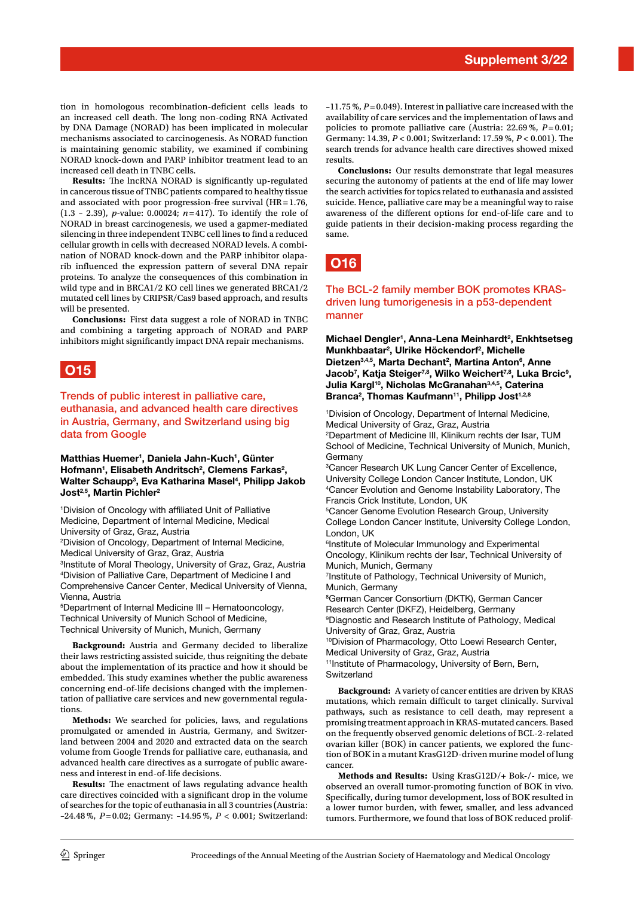tion in homologous recombination-deficient cells leads to an increased cell death. The long non-coding RNA Activated by DNA Damage (NORAD) has been implicated in molecular mechanisms associated to carcinogenesis. As NORAD function is maintaining genomic stability, we examined if combining NORAD knock-down and PARP inhibitor treatment lead to an increased cell death in TNBC cells.

**Results:** The lncRNA NORAD is significantly up-regulated in cancerous tissue of TNBC patients compared to healthy tissue and associated with poor progression-free survival (HR = 1.76, (1.3 – 2.39), *p*-value: 0.00024; *n* = 417). To identify the role of NORAD in breast carcinogenesis, we used a gapmer-mediated silencing in three independent TNBC cell lines to find a reduced cellular growth in cells with decreased NORAD levels. A combination of NORAD knock-down and the PARP inhibitor olaparib influenced the expression pattern of several DNA repair proteins. To analyze the consequences of this combination in wild type and in BRCA1/2 KO cell lines we generated BRCA1/2 mutated cell lines by CRIPSR/Cas9 based approach, and results will be presented.

**Conclusions:** First data suggest a role of NORAD in TNBC and combining a targeting approach of NORAD and PARP inhibitors might significantly impact DNA repair mechanisms.

## O15

### Trends of public interest in palliative care, euthanasia, and advanced health care directives in Austria, Germany, and Switzerland using big data from Google

**Matthias Huemer[1], Daniela Jahn-Kuch[1], Günter Hofmann[1], Elisabeth Andritsch[2], Clemens Farkas[2], Walter Schaupp[3], Eva Katharina Masel[4], Philipp Jakob Jost[2,5], Martin Pichler[2]**

[1]Division of Oncology with affiliated Unit of Palliative Medicine, Department of Internal Medicine, Medical University of Graz, Graz, Austria
[2]Division of Oncology, Department of Internal Medicine, Medical University of Graz, Graz, Austria
[3]Institute of Moral Theology, University of Graz, Graz, Austria
[4]Division of Palliative Care, Department of Medicine I and Comprehensive Cancer Center, Medical University of Vienna, Vienna, Austria
[5]Department of Internal Medicine III – Hematooncology, Technical University of Munich School of Medicine, Technical University of Munich, Munich, Germany

**Background:** Austria and Germany decided to liberalize their laws restricting assisted suicide, thus reigniting the debate about the implementation of its practice and how it should be embedded. This study examines whether the public awareness concerning end-of-life decisions changed with the implementation of palliative care services and new governmental regulations.

**Methods:** We searched for policies, laws, and regulations promulgated or amended in Austria, Germany, and Switzerland between 2004 and 2020 and extracted data on the search volume from Google Trends for palliative care, euthanasia, and advanced health care directives as a surrogate of public awareness and interest in end-of-life decisions.

**Results:** The enactment of laws regulating advance health care directives coincided with a significant drop in the volume of searches for the topic of euthanasia in all 3 countries (Austria: –24.48 %, *P* = 0.02; Germany: –14.95 %, *P* < 0.001; Switzerland: –11.75 %, *P* = 0.049). Interest in palliative care increased with the availability of care services and the implementation of laws and policies to promote palliative care (Austria: 22.69 %, *P* = 0.01; Germany: 14.39, *P* < 0.001; Switzerland: 17.59 %, *P* < 0.001). The search trends for advance health care directives showed mixed results.

**Conclusions:** Our results demonstrate that legal measures securing the autonomy of patients at the end of life may lower the search activities for topics related to euthanasia and assisted suicide. Hence, palliative care may be a meaningful way to raise awareness of the different options for end-of-life care and to guide patients in their decision-making process regarding the same.

## O16

### The BCL-2 family member BOK promotes KRAS-driven lung tumorigenesis in a p53-dependent manner

**Michael Dengler[1], Anna-Lena Meinhardt[2], Enkhtsetseg Munkhbaatar[2], Ulrike Höckendorf[2], Michelle Dietzen[3,4,5], Marta Dechant[2], Martina Anton[6], Anne Jacob[7], Katja Steiger[7,8], Wilko Weichert[7,8], Luka Brcic[9], Julia Kargl[10], Nicholas McGranahan[3,4,5], Caterina Branca[2], Thomas Kaufmann[11], Philipp Jost[1,2,8]**

[1]Division of Oncology, Department of Internal Medicine, Medical University of Graz, Graz, Austria
[2]Department of Medicine III, Klinikum rechts der Isar, TUM School of Medicine, Technical University of Munich, Munich, Germany
[3]Cancer Research UK Lung Cancer Center of Excellence, University College London Cancer Institute, London, UK
[4]Cancer Evolution and Genome Instability Laboratory, The Francis Crick Institute, London, UK
[5]Cancer Genome Evolution Research Group, University College London Cancer Institute, University College London, London, UK
[6]Institute of Molecular Immunology and Experimental Oncology, Klinikum rechts der Isar, Technical University of Munich, Munich, Germany
[7]Institute of Pathology, Technical University of Munich, Munich, Germany
[8]German Cancer Consortium (DKTK), German Cancer Research Center (DKFZ), Heidelberg, Germany
[9]Diagnostic and Research Institute of Pathology, Medical University of Graz, Graz, Austria
[10]Division of Pharmacology, Otto Loewi Research Center, Medical University of Graz, Graz, Austria
[11]Institute of Pharmacology, University of Bern, Bern, Switzerland

**Background:** A variety of cancer entities are driven by KRAS mutations, which remain difficult to target clinically. Survival pathways, such as resistance to cell death, may represent a promising treatment approach in KRAS-mutated cancers. Based on the frequently observed genomic deletions of BCL-2-related ovarian killer (BOK) in cancer patients, we explored the function of BOK in a mutant KrasG12D-driven murine model of lung cancer.

**Methods and Results:** Using KrasG12D/+ Bok-/- mice, we observed an overall tumor-promoting function of BOK in vivo. Specifically, during tumor development, loss of BOK resulted in a lower tumor burden, with fewer, smaller, and less advanced tumors. Furthermore, we found that loss of BOK reduced prolif-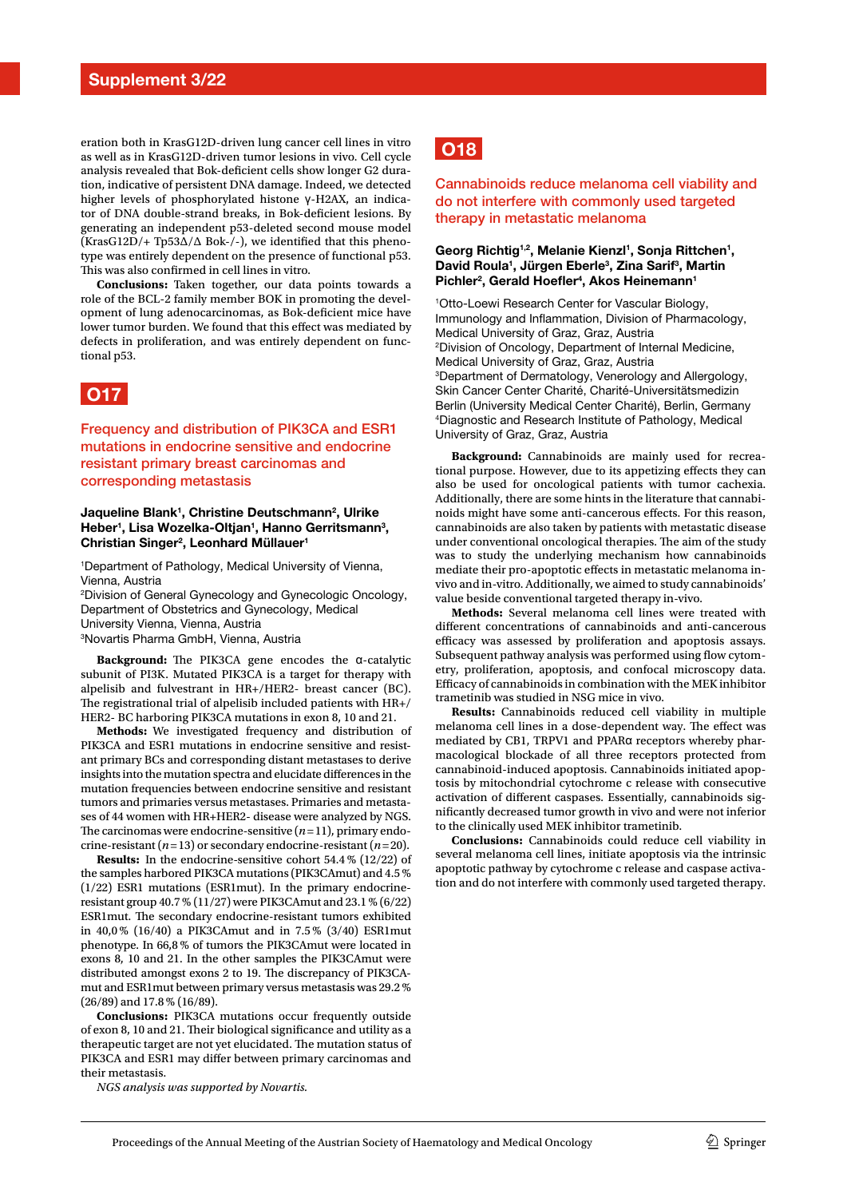eration both in KrasG12D-driven lung cancer cell lines in vitro as well as in KrasG12D-driven tumor lesions in vivo. Cell cycle analysis revealed that Bok-deficient cells show longer G2 duration, indicative of persistent DNA damage. Indeed, we detected higher levels of phosphorylated histone γ-H2AX, an indicator of DNA double-strand breaks, in Bok-deficient lesions. By generating an independent p53-deleted second mouse model (KrasG12D/+ Tp53Δ/Δ Bok-/-), we identified that this phenotype was entirely dependent on the presence of functional p53. This was also confirmed in cell lines in vitro.

**Conclusions:** Taken together, our data points towards a role of the BCL-2 family member BOK in promoting the development of lung adenocarcinomas, as Bok-deficient mice have lower tumor burden. We found that this effect was mediated by defects in proliferation, and was entirely dependent on functional p53.

# O17

## Frequency and distribution of PIK3CA and ESR1 mutations in endocrine sensitive and endocrine resistant primary breast carcinomas and corresponding metastasis

**Jaqueline Blank[1], Christine Deutschmann[2], Ulrike Heber[1], Lisa Wozelka-Oltjan[1], Hanno Gerritsmann[3], Christian Singer[2], Leonhard Müllauer[1]**

[1]Department of Pathology, Medical University of Vienna, Vienna, Austria
[2]Division of General Gynecology and Gynecologic Oncology, Department of Obstetrics and Gynecology, Medical University Vienna, Vienna, Austria
[3]Novartis Pharma GmbH, Vienna, Austria

**Background:** The PIK3CA gene encodes the α-catalytic subunit of PI3K. Mutated PIK3CA is a target for therapy with alpelisib and fulvestrant in HR+/HER2- breast cancer (BC). The registrational trial of alpelisib included patients with HR+/HER2- BC harboring PIK3CA mutations in exon 8, 10 and 21.

**Methods:** We investigated frequency and distribution of PIK3CA and ESR1 mutations in endocrine sensitive and resistant primary BCs and corresponding distant metastases to derive insights into the mutation spectra and elucidate differences in the mutation frequencies between endocrine sensitive and resistant tumors and primaries versus metastases. Primaries and metastases of 44 women with HR+HER2- disease were analyzed by NGS. The carcinomas were endocrine-sensitive ($n$=11), primary endocrine-resistant ($n$=13) or secondary endocrine-resistant ($n$=20).

**Results:** In the endocrine-sensitive cohort 54.4 % (12/22) of the samples harbored PIK3CA mutations (PIK3CAmut) and 4.5 % (1/22) ESR1 mutations (ESR1mut). In the primary endocrine-resistant group 40.7 % (11/27) were PIK3CAmut and 23.1 % (6/22) ESR1mut. The secondary endocrine-resistant tumors exhibited in 40,0 % (16/40) a PIK3CAmut and in 7.5 % (3/40) ESR1mut phenotype. In 66,8 % of tumors the PIK3CAmut were located in exons 8, 10 and 21. In the other samples the PIK3CAmut were distributed amongst exons 2 to 19. The discrepancy of PIK3CA-mut and ESR1mut between primary versus metastasis was 29.2 % (26/89) and 17.8 % (16/89).

**Conclusions:** PIK3CA mutations occur frequently outside of exon 8, 10 and 21. Their biological significance and utility as a therapeutic target are not yet elucidated. The mutation status of PIK3CA and ESR1 may differ between primary carcinomas and their metastasis.

*NGS analysis was supported by Novartis.*

# O18

## Cannabinoids reduce melanoma cell viability and do not interfere with commonly used targeted therapy in metastatic melanoma

**Georg Richtig[1,2], Melanie Kienzl[1], Sonja Rittchen[1], David Roula[1], Jürgen Eberle[3], Zina Sarif[3], Martin Pichler[2], Gerald Hoefler[4], Akos Heinemann[1]**

[1]Otto-Loewi Research Center for Vascular Biology, Immunology and Inflammation, Division of Pharmacology, Medical University of Graz, Graz, Austria
[2]Division of Oncology, Department of Internal Medicine, Medical University of Graz, Graz, Austria
[3]Department of Dermatology, Venerology and Allergology, Skin Cancer Center Charité, Charité-Universitätsmedizin Berlin (University Medical Center Charité), Berlin, Germany
[4]Diagnostic and Research Institute of Pathology, Medical University of Graz, Graz, Austria

**Background:** Cannabinoids are mainly used for recreational purpose. However, due to its appetizing effects they can also be used for oncological patients with tumor cachexia. Additionally, there are some hints in the literature that cannabinoids might have some anti-cancerous effects. For this reason, cannabinoids are also taken by patients with metastatic disease under conventional oncological therapies. The aim of the study was to study the underlying mechanism how cannabinoids mediate their pro-apoptotic effects in metastatic melanoma in-vivo and in-vitro. Additionally, we aimed to study cannabinoids' value beside conventional targeted therapy in-vivo.

**Methods:** Several melanoma cell lines were treated with different concentrations of cannabinoids and anti-cancerous efficacy was assessed by proliferation and apoptosis assays. Subsequent pathway analysis was performed using flow cytometry, proliferation, apoptosis, and confocal microscopy data. Efficacy of cannabinoids in combination with the MEK inhibitor trametinib in NSG mice in vivo.

**Results:** Cannabinoids reduced cell viability in multiple melanoma cell lines in a dose-dependent way. The effect was mediated by CB1, TRPV1 and PPARα receptors whereby pharmacological blockade of all three receptors protected from cannabinoid-induced apoptosis. Cannabinoids initiated apoptosis by mitochondrial cytochrome c release with consecutive activation of different caspases. Essentially, cannabinoids significantly decreased tumor growth in vivo and were not inferior to the clinically used MEK inhibitor trametinib.

**Conclusions:** Cannabinoids could reduce cell viability in several melanoma cell lines, initiate apoptosis via the intrinsic apoptotic pathway by cytochrome c release and caspase activation and do not interfere with commonly used targeted therapy.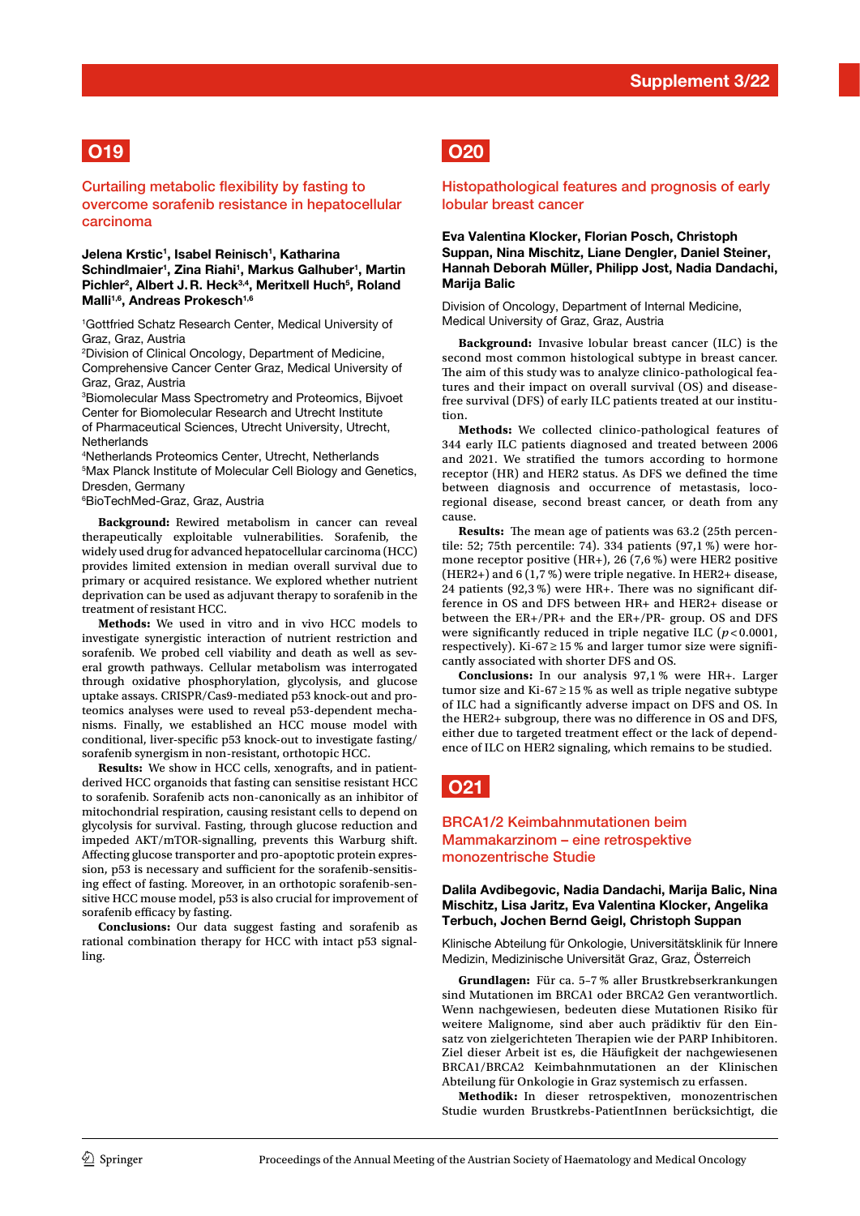## O19

### Curtailing metabolic flexibility by fasting to overcome sorafenib resistance in hepatocellular carcinoma

**Jelena Krstic[1], Isabel Reinisch[1], Katharina Schindlmaier[1], Zina Riahi[1], Markus Galhuber[1], Martin Pichler[2], Albert J.R. Heck[3,4], Meritxell Huch[5], Roland Malli[1,6], Andreas Prokesch[1,6]**

[1]Gottfried Schatz Research Center, Medical University of Graz, Graz, Austria
[2]Division of Clinical Oncology, Department of Medicine, Comprehensive Cancer Center Graz, Medical University of Graz, Graz, Austria
[3]Biomolecular Mass Spectrometry and Proteomics, Bijvoet Center for Biomolecular Research and Utrecht Institute of Pharmaceutical Sciences, Utrecht University, Utrecht, Netherlands
[4]Netherlands Proteomics Center, Utrecht, Netherlands
[5]Max Planck Institute of Molecular Cell Biology and Genetics, Dresden, Germany
[6]BioTechMed-Graz, Graz, Austria

**Background:** Rewired metabolism in cancer can reveal therapeutically exploitable vulnerabilities. Sorafenib, the widely used drug for advanced hepatocellular carcinoma (HCC) provides limited extension in median overall survival due to primary or acquired resistance. We explored whether nutrient deprivation can be used as adjuvant therapy to sorafenib in the treatment of resistant HCC.

**Methods:** We used in vitro and in vivo HCC models to investigate synergistic interaction of nutrient restriction and sorafenib. We probed cell viability and death as well as several growth pathways. Cellular metabolism was interrogated through oxidative phosphorylation, glycolysis, and glucose uptake assays. CRISPR/Cas9-mediated p53 knock-out and proteomics analyses were used to reveal p53-dependent mechanisms. Finally, we established an HCC mouse model with conditional, liver-specific p53 knock-out to investigate fasting/sorafenib synergism in non-resistant, orthotopic HCC.

**Results:** We show in HCC cells, xenografts, and in patient-derived HCC organoids that fasting can sensitise resistant HCC to sorafenib. Sorafenib acts non-canonically as an inhibitor of mitochondrial respiration, causing resistant cells to depend on glycolysis for survival. Fasting, through glucose reduction and impeded AKT/mTOR-signalling, prevents this Warburg shift. Affecting glucose transporter and pro-apoptotic protein expression, p53 is necessary and sufficient for the sorafenib-sensitising effect of fasting. Moreover, in an orthotopic sorafenib-sensitive HCC mouse model, p53 is also crucial for improvement of sorafenib efficacy by fasting.

**Conclusions:** Our data suggest fasting and sorafenib as rational combination therapy for HCC with intact p53 signalling.

## O20

### Histopathological features and prognosis of early lobular breast cancer

**Eva Valentina Klocker, Florian Posch, Christoph Suppan, Nina Mischitz, Liane Dengler, Daniel Steiner, Hannah Deborah Müller, Philipp Jost, Nadia Dandachi, Marija Balic**

Division of Oncology, Department of Internal Medicine, Medical University of Graz, Graz, Austria

**Background:** Invasive lobular breast cancer (ILC) is the second most common histological subtype in breast cancer. The aim of this study was to analyze clinico-pathological features and their impact on overall survival (OS) and disease-free survival (DFS) of early ILC patients treated at our institution.

**Methods:** We collected clinico-pathological features of 344 early ILC patients diagnosed and treated between 2006 and 2021. We stratified the tumors according to hormone receptor (HR) and HER2 status. As DFS we defined the time between diagnosis and occurrence of metastasis, locoregional disease, second breast cancer, or death from any cause.

**Results:** The mean age of patients was 63.2 (25th percentile: 52; 75th percentile: 74). 334 patients (97,1 %) were hormone receptor positive (HR+), 26 (7,6 %) were HER2 positive (HER2+) and 6 (1,7 %) were triple negative. In HER2+ disease, 24 patients (92,3 %) were HR+. There was no significant difference in OS and DFS between HR+ and HER2+ disease or between the ER+/PR+ and the ER+/PR- group. OS and DFS were significantly reduced in triple negative ILC ($p<0.0001$, respectively). Ki-67 ≥ 15 % and larger tumor size were significantly associated with shorter DFS and OS.

**Conclusions:** In our analysis 97,1 % were HR+. Larger tumor size and Ki-67 ≥ 15 % as well as triple negative subtype of ILC had a significantly adverse impact on DFS and OS. In the HER2+ subgroup, there was no difference in OS and DFS, either due to targeted treatment effect or the lack of dependence of ILC on HER2 signaling, which remains to be studied.

## O21

### BRCA1/2 Keimbahnmutationen beim Mammakarzinom – eine retrospektive monozentrische Studie

**Dalila Avdibegovic, Nadia Dandachi, Marija Balic, Nina Mischitz, Lisa Jaritz, Eva Valentina Klocker, Angelika Terbuch, Jochen Bernd Geigl, Christoph Suppan**

Klinische Abteilung für Onkologie, Universitätsklinik für Innere Medizin, Medizinische Universität Graz, Graz, Österreich

**Grundlagen:** Für ca. 5–7 % aller Brustkrebserkrankungen sind Mutationen im BRCA1 oder BRCA2 Gen verantwortlich. Wenn nachgewiesen, bedeuten diese Mutationen Risiko für weitere Malignome, sind aber auch prädiktiv für den Einsatz von zielgerichteten Therapien wie der PARP Inhibitoren. Ziel dieser Arbeit ist es, die Häufigkeit der nachgewiesenen BRCA1/BRCA2 Keimbahnmutationen an der Klinischen Abteilung für Onkologie in Graz systemisch zu erfassen.

**Methodik:** In dieser retrospektiven, monozentrischen Studie wurden Brustkrebs-PatientInnen berücksichtigt, die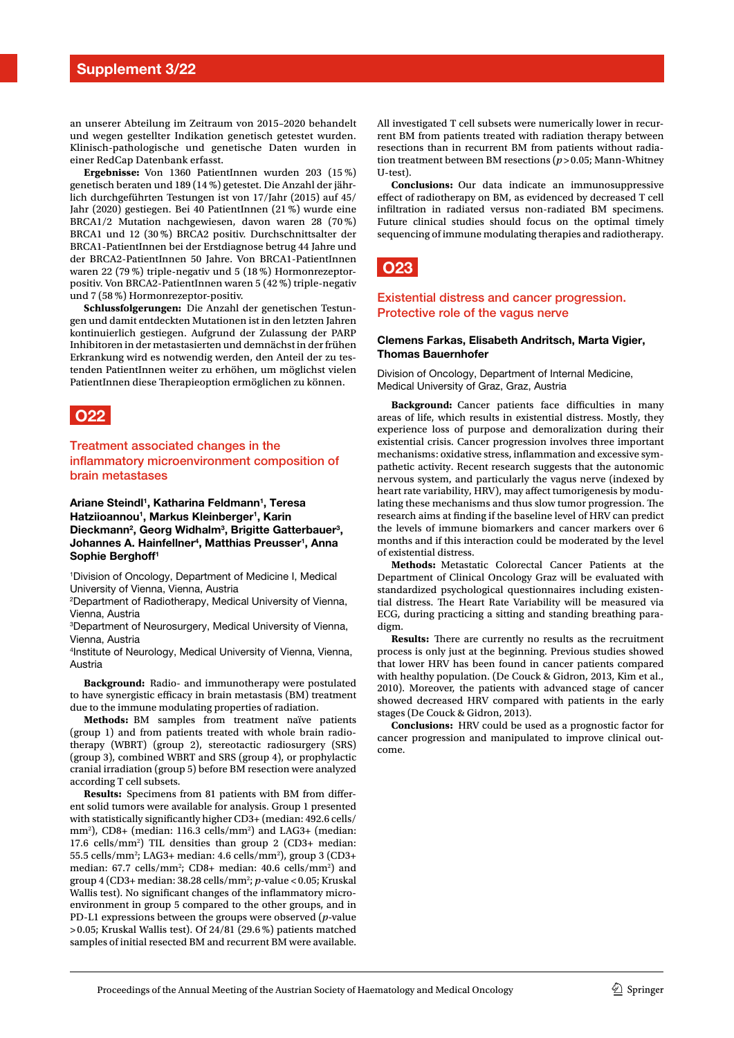an unserer Abteilung im Zeitraum von 2015–2020 behandelt und wegen gestellter Indikation genetisch getestet wurden. Klinisch-pathologische und genetische Daten wurden in einer RedCap Datenbank erfasst.

**Ergebnisse:** Von 1360 PatientInnen wurden 203 (15 %) genetisch beraten und 189 (14 %) getestet. Die Anzahl der jährlich durchgeführten Testungen ist von 17/Jahr (2015) auf 45/Jahr (2020) gestiegen. Bei 40 PatientInnen (21 %) wurde eine BRCA1/2 Mutation nachgewiesen, davon waren 28 (70 %) BRCA1 und 12 (30 %) BRCA2 positiv. Durchschnittsalter der BRCA1-PatientInnen bei der Erstdiagnose betrug 44 Jahre und der BRCA2-PatientInnen 50 Jahre. Von BRCA1-PatientInnen waren 22 (79 %) triple-negativ und 5 (18 %) Hormonrezeptor-positiv. Von BRCA2-PatientInnen waren 5 (42 %) triple-negativ und 7 (58 %) Hormonrezeptor-positiv.

**Schlussfolgerungen:** Die Anzahl der genetischen Testungen und damit entdeckten Mutationen ist in den letzten Jahren kontinuierlich gestiegen. Aufgrund der Zulassung der PARP Inhibitoren in der metastasierten und demnächst in der frühen Erkrankung wird es notwendig werden, den Anteil der zu testenden PatientInnen weiter zu erhöhen, um möglichst vielen PatientInnen diese Therapieoption ermöglichen zu können.

## O22

### Treatment associated changes in the inflammatory microenvironment composition of brain metastases

**Ariane Steindl[1], Katharina Feldmann[1], Teresa Hatziioannou[1], Markus Kleinberger[1], Karin Dieckmann[2], Georg Widhalm[3], Brigitte Gatterbauer[3], Johannes A. Hainfellner[4], Matthias Preusser[1], Anna Sophie Berghoff[1]**

[1]Division of Oncology, Department of Medicine I, Medical University of Vienna, Vienna, Austria
[2]Department of Radiotherapy, Medical University of Vienna, Vienna, Austria
[3]Department of Neurosurgery, Medical University of Vienna, Vienna, Austria
[4]Institute of Neurology, Medical University of Vienna, Vienna, Austria

**Background:** Radio- and immunotherapy were postulated to have synergistic efficacy in brain metastasis (BM) treatment due to the immune modulating properties of radiation.

**Methods:** BM samples from treatment naïve patients (group 1) and from patients treated with whole brain radiotherapy (WBRT) (group 2), stereotactic radiosurgery (SRS) (group 3), combined WBRT and SRS (group 4), or prophylactic cranial irradiation (group 5) before BM resection were analyzed according T cell subsets.

**Results:** Specimens from 81 patients with BM from different solid tumors were available for analysis. Group 1 presented with statistically significantly higher CD3+ (median: 492.6 cells/mm$^2$), CD8+ (median: 116.3 cells/mm$^2$) and LAG3+ (median: 17.6 cells/mm$^2$) TIL densities than group 2 (CD3+ median: 55.5 cells/mm$^2$; LAG3+ median: 4.6 cells/mm$^2$), group 3 (CD3+ median: 67.7 cells/mm$^2$; CD8+ median: 40.6 cells/mm$^2$) and group 4 (CD3+ median: 38.28 cells/mm$^2$; $p$-value < 0.05; Kruskal Wallis test). No significant changes of the inflammatory microenvironment in group 5 compared to the other groups, and in PD-L1 expressions between the groups were observed ($p$-value > 0.05; Kruskal Wallis test). Of 24/81 (29.6 %) patients matched samples of initial resected BM and recurrent BM were available. All investigated T cell subsets were numerically lower in recurrent BM from patients treated with radiation therapy between resections than in recurrent BM from patients without radiation treatment between BM resections ($p > 0.05$; Mann-Whitney U-test).

**Conclusions:** Our data indicate an immunosuppressive effect of radiotherapy on BM, as evidenced by decreased T cell infiltration in radiated versus non-radiated BM specimens. Future clinical studies should focus on the optimal timely sequencing of immune modulating therapies and radiotherapy.

## O23

### Existential distress and cancer progression. Protective role of the vagus nerve

**Clemens Farkas, Elisabeth Andritsch, Marta Vigier, Thomas Bauernhofer**

Division of Oncology, Department of Internal Medicine, Medical University of Graz, Graz, Austria

**Background:** Cancer patients face difficulties in many areas of life, which results in existential distress. Mostly, they experience loss of purpose and demoralization during their existential crisis. Cancer progression involves three important mechanisms: oxidative stress, inflammation and excessive sympathetic activity. Recent research suggests that the autonomic nervous system, and particularly the vagus nerve (indexed by heart rate variability, HRV), may affect tumorigenesis by modulating these mechanisms and thus slow tumor progression. The research aims at finding if the baseline level of HRV can predict the levels of immune biomarkers and cancer markers over 6 months and if this interaction could be moderated by the level of existential distress.

**Methods:** Metastatic Colorectal Cancer Patients at the Department of Clinical Oncology Graz will be evaluated with standardized psychological questionnaires including existential distress. The Heart Rate Variability will be measured via ECG, during practicing a sitting and standing breathing paradigm.

**Results:** There are currently no results as the recruitment process is only just at the beginning. Previous studies showed that lower HRV has been found in cancer patients compared with healthy population. (De Couck & Gidron, 2013, Kim et al., 2010). Moreover, the patients with advanced stage of cancer showed decreased HRV compared with patients in the early stages (De Couck & Gidron, 2013).

**Conclusions:** HRV could be used as a prognostic factor for cancer progression and manipulated to improve clinical outcome.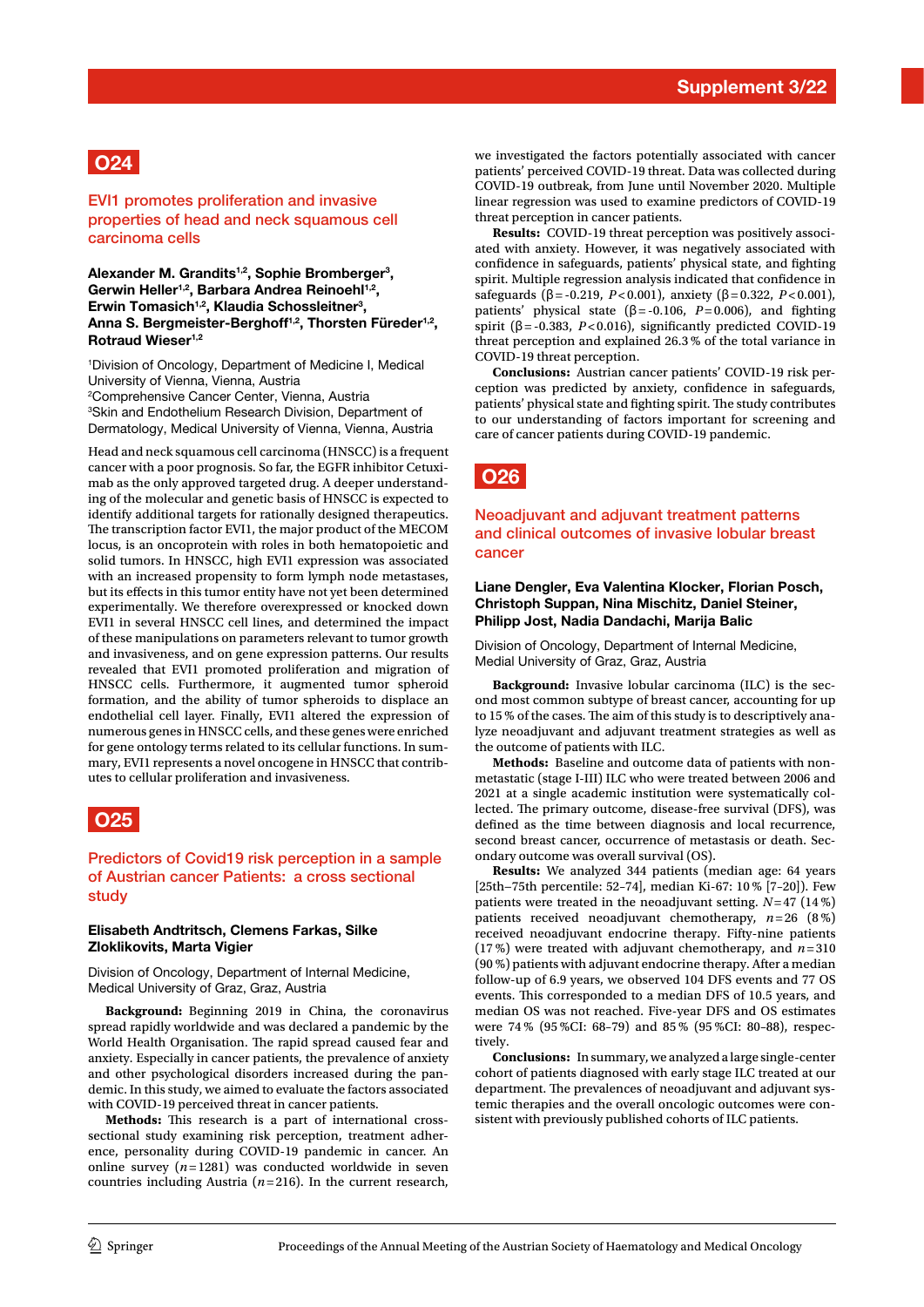## O24

### EVI1 promotes proliferation and invasive properties of head and neck squamous cell carcinoma cells

**Alexander M. Grandits[1,2], Sophie Bromberger[3], Gerwin Heller[1,2], Barbara Andrea Reinoehl[1,2], Erwin Tomasich[1,2], Klaudia Schossleitner[3], Anna S. Bergmeister-Berghoff[1,2], Thorsten Füreder[1,2], Rotraud Wieser[1,2]**

[1]Division of Oncology, Department of Medicine I, Medical University of Vienna, Vienna, Austria
[2]Comprehensive Cancer Center, Vienna, Austria
[3]Skin and Endothelium Research Division, Department of Dermatology, Medical University of Vienna, Vienna, Austria

Head and neck squamous cell carcinoma (HNSCC) is a frequent cancer with a poor prognosis. So far, the EGFR inhibitor Cetuximab as the only approved targeted drug. A deeper understanding of the molecular and genetic basis of HNSCC is expected to identify additional targets for rationally designed therapeutics. The transcription factor EVI1, the major product of the MECOM locus, is an oncoprotein with roles in both hematopoietic and solid tumors. In HNSCC, high EVI1 expression was associated with an increased propensity to form lymph node metastases, but its effects in this tumor entity have not yet been determined experimentally. We therefore overexpressed or knocked down EVI1 in several HNSCC cell lines, and determined the impact of these manipulations on parameters relevant to tumor growth and invasiveness, and on gene expression patterns. Our results revealed that EVI1 promoted proliferation and migration of HNSCC cells. Furthermore, it augmented tumor spheroid formation, and the ability of tumor spheroids to displace an endothelial cell layer. Finally, EVI1 altered the expression of numerous genes in HNSCC cells, and these genes were enriched for gene ontology terms related to its cellular functions. In summary, EVI1 represents a novel oncogene in HNSCC that contributes to cellular proliferation and invasiveness.

## O25

### Predictors of Covid19 risk perception in a sample of Austrian cancer Patients: a cross sectional study

**Elisabeth Andtritsch, Clemens Farkas, Silke Zloklikovits, Marta Vigier**

Division of Oncology, Department of Internal Medicine, Medical University of Graz, Graz, Austria

**Background:** Beginning 2019 in China, the coronavirus spread rapidly worldwide and was declared a pandemic by the World Health Organisation. The rapid spread caused fear and anxiety. Especially in cancer patients, the prevalence of anxiety and other psychological disorders increased during the pandemic. In this study, we aimed to evaluate the factors associated with COVID-19 perceived threat in cancer patients.

**Methods:** This research is a part of international cross-sectional study examining risk perception, treatment adherence, personality during COVID-19 pandemic in cancer. An online survey ($n$ = 1281) was conducted worldwide in seven countries including Austria ($n$ = 216). In the current research, we investigated the factors potentially associated with cancer patients' perceived COVID-19 threat. Data was collected during COVID-19 outbreak, from June until November 2020. Multiple linear regression was used to examine predictors of COVID-19 threat perception in cancer patients.

**Results:** COVID-19 threat perception was positively associated with anxiety. However, it was negatively associated with confidence in safeguards, patients' physical state, and fighting spirit. Multiple regression analysis indicated that confidence in safeguards ($\beta$ = -0.219, $P$ < 0.001), anxiety ($\beta$ = 0.322, $P$ < 0.001), patients' physical state ($\beta$ = -0.106, $P$ = 0.006), and fighting spirit ($\beta$ = -0.383, $P$ < 0.016), significantly predicted COVID-19 threat perception and explained 26.3 % of the total variance in COVID-19 threat perception.

**Conclusions:** Austrian cancer patients' COVID-19 risk perception was predicted by anxiety, confidence in safeguards, patients' physical state and fighting spirit. The study contributes to our understanding of factors important for screening and care of cancer patients during COVID-19 pandemic.

## O26

### Neoadjuvant and adjuvant treatment patterns and clinical outcomes of invasive lobular breast cancer

**Liane Dengler, Eva Valentina Klocker, Florian Posch, Christoph Suppan, Nina Mischitz, Daniel Steiner, Philipp Jost, Nadia Dandachi, Marija Balic**

Division of Oncology, Department of Internal Medicine, Medial University of Graz, Graz, Austria

**Background:** Invasive lobular carcinoma (ILC) is the second most common subtype of breast cancer, accounting for up to 15 % of the cases. The aim of this study is to descriptively analyze neoadjuvant and adjuvant treatment strategies as well as the outcome of patients with ILC.

**Methods:** Baseline and outcome data of patients with non-metastatic (stage I-III) ILC who were treated between 2006 and 2021 at a single academic institution were systematically collected. The primary outcome, disease-free survival (DFS), was defined as the time between diagnosis and local recurrence, second breast cancer, occurrence of metastasis or death. Secondary outcome was overall survival (OS).

**Results:** We analyzed 344 patients (median age: 64 years [25th–75th percentile: 52–74], median Ki-67: 10 % [7–20]). Few patients were treated in the neoadjuvant setting. $N$ = 47 (14 %) patients received neoadjuvant chemotherapy, $n$ = 26 (8 %) received neoadjuvant endocrine therapy. Fifty-nine patients (17 %) were treated with adjuvant chemotherapy, and $n$ = 310 (90 %) patients with adjuvant endocrine therapy. After a median follow-up of 6.9 years, we observed 104 DFS events and 77 OS events. This corresponded to a median DFS of 10.5 years, and median OS was not reached. Five-year DFS and OS estimates were 74 % (95 %CI: 68–79) and 85 % (95 %CI: 80–88), respectively.

**Conclusions:** In summary, we analyzed a large single-center cohort of patients diagnosed with early stage ILC treated at our department. The prevalences of neoadjuvant and adjuvant systemic therapies and the overall oncologic outcomes were consistent with previously published cohorts of ILC patients.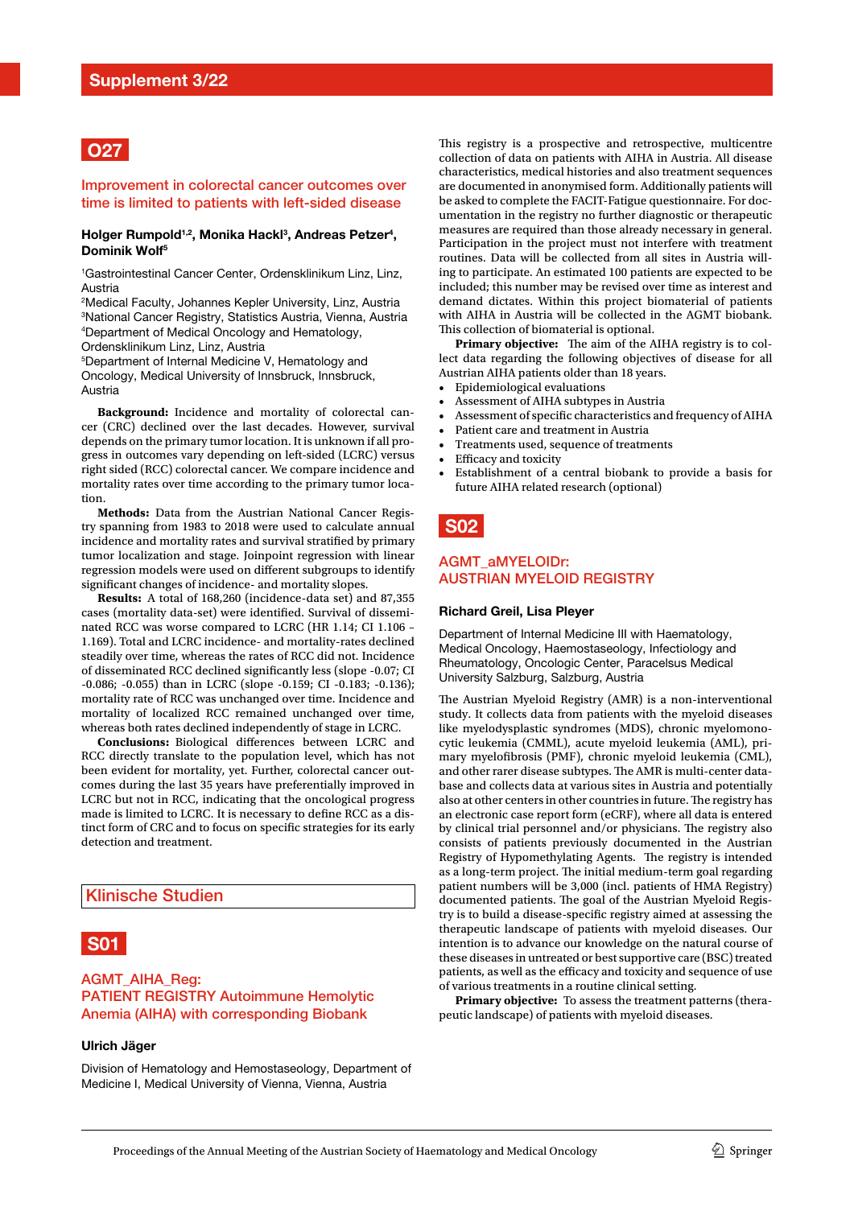## O27

### Improvement in colorectal cancer outcomes over time is limited to patients with left-sided disease

**Holger Rumpold[1,2], Monika Hackl[3], Andreas Petzer[4], Dominik Wolf[5]**

[1]Gastrointestinal Cancer Center, Ordensklinikum Linz, Linz, Austria
[2]Medical Faculty, Johannes Kepler University, Linz, Austria
[3]National Cancer Registry, Statistics Austria, Vienna, Austria
[4]Department of Medical Oncology and Hematology, Ordensklinikum Linz, Linz, Austria
[5]Department of Internal Medicine V, Hematology and Oncology, Medical University of Innsbruck, Innsbruck, Austria

**Background:** Incidence and mortality of colorectal cancer (CRC) declined over the last decades. However, survival depends on the primary tumor location. It is unknown if all progress in outcomes vary depending on left-sided (LCRC) versus right sided (RCC) colorectal cancer. We compare incidence and mortality rates over time according to the primary tumor location.

**Methods:** Data from the Austrian National Cancer Registry spanning from 1983 to 2018 were used to calculate annual incidence and mortality rates and survival stratified by primary tumor localization and stage. Joinpoint regression with linear regression models were used on different subgroups to identify significant changes of incidence- and mortality slopes.

**Results:** A total of 168,260 (incidence-data set) and 87,355 cases (mortality data-set) were identified. Survival of disseminated RCC was worse compared to LCRC (HR 1.14; CI 1.106 – 1.169). Total and LCRC incidence- and mortality-rates declined steadily over time, whereas the rates of RCC did not. Incidence of disseminated RCC declined significantly less (slope -0.07; CI -0.086; -0.055) than in LCRC (slope -0.159; CI -0.183; -0.136); mortality rate of RCC was unchanged over time. Incidence and mortality of localized RCC remained unchanged over time, whereas both rates declined independently of stage in LCRC.

**Conclusions:** Biological differences between LCRC and RCC directly translate to the population level, which has not been evident for mortality, yet. Further, colorectal cancer outcomes during the last 35 years have preferentially improved in LCRC but not in RCC, indicating that the oncological progress made is limited to LCRC. It is necessary to define RCC as a distinct form of CRC and to focus on specific strategies for its early detection and treatment.

# Klinische Studien

## S01

### AGMT_AIHA_Reg: PATIENT REGISTRY Autoimmune Hemolytic Anemia (AIHA) with corresponding Biobank

**Ulrich Jäger**

Division of Hematology and Hemostaseology, Department of Medicine I, Medical University of Vienna, Vienna, Austria

This registry is a prospective and retrospective, multicentre collection of data on patients with AIHA in Austria. All disease characteristics, medical histories and also treatment sequences are documented in anonymised form. Additionally patients will be asked to complete the FACIT-Fatigue questionnaire. For documentation in the registry no further diagnostic or therapeutic measures are required than those already necessary in general. Participation in the project must not interfere with treatment routines. Data will be collected from all sites in Austria willing to participate. An estimated 100 patients are expected to be included; this number may be revised over time as interest and demand dictates. Within this project biomaterial of patients with AIHA in Austria will be collected in the AGMT biobank. This collection of biomaterial is optional.

**Primary objective:** The aim of the AIHA registry is to collect data regarding the following objectives of disease for all Austrian AIHA patients older than 18 years.

- Epidemiological evaluations
- Assessment of AIHA subtypes in Austria
- Assessment of specific characteristics and frequency of AIHA
- Patient care and treatment in Austria
- Treatments used, sequence of treatments
- Efficacy and toxicity
- Establishment of a central biobank to provide a basis for future AIHA related research (optional)

## S02

### AGMT_aMYELOIDr: AUSTRIAN MYELOID REGISTRY

**Richard Greil, Lisa Pleyer**

Department of Internal Medicine III with Haematology, Medical Oncology, Haemostaseology, Infectiology and Rheumatology, Oncologic Center, Paracelsus Medical University Salzburg, Salzburg, Austria

The Austrian Myeloid Registry (AMR) is a non-interventional study. It collects data from patients with the myeloid diseases like myelodysplastic syndromes (MDS), chronic myelomonocytic leukemia (CMML), acute myeloid leukemia (AML), primary myelofibrosis (PMF), chronic myeloid leukemia (CML), and other rarer disease subtypes. The AMR is multi-center database and collects data at various sites in Austria and potentially also at other centers in other countries in future. The registry has an electronic case report form (eCRF), where all data is entered by clinical trial personnel and/or physicians. The registry also consists of patients previously documented in the Austrian Registry of Hypomethylating Agents. The registry is intended as a long-term project. The initial medium-term goal regarding patient numbers will be 3,000 (incl. patients of HMA Registry) documented patients. The goal of the Austrian Myeloid Registry is to build a disease-specific registry aimed at assessing the therapeutic landscape of patients with myeloid diseases. Our intention is to advance our knowledge on the natural course of these diseases in untreated or best supportive care (BSC) treated patients, as well as the efficacy and toxicity and sequence of use of various treatments in a routine clinical setting.

**Primary objective:** To assess the treatment patterns (therapeutic landscape) of patients with myeloid diseases.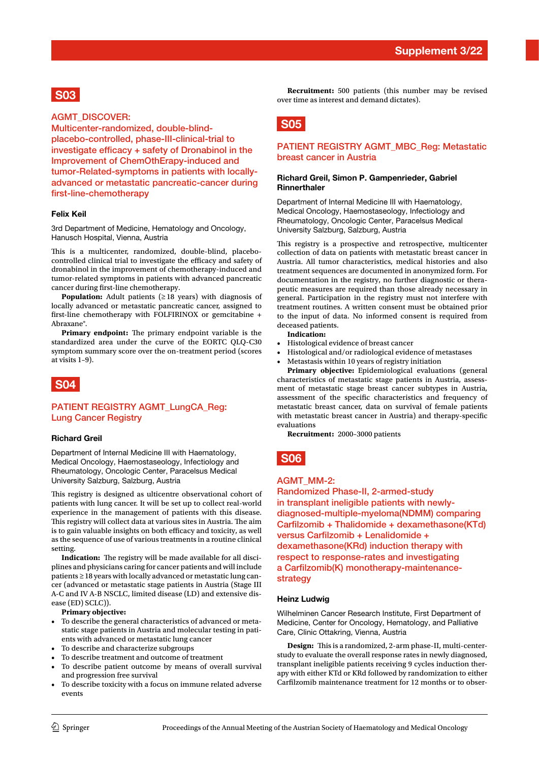## S03

### AGMT_DISCOVER: Multicenter-randomized, double-blind-placebo-controlled, phase-III-clinical-trial to investigate efficacy + safety of Dronabinol in the Improvement of ChemOthErapy-induced and tumor-Related-symptoms in patients with locally-advanced or metastatic pancreatic-cancer during first-line-chemotherapy

**Felix Keil**

3rd Department of Medicine, Hematology and Oncology, Hanusch Hospital, Vienna, Austria

This is a multicenter, randomized, double-blind, placebo-controlled clinical trial to investigate the efficacy and safety of dronabinol in the improvement of chemotherapy-induced and tumor-related symptoms in patients with advanced pancreatic cancer during first-line chemotherapy.

**Population:** Adult patients (≥ 18 years) with diagnosis of locally advanced or metastatic pancreatic cancer, assigned to first-line chemotherapy with FOLFIRINOX or gemcitabine + Abraxane®.

**Primary endpoint:** The primary endpoint variable is the standardized area under the curve of the EORTC QLQ-C30 symptom summary score over the on-treatment period (scores at visits 1–9).

## S04

### PATIENT REGISTRY AGMT_LungCA_Reg: Lung Cancer Registry

**Richard Greil**

Department of Internal Medicine III with Haematology, Medical Oncology, Haemostaseology, Infectiology and Rheumatology, Oncologic Center, Paracelsus Medical University Salzburg, Salzburg, Austria

This registry is designed as ulticentre observational cohort of patients with lung cancer. It will be set up to collect real-world experience in the management of patients with this disease. This registry will collect data at various sites in Austria. The aim is to gain valuable insights on both efficacy and toxicity, as well as the sequence of use of various treatments in a routine clinical setting.

**Indication:** The registry will be made available for all disciplines and physicians caring for cancer patients and will include patients ≥ 18 years with locally advanced or metastatic lung cancer (advanced or metastatic stage patients in Austria (Stage III A-C and IV A-B NSCLC, limited disease (LD) and extensive disease (ED) SCLC)).

**Primary objective:**

- To describe the general characteristics of advanced or metastatic stage patients in Austria and molecular testing in patients with advanced or metastatic lung cancer
- To describe and characterize subgroups
- To describe treatment and outcome of treatment
- To describe patient outcome by means of overall survival and progression free survival
- To describe toxicity with a focus on immune related adverse events

**Recruitment:** 500 patients (this number may be revised over time as interest and demand dictates).

## S05

### PATIENT REGISTRY AGMT_MBC_Reg: Metastatic breast cancer in Austria

**Richard Greil, Simon P. Gampenrieder, Gabriel Rinnerthaler**

Department of Internal Medicine III with Haematology, Medical Oncology, Haemostaseology, Infectiology and Rheumatology, Oncologic Center, Paracelsus Medical University Salzburg, Salzburg, Austria

This registry is a prospective and retrospective, multicenter collection of data on patients with metastatic breast cancer in Austria. All tumor characteristics, medical histories and also treatment sequences are documented in anonymized form. For documentation in the registry, no further diagnostic or therapeutic measures are required than those already necessary in general. Participation in the registry must not interfere with treatment routines. A written consent must be obtained prior to the input of data. No informed consent is required from deceased patients.

**Indication:**

- Histological evidence of breast cancer
- Histological and/or radiological evidence of metastases
- Metastasis within 10 years of registry initiation

**Primary objective:** Epidemiological evaluations (general characteristics of metastatic stage patients in Austria, assessment of metastatic stage breast cancer subtypes in Austria, assessment of the specific characteristics and frequency of metastatic breast cancer, data on survival of female patients with metastatic breast cancer in Austria) and therapy-specific evaluations

**Recruitment:** 2000–3000 patients

## S06

### AGMT_MM-2: Randomized Phase-II, 2-armed-study in transplant ineligible patients with newly-diagnosed-multiple-myeloma(NDMM) comparing Carfilzomib + Thalidomide + dexamethasone(KTd) versus Carfilzomib + Lenalidomide + dexamethasone(KRd) induction therapy with respect to response-rates and investigating a Carfilzomib(K) monotherapy-maintenance-strategy

**Heinz Ludwig**

Wilhelminen Cancer Research Institute, First Department of Medicine, Center for Oncology, Hematology, and Palliative Care, Clinic Ottakring, Vienna, Austria

**Design:** This is a randomized, 2-arm phase-II, multi-center-study to evaluate the overall response rates in newly diagnosed, transplant ineligible patients receiving 9 cycles induction therapy with either KTd or KRd followed by randomization to either Carfilzomib maintenance treatment for 12 months or to obser-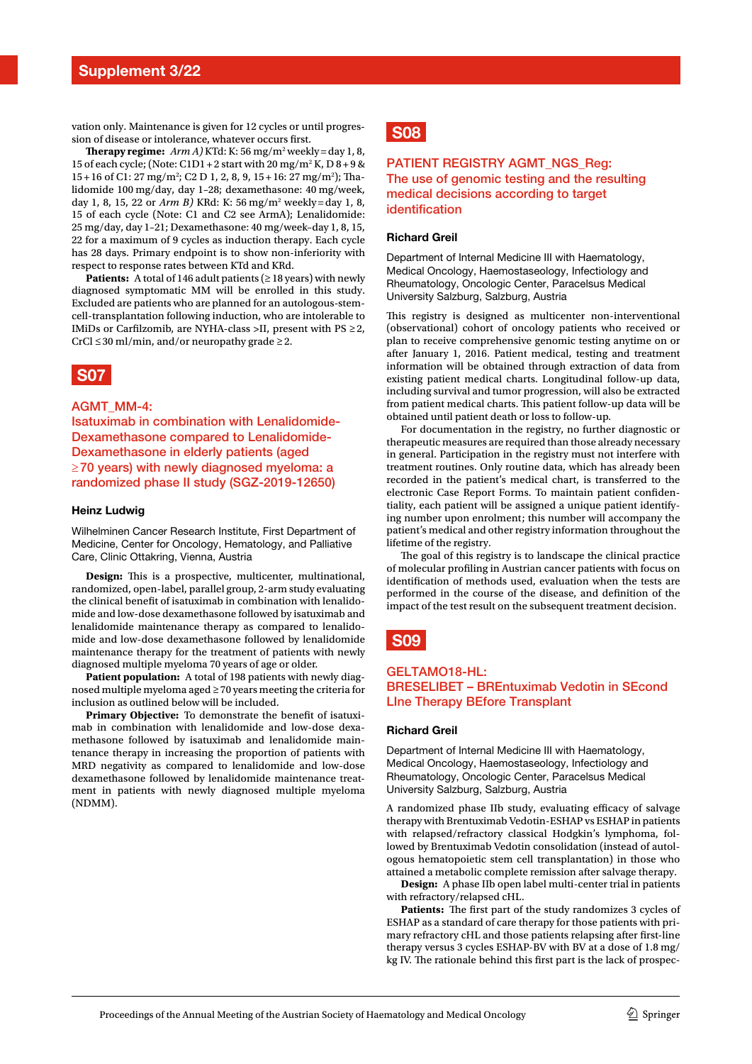vation only. Maintenance is given for 12 cycles or until progression of disease or intolerance, whatever occurs first.

**Therapy regime:** *Arm A)* KTd: K: 56 mg/m² weekly = day 1, 8, 15 of each cycle; (Note: C1D1 + 2 start with 20 mg/m² K, D 8 + 9 & 15 + 16 of C1: 27 mg/m²; C2 D 1, 2, 8, 9, 15 + 16: 27 mg/m²); Thalidomide 100 mg/day, day 1–28; dexamethasone: 40 mg/week, day 1, 8, 15, 22 or *Arm B)* KRd: K: 56 mg/m² weekly = day 1, 8, 15 of each cycle (Note: C1 and C2 see ArmA); Lenalidomide: 25 mg/day, day 1–21; Dexamethasone: 40 mg/week-day 1, 8, 15, 22 for a maximum of 9 cycles as induction therapy. Each cycle has 28 days. Primary endpoint is to show non-inferiority with respect to response rates between KTd and KRd.

**Patients:** A total of 146 adult patients (≥ 18 years) with newly diagnosed symptomatic MM will be enrolled in this study. Excluded are patients who are planned for an autologous-stem-cell-transplantation following induction, who are intolerable to IMiDs or Carfilzomib, are NYHA-class >II, present with PS ≥ 2, CrCl ≤ 30 ml/min, and/or neuropathy grade ≥ 2.

## S07

### AGMT_MM-4: Isatuximab in combination with Lenalidomide-Dexamethasone compared to Lenalidomide-Dexamethasone in elderly patients (aged ≥ 70 years) with newly diagnosed myeloma: a randomized phase II study (SGZ-2019-12650)

**Heinz Ludwig**

Wilhelminen Cancer Research Institute, First Department of Medicine, Center for Oncology, Hematology, and Palliative Care, Clinic Ottakring, Vienna, Austria

**Design:** This is a prospective, multicenter, multinational, randomized, open-label, parallel group, 2-arm study evaluating the clinical benefit of isatuximab in combination with lenalidomide and low-dose dexamethasone followed by isatuximab and lenalidomide maintenance therapy as compared to lenalidomide and low-dose dexamethasone followed by lenalidomide maintenance therapy for the treatment of patients with newly diagnosed multiple myeloma 70 years of age or older.

**Patient population:** A total of 198 patients with newly diagnosed multiple myeloma aged ≥ 70 years meeting the criteria for inclusion as outlined below will be included.

**Primary Objective:** To demonstrate the benefit of isatuximab in combination with lenalidomide and low-dose dexamethasone followed by isatuximab and lenalidomide maintenance therapy in increasing the proportion of patients with MRD negativity as compared to lenalidomide and low-dose dexamethasone followed by lenalidomide maintenance treatment in patients with newly diagnosed multiple myeloma (NDMM).

## S08

### PATIENT REGISTRY AGMT_NGS_Reg: The use of genomic testing and the resulting medical decisions according to target identification

**Richard Greil**

Department of Internal Medicine III with Haematology, Medical Oncology, Haemostaseology, Infectiology and Rheumatology, Oncologic Center, Paracelsus Medical University Salzburg, Salzburg, Austria

This registry is designed as multicenter non-interventional (observational) cohort of oncology patients who received or plan to receive comprehensive genomic testing anytime on or after January 1, 2016. Patient medical, testing and treatment information will be obtained through extraction of data from existing patient medical charts. Longitudinal follow-up data, including survival and tumor progression, will also be extracted from patient medical charts. This patient follow-up data will be obtained until patient death or loss to follow-up.

For documentation in the registry, no further diagnostic or therapeutic measures are required than those already necessary in general. Participation in the registry must not interfere with treatment routines. Only routine data, which has already been recorded in the patient's medical chart, is transferred to the electronic Case Report Forms. To maintain patient confidentiality, each patient will be assigned a unique patient identifying number upon enrolment; this number will accompany the patient's medical and other registry information throughout the lifetime of the registry.

The goal of this registry is to landscape the clinical practice of molecular profiling in Austrian cancer patients with focus on identification of methods used, evaluation when the tests are performed in the course of the disease, and definition of the impact of the test result on the subsequent treatment decision.

## S09

### GELTAMO18-HL: BRESELIBET – BREntuximab Vedotin in SEcond LIne Therapy BEfore Transplant

**Richard Greil**

Department of Internal Medicine III with Haematology, Medical Oncology, Haemostaseology, Infectiology and Rheumatology, Oncologic Center, Paracelsus Medical University Salzburg, Salzburg, Austria

A randomized phase IIb study, evaluating efficacy of salvage therapy with Brentuximab Vedotin-ESHAP vs ESHAP in patients with relapsed/refractory classical Hodgkin's lymphoma, followed by Brentuximab Vedotin consolidation (instead of autologous hematopoietic stem cell transplantation) in those who attained a metabolic complete remission after salvage therapy.

**Design:** A phase IIb open label multi-center trial in patients with refractory/relapsed cHL.

**Patients:** The first part of the study randomizes 3 cycles of ESHAP as a standard of care therapy for those patients with primary refractory cHL and those patients relapsing after first-line therapy versus 3 cycles ESHAP-BV with BV at a dose of 1.8 mg/kg IV. The rationale behind this first part is the lack of prospec-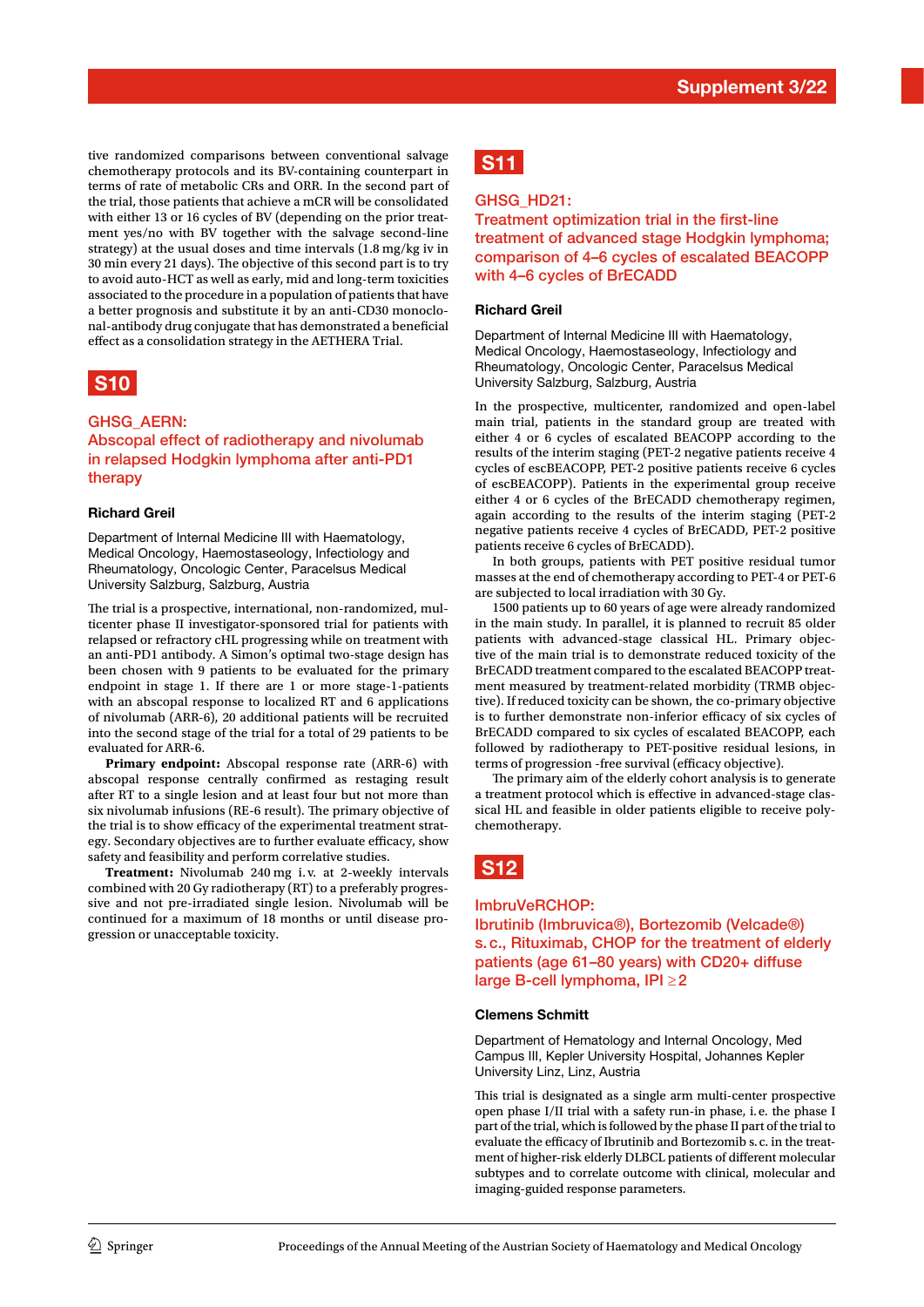tive randomized comparisons between conventional salvage chemotherapy protocols and its BV-containing counterpart in terms of rate of metabolic CRs and ORR. In the second part of the trial, those patients that achieve a mCR will be consolidated with either 13 or 16 cycles of BV (depending on the prior treatment yes/no with BV together with the salvage second-line strategy) at the usual doses and time intervals (1.8 mg/kg iv in 30 min every 21 days). The objective of this second part is to try to avoid auto-HCT as well as early, mid and long-term toxicities associated to the procedure in a population of patients that have a better prognosis and substitute it by an anti-CD30 monoclonal-antibody drug conjugate that has demonstrated a beneficial effect as a consolidation strategy in the AETHERA Trial.

## S10

### GHSG_AERN: Abscopal effect of radiotherapy and nivolumab in relapsed Hodgkin lymphoma after anti-PD1 therapy

**Richard Greil**

Department of Internal Medicine III with Haematology, Medical Oncology, Haemostaseology, Infectiology and Rheumatology, Oncologic Center, Paracelsus Medical University Salzburg, Salzburg, Austria

The trial is a prospective, international, non-randomized, multicenter phase II investigator-sponsored trial for patients with relapsed or refractory cHL progressing while on treatment with an anti-PD1 antibody. A Simon's optimal two-stage design has been chosen with 9 patients to be evaluated for the primary endpoint in stage 1. If there are 1 or more stage-1-patients with an abscopal response to localized RT and 6 applications of nivolumab (ARR-6), 20 additional patients will be recruited into the second stage of the trial for a total of 29 patients to be evaluated for ARR-6.

**Primary endpoint:** Abscopal response rate (ARR-6) with abscopal response centrally confirmed as restaging result after RT to a single lesion and at least four but not more than six nivolumab infusions (RE-6 result). The primary objective of the trial is to show efficacy of the experimental treatment strategy. Secondary objectives are to further evaluate efficacy, show safety and feasibility and perform correlative studies.

**Treatment:** Nivolumab 240 mg i.v. at 2-weekly intervals combined with 20 Gy radiotherapy (RT) to a preferably progressive and not pre-irradiated single lesion. Nivolumab will be continued for a maximum of 18 months or until disease progression or unacceptable toxicity.

## S11

### GHSG_HD21: Treatment optimization trial in the first-line treatment of advanced stage Hodgkin lymphoma; comparison of 4–6 cycles of escalated BEACOPP with 4–6 cycles of BrECADD

**Richard Greil**

Department of Internal Medicine III with Haematology, Medical Oncology, Haemostaseology, Infectiology and Rheumatology, Oncologic Center, Paracelsus Medical University Salzburg, Salzburg, Austria

In the prospective, multicenter, randomized and open-label main trial, patients in the standard group are treated with either 4 or 6 cycles of escalated BEACOPP according to the results of the interim staging (PET-2 negative patients receive 4 cycles of escBEACOPP, PET-2 positive patients receive 6 cycles of escBEACOPP). Patients in the experimental group receive either 4 or 6 cycles of the BrECADD chemotherapy regimen, again according to the results of the interim staging (PET-2 negative patients receive 4 cycles of BrECADD, PET-2 positive patients receive 6 cycles of BrECADD).

In both groups, patients with PET positive residual tumor masses at the end of chemotherapy according to PET-4 or PET-6 are subjected to local irradiation with 30 Gy.

1500 patients up to 60 years of age were already randomized in the main study. In parallel, it is planned to recruit 85 older patients with advanced-stage classical HL. Primary objective of the main trial is to demonstrate reduced toxicity of the BrECADD treatment compared to the escalated BEACOPP treatment measured by treatment-related morbidity (TRMB objective). If reduced toxicity can be shown, the co-primary objective is to further demonstrate non-inferior efficacy of six cycles of BrECADD compared to six cycles of escalated BEACOPP, each followed by radiotherapy to PET-positive residual lesions, in terms of progression -free survival (efficacy objective).

The primary aim of the elderly cohort analysis is to generate a treatment protocol which is effective in advanced-stage classical HL and feasible in older patients eligible to receive polychemotherapy.

## S12

### ImbruVeRCHOP: Ibrutinib (Imbruvica®), Bortezomib (Velcade®) s.c., Rituximab, CHOP for the treatment of elderly patients (age 61–80 years) with CD20+ diffuse large B-cell lymphoma, IPI ≥2

**Clemens Schmitt**

Department of Hematology and Internal Oncology, Med Campus III, Kepler University Hospital, Johannes Kepler University Linz, Linz, Austria

This trial is designated as a single arm multi-center prospective open phase I/II trial with a safety run-in phase, i.e. the phase I part of the trial, which is followed by the phase II part of the trial to evaluate the efficacy of Ibrutinib and Bortezomib s.c. in the treatment of higher-risk elderly DLBCL patients of different molecular subtypes and to correlate outcome with clinical, molecular and imaging-guided response parameters.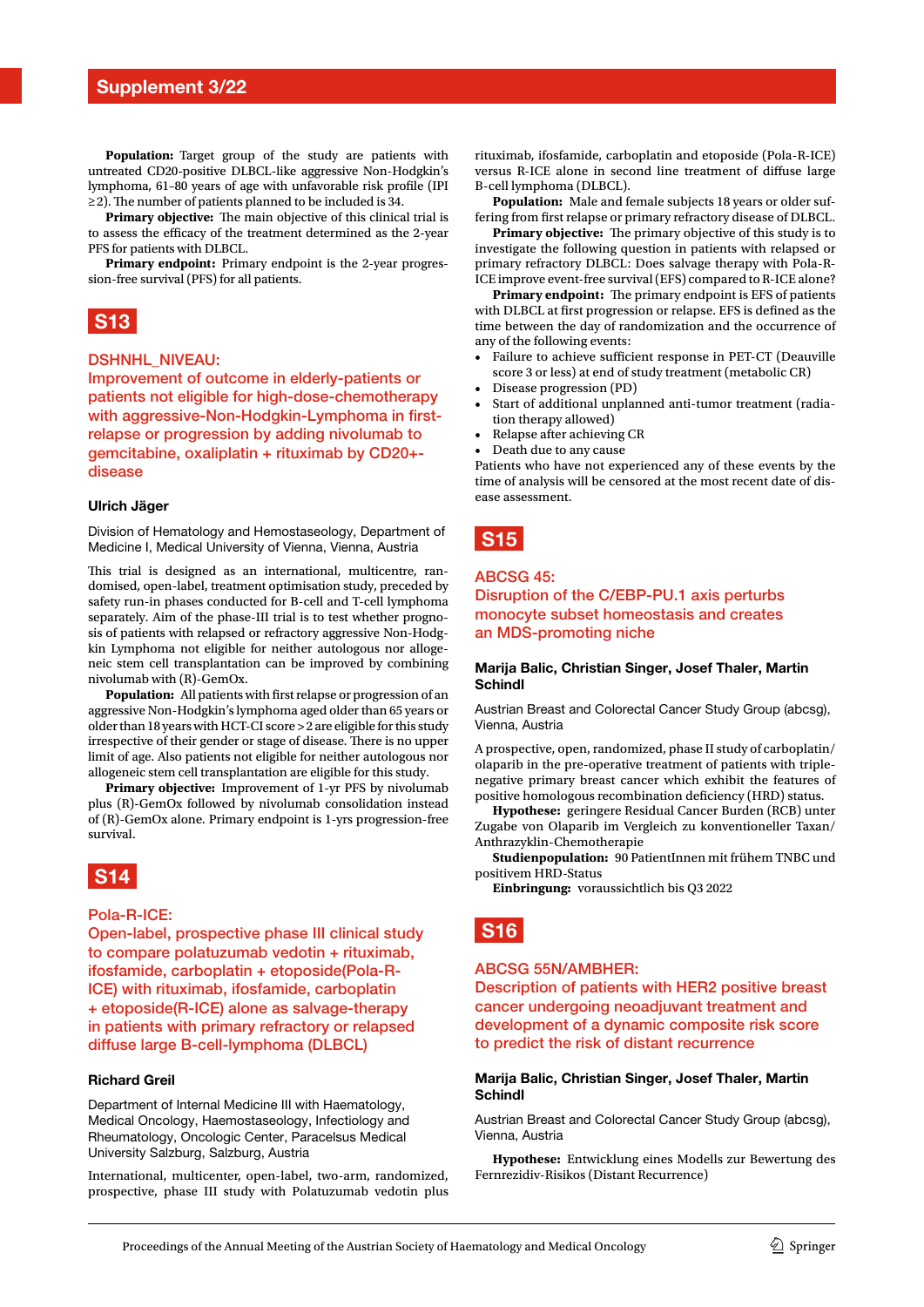**Population:** Target group of the study are patients with untreated CD20-positive DLBCL-like aggressive Non-Hodgkin's lymphoma, 61–80 years of age with unfavorable risk profile (IPI ≥2). The number of patients planned to be included is 34.

**Primary objective:** The main objective of this clinical trial is to assess the efficacy of the treatment determined as the 2-year PFS for patients with DLBCL.

**Primary endpoint:** Primary endpoint is the 2-year progression-free survival (PFS) for all patients.

## S13

### DSHNHL_NIVEAU: Improvement of outcome in elderly-patients or patients not eligible for high-dose-chemotherapy with aggressive-Non-Hodgkin-Lymphoma in first-relapse or progression by adding nivolumab to gemcitabine, oxaliplatin + rituximab by CD20+-disease

**Ulrich Jäger**

Division of Hematology and Hemostaseology, Department of Medicine I, Medical University of Vienna, Vienna, Austria

This trial is designed as an international, multicentre, randomised, open-label, treatment optimisation study, preceded by safety run-in phases conducted for B-cell and T-cell lymphoma separately. Aim of the phase-III trial is to test whether prognosis of patients with relapsed or refractory aggressive Non-Hodgkin Lymphoma not eligible for neither autologous nor allogeneic stem cell transplantation can be improved by combining nivolumab with (R)-GemOx.

**Population:** All patients with first relapse or progression of an aggressive Non-Hodgkin's lymphoma aged older than 65 years or older than 18 years with HCT-CI score >2 are eligible for this study irrespective of their gender or stage of disease. There is no upper limit of age. Also patients not eligible for neither autologous nor allogeneic stem cell transplantation are eligible for this study.

**Primary objective:** Improvement of 1-yr PFS by nivolumab plus (R)-GemOx followed by nivolumab consolidation instead of (R)-GemOx alone. Primary endpoint is 1-yrs progression-free survival.

## S14

### Pola-R-ICE: Open-label, prospective phase III clinical study to compare polatuzumab vedotin + rituximab, ifosfamide, carboplatin + etoposide(Pola-R-ICE) with rituximab, ifosfamide, carboplatin + etoposide(R-ICE) alone as salvage-therapy in patients with primary refractory or relapsed diffuse large B-cell-lymphoma (DLBCL)

**Richard Greil**

Department of Internal Medicine III with Haematology, Medical Oncology, Haemostaseology, Infectiology and Rheumatology, Oncologic Center, Paracelsus Medical University Salzburg, Salzburg, Austria

International, multicenter, open-label, two-arm, randomized, prospective, phase III study with Polatuzumab vedotin plus rituximab, ifosfamide, carboplatin and etoposide (Pola-R-ICE) versus R-ICE alone in second line treatment of diffuse large B-cell lymphoma (DLBCL).

**Population:** Male and female subjects 18 years or older suffering from first relapse or primary refractory disease of DLBCL.

**Primary objective:** The primary objective of this study is to investigate the following question in patients with relapsed or primary refractory DLBCL: Does salvage therapy with Pola-R-ICE improve event-free survival (EFS) compared to R-ICE alone?

**Primary endpoint:** The primary endpoint is EFS of patients with DLBCL at first progression or relapse. EFS is defined as the time between the day of randomization and the occurrence of any of the following events:

- Failure to achieve sufficient response in PET-CT (Deauville score 3 or less) at end of study treatment (metabolic CR)
- Disease progression (PD)
- Start of additional unplanned anti-tumor treatment (radiation therapy allowed)
- Relapse after achieving CR
- Death due to any cause

Patients who have not experienced any of these events by the time of analysis will be censored at the most recent date of disease assessment.

## S15

### ABCSG 45: Disruption of the C/EBP-PU.1 axis perturbs monocyte subset homeostasis and creates an MDS-promoting niche

**Marija Balic, Christian Singer, Josef Thaler, Martin Schindl**

Austrian Breast and Colorectal Cancer Study Group (abcsg), Vienna, Austria

A prospective, open, randomized, phase II study of carboplatin/olaparib in the pre-operative treatment of patients with triple-negative primary breast cancer which exhibit the features of positive homologous recombination deficiency (HRD) status.

**Hypothese:** geringere Residual Cancer Burden (RCB) unter Zugabe von Olaparib im Vergleich zu konventioneller Taxan/Anthrazyklin-Chemotherapie

**Studienpopulation:** 90 PatientInnen mit frühem TNBC und positivem HRD-Status

**Einbringung:** voraussichtlich bis Q3 2022

## S16

### ABCSG 55N/AMBHER: Description of patients with HER2 positive breast cancer undergoing neoadjuvant treatment and development of a dynamic composite risk score to predict the risk of distant recurrence

**Marija Balic, Christian Singer, Josef Thaler, Martin Schindl**

Austrian Breast and Colorectal Cancer Study Group (abcsg), Vienna, Austria

**Hypothese:** Entwicklung eines Modells zur Bewertung des Fernrezidiv-Risikos (Distant Recurrence)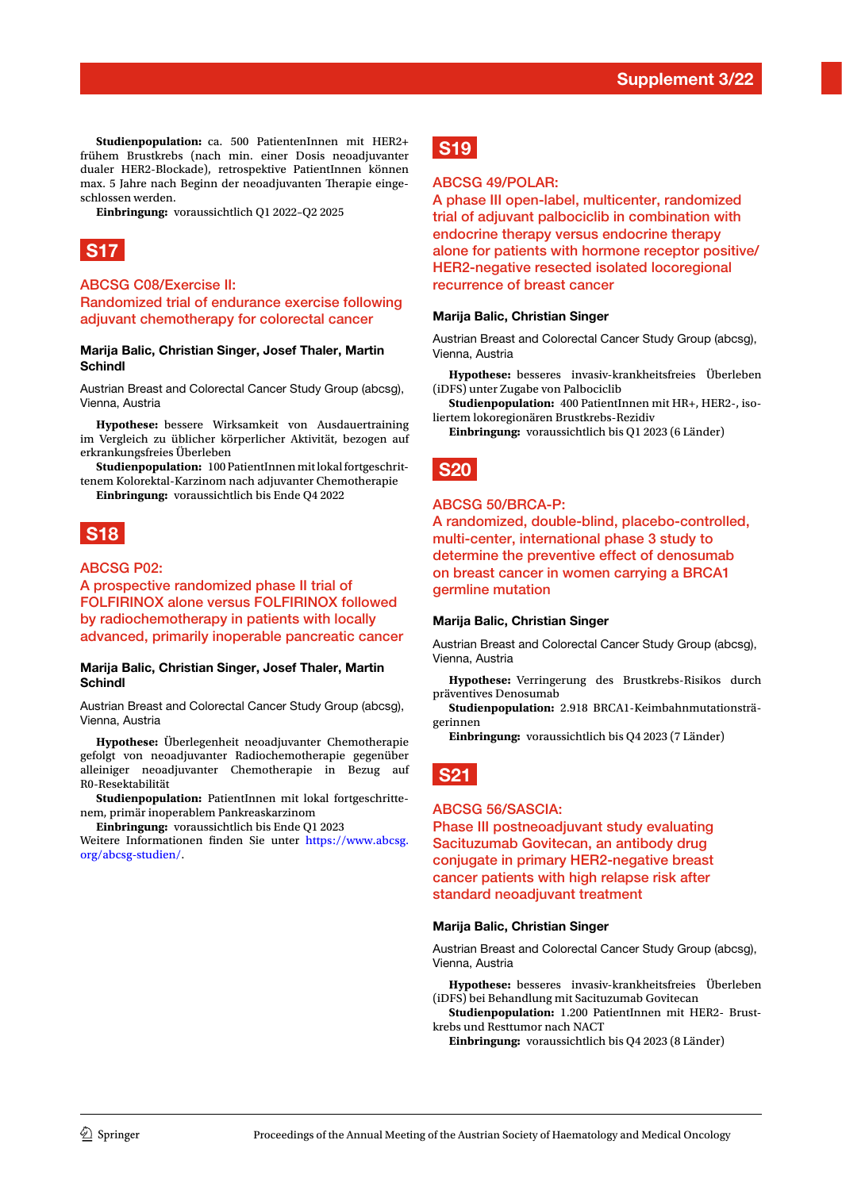**Studienpopulation:** ca. 500 PatientenInnen mit HER2+ frühem Brustkrebs (nach min. einer Dosis neoadjuvanter dualer HER2-Blockade), retrospektive PatientInnen können max. 5 Jahre nach Beginn der neoadjuvanten Therapie eingeschlossen werden.

**Einbringung:** voraussichtlich Q1 2022–Q2 2025

## S17

### ABCSG C08/Exercise II: Randomized trial of endurance exercise following adjuvant chemotherapy for colorectal cancer

**Marija Balic, Christian Singer, Josef Thaler, Martin Schindl**

Austrian Breast and Colorectal Cancer Study Group (abcsg), Vienna, Austria

**Hypothese:** bessere Wirksamkeit von Ausdauertraining im Vergleich zu üblicher körperlicher Aktivität, bezogen auf erkrankungsfreies Überleben

**Studienpopulation:** 100 PatientInnen mit lokal fortgeschrittenem Kolorektal-Karzinom nach adjuvanter Chemotherapie

**Einbringung:** voraussichtlich bis Ende Q4 2022

## S18

### ABCSG P02: A prospective randomized phase II trial of FOLFIRINOX alone versus FOLFIRINOX followed by radiochemotherapy in patients with locally advanced, primarily inoperable pancreatic cancer

**Marija Balic, Christian Singer, Josef Thaler, Martin Schindl**

Austrian Breast and Colorectal Cancer Study Group (abcsg), Vienna, Austria

**Hypothese:** Überlegenheit neoadjuvanter Chemotherapie gefolgt von neoadjuvanter Radiochemotherapie gegenüber alleiniger neoadjuvanter Chemotherapie in Bezug auf R0-Resektabilität

**Studienpopulation:** PatientInnen mit lokal fortgeschrittenem, primär inoperablem Pankreaskarzinom

**Einbringung:** voraussichtlich bis Ende Q1 2023

Weitere Informationen finden Sie unter https://www.abcsg.org/abcsg-studien/.

## S19

### ABCSG 49/POLAR: A phase III open-label, multicenter, randomized trial of adjuvant palbociclib in combination with endocrine therapy versus endocrine therapy alone for patients with hormone receptor positive/HER2-negative resected isolated locoregional recurrence of breast cancer

**Marija Balic, Christian Singer**

Austrian Breast and Colorectal Cancer Study Group (abcsg), Vienna, Austria

**Hypothese:** besseres invasiv-krankheitsfreies Überleben (iDFS) unter Zugabe von Palbociclib

**Studienpopulation:** 400 PatientInnen mit HR+, HER2-, isoliertem lokoregionären Brustkrebs-Rezidiv

**Einbringung:** voraussichtlich bis Q1 2023 (6 Länder)

## S20

### ABCSG 50/BRCA-P: A randomized, double-blind, placebo-controlled, multi-center, international phase 3 study to determine the preventive effect of denosumab on breast cancer in women carrying a BRCA1 germline mutation

**Marija Balic, Christian Singer**

Austrian Breast and Colorectal Cancer Study Group (abcsg), Vienna, Austria

**Hypothese:** Verringerung des Brustkrebs-Risikos durch präventives Denosumab

**Studienpopulation:** 2.918 BRCA1-Keimbahnmutationsträgerinnen

**Einbringung:** voraussichtlich bis Q4 2023 (7 Länder)

## S21

### ABCSG 56/SASCIA: Phase III postneoadjuvant study evaluating Sacituzumab Govitecan, an antibody drug conjugate in primary HER2-negative breast cancer patients with high relapse risk after standard neoadjuvant treatment

**Marija Balic, Christian Singer**

Austrian Breast and Colorectal Cancer Study Group (abcsg), Vienna, Austria

**Hypothese:** besseres invasiv-krankheitsfreies Überleben (iDFS) bei Behandlung mit Sacituzumab Govitecan

**Studienpopulation:** 1.200 PatientInnen mit HER2- Brustkrebs und Resttumor nach NACT

**Einbringung:** voraussichtlich bis Q4 2023 (8 Länder)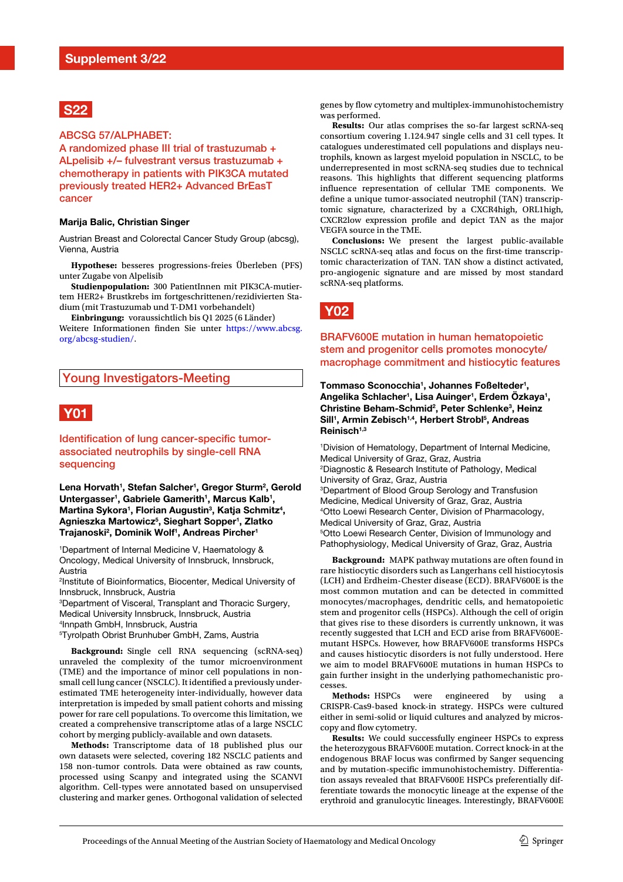## S22

### ABCSG 57/ALPHABET: A randomized phase III trial of trastuzumab + ALpelisib +/– fulvestrant versus trastuzumab + chemotherapy in patients with PIK3CA mutated previously treated HER2+ Advanced BrEasT cancer

**Marija Balic, Christian Singer**

Austrian Breast and Colorectal Cancer Study Group (abcsg), Vienna, Austria

**Hypothese:** besseres progressions-freies Überleben (PFS) unter Zugabe von Alpelisib

**Studienpopulation:** 300 PatientInnen mit PIK3CA-mutiertem HER2+ Brustkrebs im fortgeschrittenen/rezidivierten Stadium (mit Trastuzumab und T-DM1 vorbehandelt)

**Einbringung:** voraussichtlich bis Q1 2025 (6 Länder) Weitere Informationen finden Sie unter https://www.abcsg.org/abcsg-studien/.

# Young Investigators-Meeting

## Y01

### Identification of lung cancer-specific tumor-associated neutrophils by single-cell RNA sequencing

**Lena Horvath[1], Stefan Salcher[1], Gregor Sturm[2], Gerold Untergasser[1], Gabriele Gamerith[1], Marcus Kalb[1], Martina Sykora[1], Florian Augustin[3], Katja Schmitz[4], Agnieszka Martowicz[5], Sieghart Sopper[1], Zlatko Trajanoski[2], Dominik Wolf[1], Andreas Pircher[1]**

[1]Department of Internal Medicine V, Haematology & Oncology, Medical University of Innsbruck, Innsbruck, Austria
[2]Institute of Bioinformatics, Biocenter, Medical University of Innsbruck, Innsbruck, Austria
[3]Department of Visceral, Transplant and Thoracic Surgery, Medical University Innsbruck, Innsbruck, Austria
[4]Innpath GmbH, Innsbruck, Austria
[5]Tyrolpath Obrist Brunhuber GmbH, Zams, Austria

**Background:** Single cell RNA sequencing (scRNA-seq) unraveled the complexity of the tumor microenvironment (TME) and the importance of minor cell populations in non-small cell lung cancer (NSCLC). It identified a previously underestimated TME heterogeneity inter-individually, however data interpretation is impeded by small patient cohorts and missing power for rare cell populations. To overcome this limitation, we created a comprehensive transcriptome atlas of a large NSCLC cohort by merging publicly-available and own datasets.

**Methods:** Transcriptome data of 18 published plus our own datasets were selected, covering 182 NSCLC patients and 158 non-tumor controls. Data were obtained as raw counts, processed using Scanpy and integrated using the SCANVI algorithm. Cell-types were annotated based on unsupervised clustering and marker genes. Orthogonal validation of selected genes by flow cytometry and multiplex-immunohistochemistry was performed.

**Results:** Our atlas comprises the so-far largest scRNA-seq consortium covering 1.124.947 single cells and 31 cell types. It catalogues underestimated cell populations and displays neutrophils, known as largest myeloid population in NSCLC, to be underrepresented in most scRNA-seq studies due to technical reasons. This highlights that different sequencing platforms influence representation of cellular TME components. We define a unique tumor-associated neutrophil (TAN) transcriptomic signature, characterized by a CXCR4high, ORL1high, CXCR2low expression profile and depict TAN as the major VEGFA source in the TME.

**Conclusions:** We present the largest public-available NSCLC scRNA-seq atlas and focus on the first-time transcriptomic characterization of TAN. TAN show a distinct activated, pro-angiogenic signature and are missed by most standard scRNA-seq platforms.

## Y02

### BRAFV600E mutation in human hematopoietic stem and progenitor cells promotes monocyte/macrophage commitment and histiocytic features

**Tommaso Sconocchia[1], Johannes Foßelteder[1], Angelika Schlacher[1], Lisa Auinger[1], Erdem Özkaya[1], Christine Beham-Schmid[2], Peter Schlenke[3], Heinz Sill[1], Armin Zebisch[1,4], Herbert Strobl[5], Andreas Reinisch[1,3]**

[1]Division of Hematology, Department of Internal Medicine, Medical University of Graz, Graz, Austria
[2]Diagnostic & Research Institute of Pathology, Medical University of Graz, Graz, Austria
[3]Department of Blood Group Serology and Transfusion Medicine, Medical University of Graz, Graz, Austria
[4]Otto Loewi Research Center, Division of Pharmacology, Medical University of Graz, Graz, Austria
[5]Otto Loewi Research Center, Division of Immunology and Pathophysiology, Medical University of Graz, Graz, Austria

**Background:** MAPK pathway mutations are often found in rare histiocytic disorders such as Langerhans cell histiocytosis (LCH) and Erdheim-Chester disease (ECD). BRAFV600E is the most common mutation and can be detected in committed monocytes/macrophages, dendritic cells, and hematopoietic stem and progenitor cells (HSPCs). Although the cell of origin that gives rise to these disorders is currently unknown, it was recently suggested that LCH and ECD arise from BRAFV600E-mutant HSPCs. However, how BRAFV600E transforms HSPCs and causes histiocytic disorders is not fully understood. Here we aim to model BRAFV600E mutations in human HSPCs to gain further insight in the underlying pathomechanistic processes.

**Methods:** HSPCs were engineered by using a CRISPR-Cas9-based knock-in strategy. HSPCs were cultured either in semi-solid or liquid cultures and analyzed by microscopy and flow cytometry.

**Results:** We could successfully engineer HSPCs to express the heterozygous BRAFV600E mutation. Correct knock-in at the endogenous BRAF locus was confirmed by Sanger sequencing and by mutation-specific immunohistochemistry. Differentiation assays revealed that BRAFV600E HSPCs preferentially differentiate towards the monocytic lineage at the expense of the erythroid and granulocytic lineages. Interestingly, BRAFV600E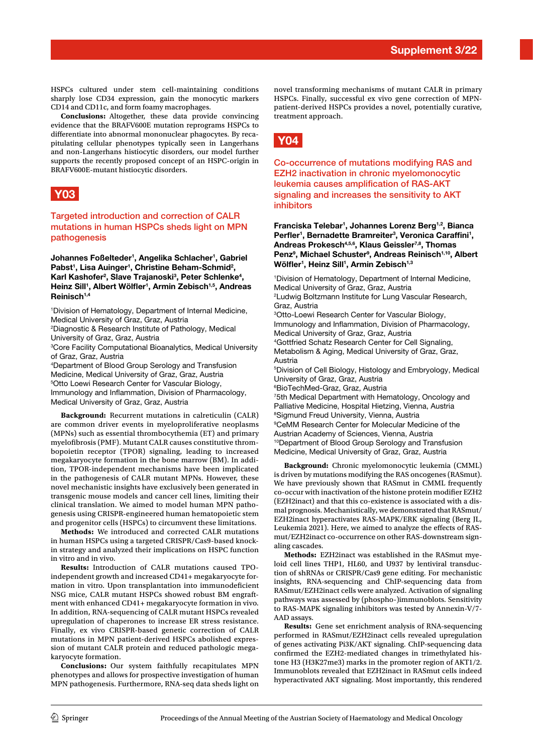HSPCs cultured under stem cell-maintaining conditions sharply lose CD34 expression, gain the monocytic markers CD14 and CD11c, and form foamy macrophages.

**Conclusions:** Altogether, these data provide convincing evidence that the BRAFV600E mutation reprograms HSPCs to differentiate into abnormal mononuclear phagocytes. By recapitulating cellular phenotypes typically seen in Langerhans and non-Langerhans histiocytic disorders, our model further supports the recently proposed concept of an HSPC-origin in BRAFV600E-mutant histiocytic disorders.

## Y03

### Targeted introduction and correction of CALR mutations in human HSPCs sheds light on MPN pathogenesis

**Johannes Foßelteder[1], Angelika Schlacher[1], Gabriel Pabst[1], Lisa Auinger[1], Christine Beham-Schmid[2], Karl Kashofer[2], Slave Trajanoski[3], Peter Schlenke[4], Heinz Sill[1], Albert Wölfler[1], Armin Zebisch[1,5], Andreas Reinisch[1,4]**

[1]Division of Hematology, Department of Internal Medicine, Medical University of Graz, Graz, Austria
[2]Diagnostic & Research Institute of Pathology, Medical University of Graz, Graz, Austria
[3]Core Facility Computational Bioanalytics, Medical University of Graz, Graz, Austria
[4]Department of Blood Group Serology and Transfusion Medicine, Medical University of Graz, Graz, Austria
[5]Otto Loewi Research Center for Vascular Biology, Immunology and Inflammation, Division of Pharmacology, Medical University of Graz, Graz, Austria

**Background:** Recurrent mutations in calreticulin (CALR) are common driver events in myeloproliferative neoplasms (MPNs) such as essential thrombocythemia (ET) and primary myelofibrosis (PMF). Mutant CALR causes constitutive thrombopoietin receptor (TPOR) signaling, leading to increased megakaryocyte formation in the bone marrow (BM). In addition, TPOR-independent mechanisms have been implicated in the pathogenesis of CALR mutant MPNs. However, these novel mechanistic insights have exclusively been generated in transgenic mouse models and cancer cell lines, limiting their clinical translation. We aimed to model human MPN pathogenesis using CRISPR-engineered human hematopoietic stem and progenitor cells (HSPCs) to circumvent these limitations.

**Methods:** We introduced and corrected CALR mutations in human HSPCs using a targeted CRISPR/Cas9-based knock-in strategy and analyzed their implications on HSPC function in vitro and in vivo.

**Results:** Introduction of CALR mutations caused TPO-independent growth and increased CD41+ megakaryocyte formation in vitro. Upon transplantation into immunodeficient NSG mice, CALR mutant HSPCs showed robust BM engraftment with enhanced CD41+ megakaryocyte formation in vivo. In addition, RNA-sequencing of CALR mutant HSPCs revealed upregulation of chaperones to increase ER stress resistance. Finally, ex vivo CRISPR-based genetic correction of CALR mutations in MPN patient-derived HSPCs abolished expression of mutant CALR protein and reduced pathologic megakaryocyte formation.

**Conclusions:** Our system faithfully recapitulates MPN phenotypes and allows for prospective investigation of human MPN pathogenesis. Furthermore, RNA-seq data sheds light on novel transforming mechanisms of mutant CALR in primary HSPCs. Finally, successful ex vivo gene correction of MPN-patient-derived HSPCs provides a novel, potentially curative, treatment approach.

## Y04

### Co-occurrence of mutations modifying RAS and EZH2 inactivation in chronic myelomonocytic leukemia causes amplification of RAS-AKT signaling and increases the sensitivity to AKT inhibitors

**Franciska Telebar[1], Johannes Lorenz Berg[1,2], Bianca Perfler[1], Bernadette Bramreiter[3], Veronica Caraffini[1], Andreas Prokesch[4,5,6], Klaus Geissler[7,8], Thomas Penz[9], Michael Schuster[9], Andreas Reinisch[1,10], Albert Wölfler[1], Heinz Sill[1], Armin Zebisch[1,3]**

[1]Division of Hematology, Department of Internal Medicine, Medical University of Graz, Graz, Austria
[2]Ludwig Boltzmann Institute for Lung Vascular Research, Graz, Austria
[3]Otto-Loewi Research Center for Vascular Biology, Immunology and Inflammation, Division of Pharmacology, Medical University of Graz, Graz, Austria
[4]Gottfried Schatz Research Center for Cell Signaling, Metabolism & Aging, Medical University of Graz, Graz, Austria
[5]Division of Cell Biology, Histology and Embryology, Medical University of Graz, Graz, Austria
[6]BioTechMed-Graz, Graz, Austria
[7]5th Medical Department with Hematology, Oncology and Palliative Medicine, Hospital Hietzing, Vienna, Austria
[8]Sigmund Freud University, Vienna, Austria
[9]CeMM Research Center for Molecular Medicine of the Austrian Academy of Sciences, Vienna, Austria
[10]Department of Blood Group Serology and Transfusion Medicine, Medical University of Graz, Graz, Austria

**Background:** Chronic myelomonocytic leukemia (CMML) is driven by mutations modifying the RAS oncogenes (RASmut). We have previously shown that RASmut in CMML frequently co-occur with inactivation of the histone protein modifier EZH2 (EZH2inact) and that this co-existence is associated with a dismal prognosis. Mechanistically, we demonstrated that RASmut/EZH2inact hyperactivates RAS-MAPK/ERK signaling (Berg JL, Leukemia 2021). Here, we aimed to analyze the effects of RASmut/EZH2inact co-occurrence on other RAS-downstream signaling cascades.

**Methods:** EZH2inact was established in the RASmut myeloid cell lines THP1, HL60, and U937 by lentiviral transduction of shRNAs or CRISPR/Cas9 gene editing. For mechanistic insights, RNA-sequencing and ChIP-sequencing data from RASmut/EZH2inact cells were analyzed. Activation of signaling pathways was assessed by (phospho-)immunoblots. Sensitivity to RAS-MAPK signaling inhibitors was tested by Annexin-V/7-AAD assays.

**Results:** Gene set enrichment analysis of RNA-sequencing performed in RASmut/EZH2inact cells revealed upregulation of genes activating Pi3K/AKT signaling. ChIP-sequencing data confirmed the EZH2-mediated changes in trimethylated histone H3 (H3K27me3) marks in the promoter region of AKT1/2. Immunoblots revealed that EZH2inact in RASmut cells indeed hyperactivated AKT signaling. Most importantly, this rendered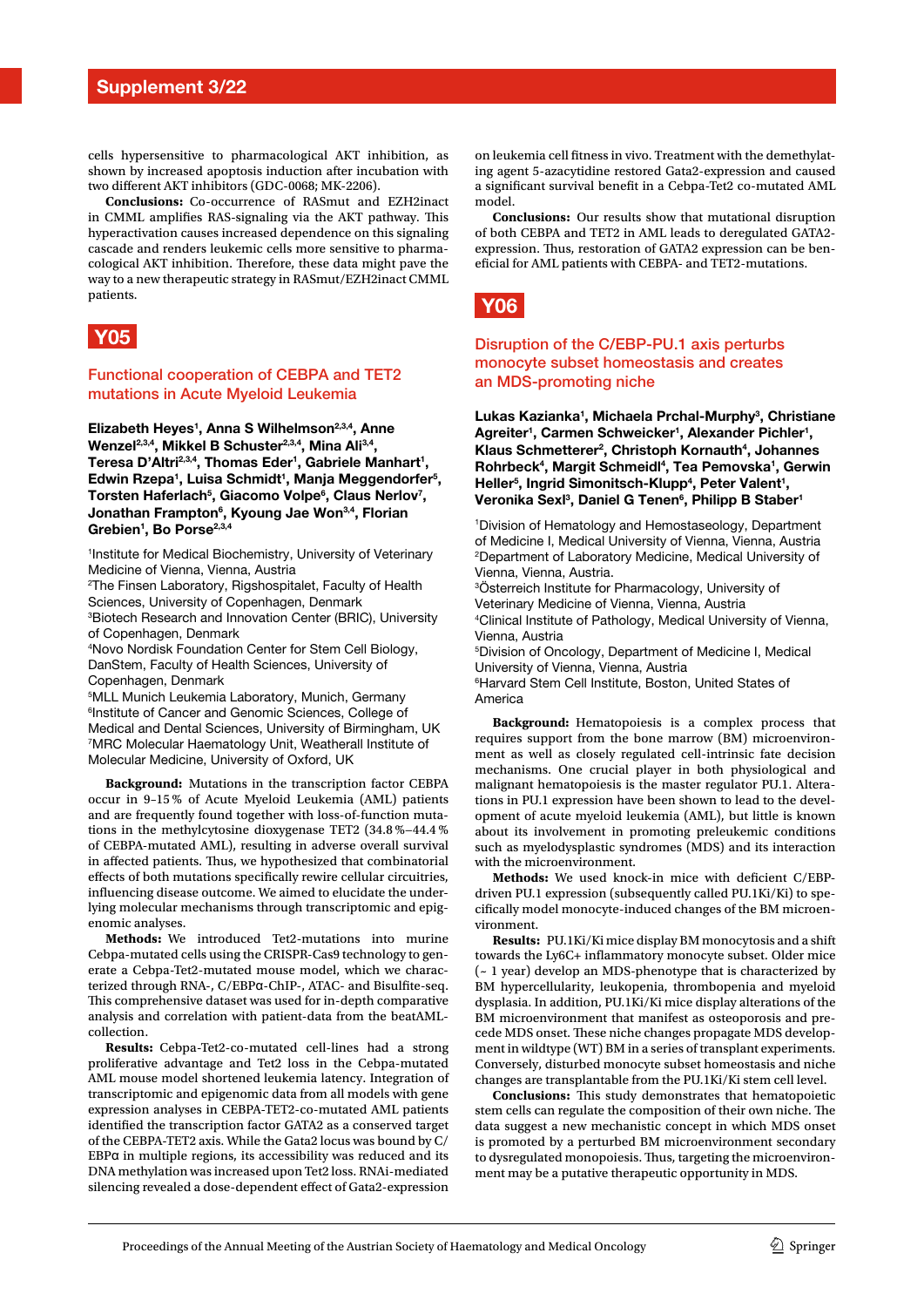cells hypersensitive to pharmacological AKT inhibition, as shown by increased apoptosis induction after incubation with two different AKT inhibitors (GDC-0068; MK-2206).

**Conclusions:** Co-occurrence of RASmut and EZH2inact in CMML amplifies RAS-signaling via the AKT pathway. This hyperactivation causes increased dependence on this signaling cascade and renders leukemic cells more sensitive to pharmacological AKT inhibition. Therefore, these data might pave the way to a new therapeutic strategy in RASmut/EZH2inact CMML patients.

## Y05

### Functional cooperation of CEBPA and TET2 mutations in Acute Myeloid Leukemia

**Elizabeth Heyes[1], Anna S Wilhelmson[2,3,4], Anne Wenzel[2,3,4], Mikkel B Schuster[2,3,4], Mina Ali[3,4], Teresa D'Altri[2,3,4], Thomas Eder[1], Gabriele Manhart[1], Edwin Rzepa[1], Luisa Schmidt[1], Manja Meggendorfer[5], Torsten Haferlach[5], Giacomo Volpe[6], Claus Nerlov[7], Jonathan Frampton[6], Kyoung Jae Won[3,4], Florian Grebien[1], Bo Porse[2,3,4]**

[1]Institute for Medical Biochemistry, University of Veterinary Medicine of Vienna, Vienna, Austria
[2]The Finsen Laboratory, Rigshospitalet, Faculty of Health Sciences, University of Copenhagen, Denmark
[3]Biotech Research and Innovation Center (BRIC), University of Copenhagen, Denmark
[4]Novo Nordisk Foundation Center for Stem Cell Biology, DanStem, Faculty of Health Sciences, University of Copenhagen, Denmark
[5]MLL Munich Leukemia Laboratory, Munich, Germany
[6]Institute of Cancer and Genomic Sciences, College of Medical and Dental Sciences, University of Birmingham, UK
[7]MRC Molecular Haematology Unit, Weatherall Institute of Molecular Medicine, University of Oxford, UK

**Background:** Mutations in the transcription factor CEBPA occur in 9–15 % of Acute Myeloid Leukemia (AML) patients and are frequently found together with loss-of-function mutations in the methylcytosine dioxygenase TET2 (34.8 %–44.4 % of CEBPA-mutated AML), resulting in adverse overall survival in affected patients. Thus, we hypothesized that combinatorial effects of both mutations specifically rewire cellular circuitries, influencing disease outcome. We aimed to elucidate the underlying molecular mechanisms through transcriptomic and epigenomic analyses.

**Methods:** We introduced Tet2-mutations into murine Cebpa-mutated cells using the CRISPR-Cas9 technology to generate a Cebpa-Tet2-mutated mouse model, which we characterized through RNA-, C/EBPα-ChIP-, ATAC- and Bisulfite-seq. This comprehensive dataset was used for in-depth comparative analysis and correlation with patient-data from the beatAML-collection.

**Results:** Cebpa-Tet2-co-mutated cell-lines had a strong proliferative advantage and Tet2 loss in the Cebpa-mutated AML mouse model shortened leukemia latency. Integration of transcriptomic and epigenomic data from all models with gene expression analyses in CEBPA-TET2-co-mutated AML patients identified the transcription factor GATA2 as a conserved target of the CEBPA-TET2 axis. While the Gata2 locus was bound by C/EBPα in multiple regions, its accessibility was reduced and its DNA methylation was increased upon Tet2 loss. RNAi-mediated silencing revealed a dose-dependent effect of Gata2-expression on leukemia cell fitness in vivo. Treatment with the demethylating agent 5-azacytidine restored Gata2-expression and caused a significant survival benefit in a Cebpa-Tet2 co-mutated AML model.

**Conclusions:** Our results show that mutational disruption of both CEBPA and TET2 in AML leads to deregulated GATA2-expression. Thus, restoration of GATA2 expression can be beneficial for AML patients with CEBPA- and TET2-mutations.

## Y06

### Disruption of the C/EBP-PU.1 axis perturbs monocyte subset homeostasis and creates an MDS-promoting niche

**Lukas Kazianka[1], Michaela Prchal-Murphy[3], Christiane Agreiter[1], Carmen Schweicker[1], Alexander Pichler[1], Klaus Schmetterer[2], Christoph Kornauth[4], Johannes Rohrbeck[4], Margit Schmeidl[4], Tea Pemovska[1], Gerwin Heller[5], Ingrid Simonitsch-Klupp[4], Peter Valent[1], Veronika Sexl[3], Daniel G Tenen[6], Philipp B Staber[1]**

[1]Division of Hematology and Hemostaseology, Department of Medicine I, Medical University of Vienna, Vienna, Austria
[2]Department of Laboratory Medicine, Medical University of Vienna, Vienna, Austria.
[3]Österreich Institute for Pharmacology, University of Veterinary Medicine of Vienna, Vienna, Austria
[4]Clinical Institute of Pathology, Medical University of Vienna, Vienna, Austria
[5]Division of Oncology, Department of Medicine I, Medical University of Vienna, Vienna, Austria
[6]Harvard Stem Cell Institute, Boston, United States of America

**Background:** Hematopoiesis is a complex process that requires support from the bone marrow (BM) microenvironment as well as closely regulated cell-intrinsic fate decision mechanisms. One crucial player in both physiological and malignant hematopoiesis is the master regulator PU.1. Alterations in PU.1 expression have been shown to lead to the development of acute myeloid leukemia (AML), but little is known about its involvement in promoting preleukemic conditions such as myelodysplastic syndromes (MDS) and its interaction with the microenvironment.

**Methods:** We used knock-in mice with deficient C/EBP-driven PU.1 expression (subsequently called PU.1Ki/Ki) to specifically model monocyte-induced changes of the BM microenvironment.

**Results:** PU.1Ki/Ki mice display BM monocytosis and a shift towards the Ly6C+ inflammatory monocyte subset. Older mice (~ 1 year) develop an MDS-phenotype that is characterized by BM hypercellularity, leukopenia, thrombopenia and myeloid dysplasia. In addition, PU.1Ki/Ki mice display alterations of the BM microenvironment that manifest as osteoporosis and precede MDS onset. These niche changes propagate MDS development in wildtype (WT) BM in a series of transplant experiments. Conversely, disturbed monocyte subset homeostasis and niche changes are transplantable from the PU.1Ki/Ki stem cell level.

**Conclusions:** This study demonstrates that hematopoietic stem cells can regulate the composition of their own niche. The data suggest a new mechanistic concept in which MDS onset is promoted by a perturbed BM microenvironment secondary to dysregulated monopoiesis. Thus, targeting the microenvironment may be a putative therapeutic opportunity in MDS.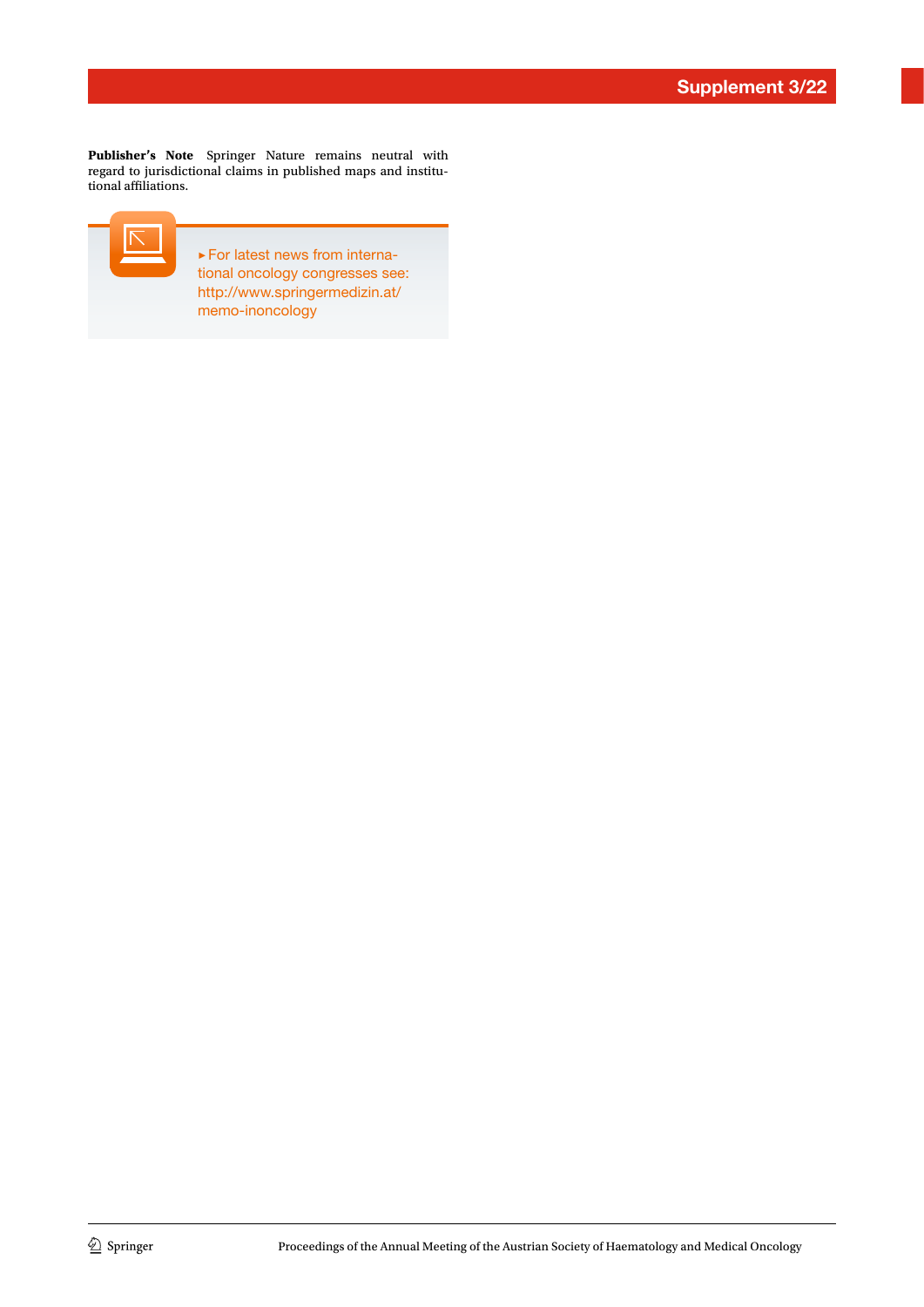**Publisher's Note** Springer Nature remains neutral with regard to jurisdictional claims in published maps and institutional affiliations.

▸For latest news from international oncology congresses see: http://www.springermedizin.at/memo-inoncology